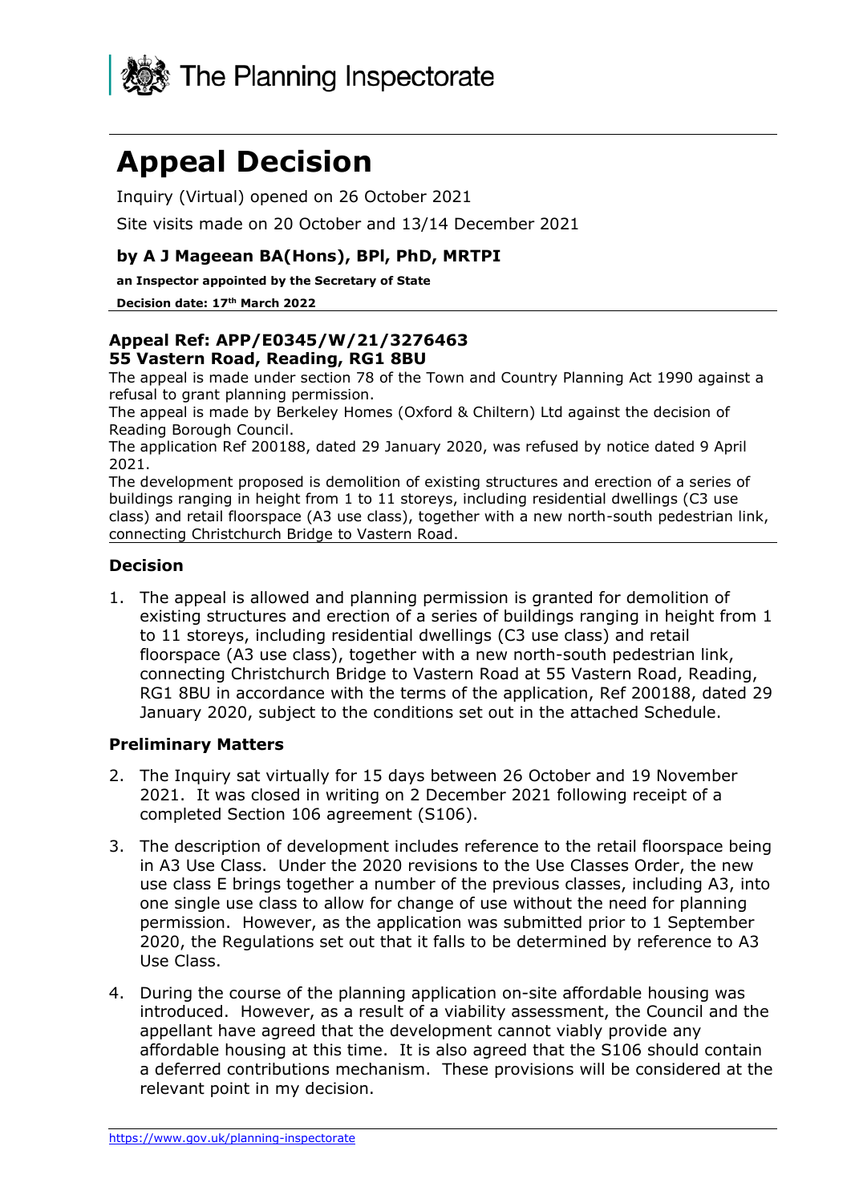The Planning Inspectorate

# Appeal Decision

Inquiry (Virtual) opened on 26 October 2021

Site visits made on 20 October and 13/14 December 2021

### by A J Mageean BA(Hons), BPl, PhD, MRTPI

**an Inspector appointed by the Secretary of State**

**Decision date: 17th March 2022**

**Appeal Ref: APP/E0345/W/21/3276463**
**55 Vastern Road, Reading, RG1 8BU**

The appeal is made under section 78 of the Town and Country Planning Act 1990 against a refusal to grant planning permission.

The appeal is made by Berkeley Homes (Oxford & Chiltern) Ltd against the decision of Reading Borough Council.

The application Ref 200188, dated 29 January 2020, was refused by notice dated 9 April 2021.

The development proposed is demolition of existing structures and erection of a series of buildings ranging in height from 1 to 11 storeys, including residential dwellings (C3 use class) and retail floorspace (A3 use class), together with a new north-south pedestrian link, connecting Christchurch Bridge to Vastern Road.

## Decision

1. The appeal is allowed and planning permission is granted for demolition of existing structures and erection of a series of buildings ranging in height from 1 to 11 storeys, including residential dwellings (C3 use class) and retail floorspace (A3 use class), together with a new north-south pedestrian link, connecting Christchurch Bridge to Vastern Road at 55 Vastern Road, Reading, RG1 8BU in accordance with the terms of the application, Ref 200188, dated 29 January 2020, subject to the conditions set out in the attached Schedule.

## Preliminary Matters

2. The Inquiry sat virtually for 15 days between 26 October and 19 November 2021. It was closed in writing on 2 December 2021 following receipt of a completed Section 106 agreement (S106).

3. The description of development includes reference to the retail floorspace being in A3 Use Class. Under the 2020 revisions to the Use Classes Order, the new use class E brings together a number of the previous classes, including A3, into one single use class to allow for change of use without the need for planning permission. However, as the application was submitted prior to 1 September 2020, the Regulations set out that it falls to be determined by reference to A3 Use Class.

4. During the course of the planning application on-site affordable housing was introduced. However, as a result of a viability assessment, the Council and the appellant have agreed that the development cannot viably provide any affordable housing at this time. It is also agreed that the S106 should contain a deferred contributions mechanism. These provisions will be considered at the relevant point in my decision.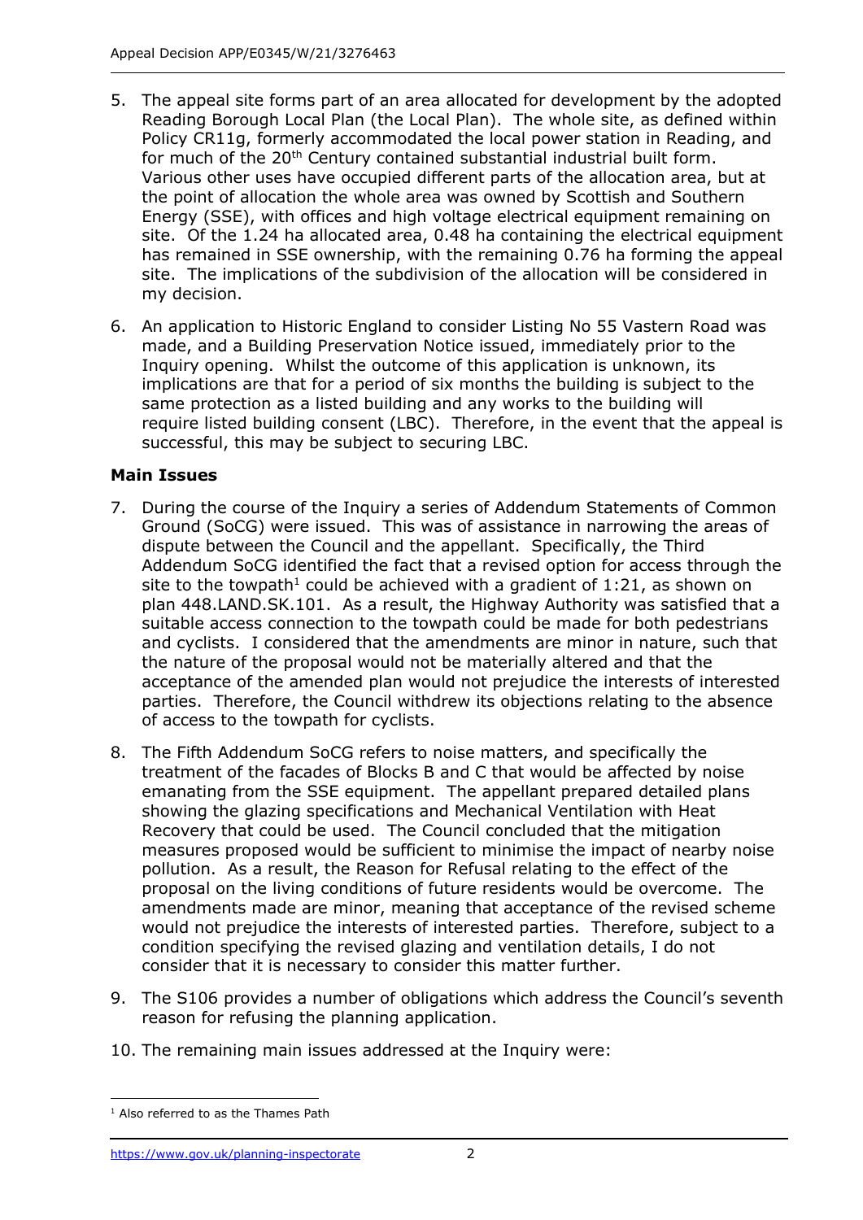5. The appeal site forms part of an area allocated for development by the adopted Reading Borough Local Plan (the Local Plan). The whole site, as defined within Policy CR11g, formerly accommodated the local power station in Reading, and for much of the 20th Century contained substantial industrial built form. Various other uses have occupied different parts of the allocation area, but at the point of allocation the whole area was owned by Scottish and Southern Energy (SSE), with offices and high voltage electrical equipment remaining on site. Of the 1.24 ha allocated area, 0.48 ha containing the electrical equipment has remained in SSE ownership, with the remaining 0.76 ha forming the appeal site. The implications of the subdivision of the allocation will be considered in my decision.

6. An application to Historic England to consider Listing No 55 Vastern Road was made, and a Building Preservation Notice issued, immediately prior to the Inquiry opening. Whilst the outcome of this application is unknown, its implications are that for a period of six months the building is subject to the same protection as a listed building and any works to the building will require listed building consent (LBC). Therefore, in the event that the appeal is successful, this may be subject to securing LBC.

**Main Issues**

7. During the course of the Inquiry a series of Addendum Statements of Common Ground (SoCG) were issued. This was of assistance in narrowing the areas of dispute between the Council and the appellant. Specifically, the Third Addendum SoCG identified the fact that a revised option for access through the site to the towpath[1] could be achieved with a gradient of 1:21, as shown on plan 448.LAND.SK.101. As a result, the Highway Authority was satisfied that a suitable access connection to the towpath could be made for both pedestrians and cyclists. I considered that the amendments are minor in nature, such that the nature of the proposal would not be materially altered and that the acceptance of the amended plan would not prejudice the interests of interested parties. Therefore, the Council withdrew its objections relating to the absence of access to the towpath for cyclists.

8. The Fifth Addendum SoCG refers to noise matters, and specifically the treatment of the facades of Blocks B and C that would be affected by noise emanating from the SSE equipment. The appellant prepared detailed plans showing the glazing specifications and Mechanical Ventilation with Heat Recovery that could be used. The Council concluded that the mitigation measures proposed would be sufficient to minimise the impact of nearby noise pollution. As a result, the Reason for Refusal relating to the effect of the proposal on the living conditions of future residents would be overcome. The amendments made are minor, meaning that acceptance of the revised scheme would not prejudice the interests of interested parties. Therefore, subject to a condition specifying the revised glazing and ventilation details, I do not consider that it is necessary to consider this matter further.

9. The S106 provides a number of obligations which address the Council's seventh reason for refusing the planning application.

10. The remaining main issues addressed at the Inquiry were:

[1] Also referred to as the Thames Path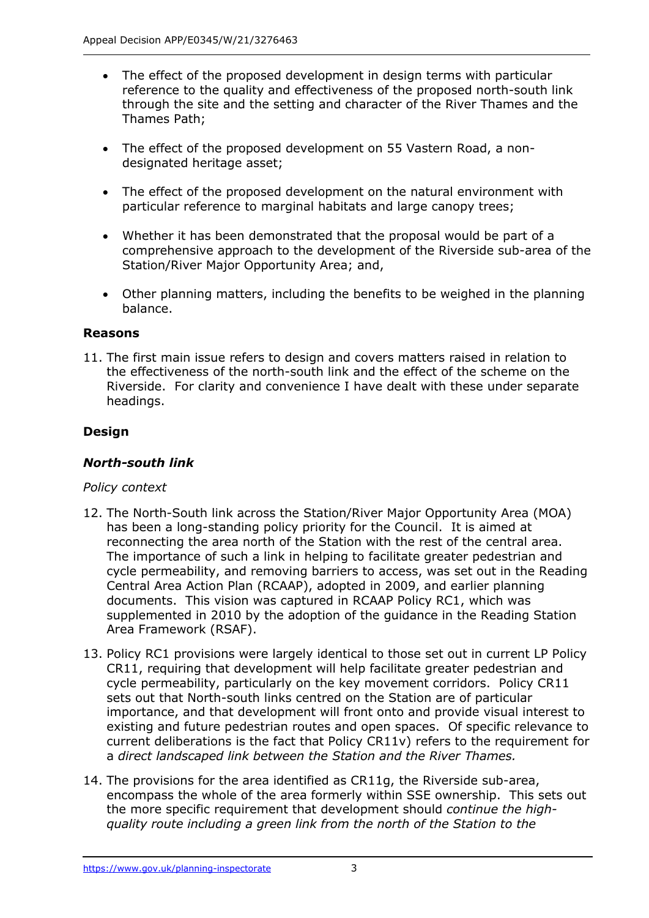- The effect of the proposed development in design terms with particular reference to the quality and effectiveness of the proposed north-south link through the site and the setting and character of the River Thames and the Thames Path;

- The effect of the proposed development on 55 Vastern Road, a non-designated heritage asset;

- The effect of the proposed development on the natural environment with particular reference to marginal habitats and large canopy trees;

- Whether it has been demonstrated that the proposal would be part of a comprehensive approach to the development of the Riverside sub-area of the Station/River Major Opportunity Area; and,

- Other planning matters, including the benefits to be weighed in the planning balance.

## Reasons

11. The first main issue refers to design and covers matters raised in relation to the effectiveness of the north-south link and the effect of the scheme on the Riverside. For clarity and convenience I have dealt with these under separate headings.

## Design

### *North-south link*

*Policy context*

12. The North-South link across the Station/River Major Opportunity Area (MOA) has been a long-standing policy priority for the Council. It is aimed at reconnecting the area north of the Station with the rest of the central area. The importance of such a link in helping to facilitate greater pedestrian and cycle permeability, and removing barriers to access, was set out in the Reading Central Area Action Plan (RCAAP), adopted in 2009, and earlier planning documents. This vision was captured in RCAAP Policy RC1, which was supplemented in 2010 by the adoption of the guidance in the Reading Station Area Framework (RSAF).

13. Policy RC1 provisions were largely identical to those set out in current LP Policy CR11, requiring that development will help facilitate greater pedestrian and cycle permeability, particularly on the key movement corridors. Policy CR11 sets out that North-south links centred on the Station are of particular importance, and that development will front onto and provide visual interest to existing and future pedestrian routes and open spaces. Of specific relevance to current deliberations is the fact that Policy CR11v) refers to the requirement for a *direct landscaped link between the Station and the River Thames.*

14. The provisions for the area identified as CR11g, the Riverside sub-area, encompass the whole of the area formerly within SSE ownership. This sets out the more specific requirement that development should *continue the high-quality route including a green link from the north of the Station to the*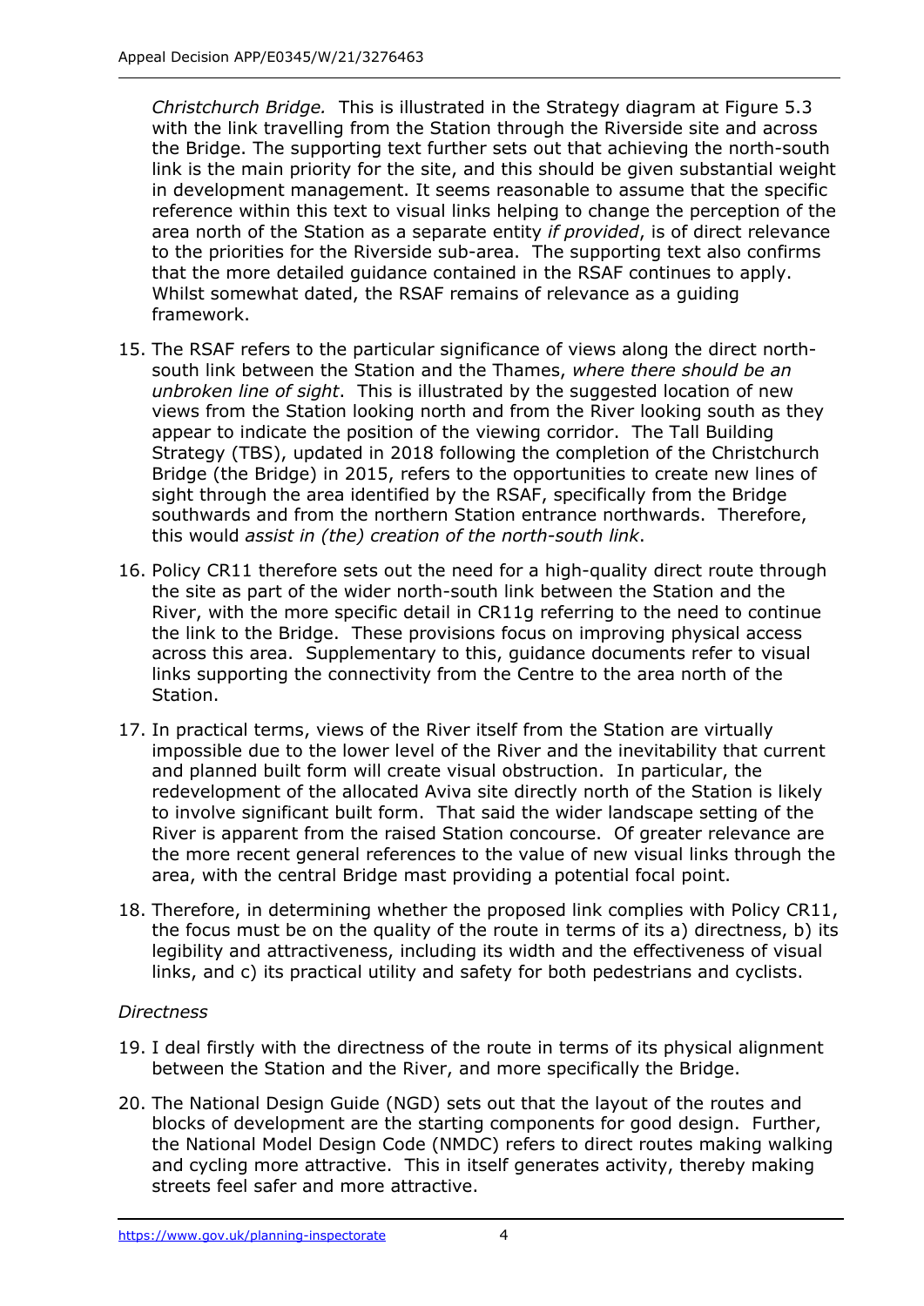*Christchurch Bridge.* This is illustrated in the Strategy diagram at Figure 5.3 with the link travelling from the Station through the Riverside site and across the Bridge. The supporting text further sets out that achieving the north-south link is the main priority for the site, and this should be given substantial weight in development management. It seems reasonable to assume that the specific reference within this text to visual links helping to change the perception of the area north of the Station as a separate entity *if provided*, is of direct relevance to the priorities for the Riverside sub-area. The supporting text also confirms that the more detailed guidance contained in the RSAF continues to apply. Whilst somewhat dated, the RSAF remains of relevance as a guiding framework.

15. The RSAF refers to the particular significance of views along the direct north-south link between the Station and the Thames, *where there should be an unbroken line of sight*. This is illustrated by the suggested location of new views from the Station looking north and from the River looking south as they appear to indicate the position of the viewing corridor. The Tall Building Strategy (TBS), updated in 2018 following the completion of the Christchurch Bridge (the Bridge) in 2015, refers to the opportunities to create new lines of sight through the area identified by the RSAF, specifically from the Bridge southwards and from the northern Station entrance northwards. Therefore, this would *assist in (the) creation of the north-south link*.

16. Policy CR11 therefore sets out the need for a high-quality direct route through the site as part of the wider north-south link between the Station and the River, with the more specific detail in CR11g referring to the need to continue the link to the Bridge. These provisions focus on improving physical access across this area. Supplementary to this, guidance documents refer to visual links supporting the connectivity from the Centre to the area north of the Station.

17. In practical terms, views of the River itself from the Station are virtually impossible due to the lower level of the River and the inevitability that current and planned built form will create visual obstruction. In particular, the redevelopment of the allocated Aviva site directly north of the Station is likely to involve significant built form. That said the wider landscape setting of the River is apparent from the raised Station concourse. Of greater relevance are the more recent general references to the value of new visual links through the area, with the central Bridge mast providing a potential focal point.

18. Therefore, in determining whether the proposed link complies with Policy CR11, the focus must be on the quality of the route in terms of its a) directness, b) its legibility and attractiveness, including its width and the effectiveness of visual links, and c) its practical utility and safety for both pedestrians and cyclists.

*Directness*

19. I deal firstly with the directness of the route in terms of its physical alignment between the Station and the River, and more specifically the Bridge.

20. The National Design Guide (NGD) sets out that the layout of the routes and blocks of development are the starting components for good design. Further, the National Model Design Code (NMDC) refers to direct routes making walking and cycling more attractive. This in itself generates activity, thereby making streets feel safer and more attractive.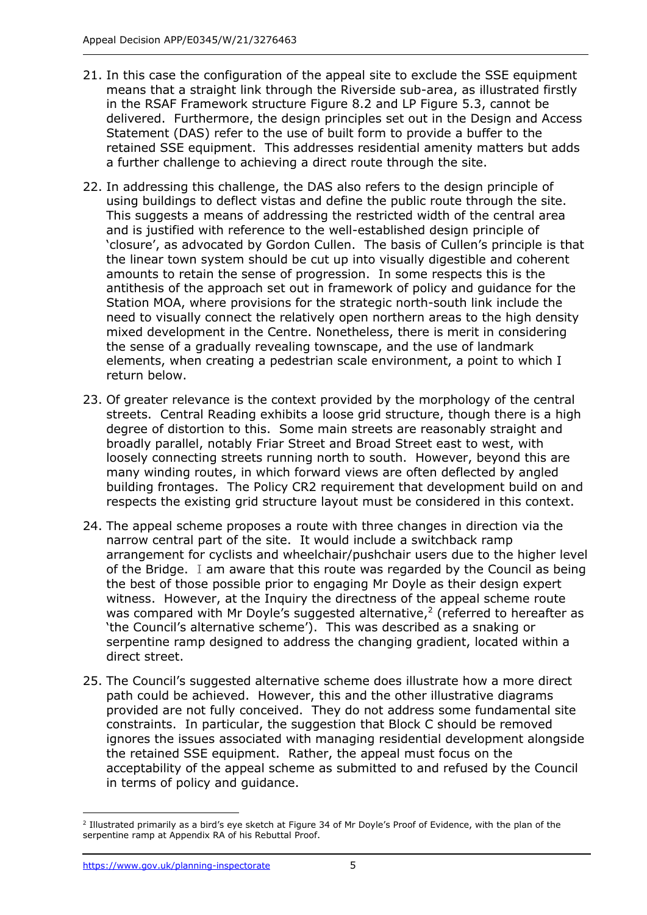21. In this case the configuration of the appeal site to exclude the SSE equipment means that a straight link through the Riverside sub-area, as illustrated firstly in the RSAF Framework structure Figure 8.2 and LP Figure 5.3, cannot be delivered. Furthermore, the design principles set out in the Design and Access Statement (DAS) refer to the use of built form to provide a buffer to the retained SSE equipment. This addresses residential amenity matters but adds a further challenge to achieving a direct route through the site.

22. In addressing this challenge, the DAS also refers to the design principle of using buildings to deflect vistas and define the public route through the site. This suggests a means of addressing the restricted width of the central area and is justified with reference to the well-established design principle of 'closure', as advocated by Gordon Cullen. The basis of Cullen's principle is that the linear town system should be cut up into visually digestible and coherent amounts to retain the sense of progression. In some respects this is the antithesis of the approach set out in framework of policy and guidance for the Station MOA, where provisions for the strategic north-south link include the need to visually connect the relatively open northern areas to the high density mixed development in the Centre. Nonetheless, there is merit in considering the sense of a gradually revealing townscape, and the use of landmark elements, when creating a pedestrian scale environment, a point to which I return below.

23. Of greater relevance is the context provided by the morphology of the central streets. Central Reading exhibits a loose grid structure, though there is a high degree of distortion to this. Some main streets are reasonably straight and broadly parallel, notably Friar Street and Broad Street east to west, with loosely connecting streets running north to south. However, beyond this are many winding routes, in which forward views are often deflected by angled building frontages. The Policy CR2 requirement that development build on and respects the existing grid structure layout must be considered in this context.

24. The appeal scheme proposes a route with three changes in direction via the narrow central part of the site. It would include a switchback ramp arrangement for cyclists and wheelchair/pushchair users due to the higher level of the Bridge. I am aware that this route was regarded by the Council as being the best of those possible prior to engaging Mr Doyle as their design expert witness. However, at the Inquiry the directness of the appeal scheme route was compared with Mr Doyle's suggested alternative,[2] (referred to hereafter as 'the Council's alternative scheme'). This was described as a snaking or serpentine ramp designed to address the changing gradient, located within a direct street.

25. The Council's suggested alternative scheme does illustrate how a more direct path could be achieved. However, this and the other illustrative diagrams provided are not fully conceived. They do not address some fundamental site constraints. In particular, the suggestion that Block C should be removed ignores the issues associated with managing residential development alongside the retained SSE equipment. Rather, the appeal must focus on the acceptability of the appeal scheme as submitted to and refused by the Council in terms of policy and guidance.

[2] Illustrated primarily as a bird's eye sketch at Figure 34 of Mr Doyle's Proof of Evidence, with the plan of the serpentine ramp at Appendix RA of his Rebuttal Proof.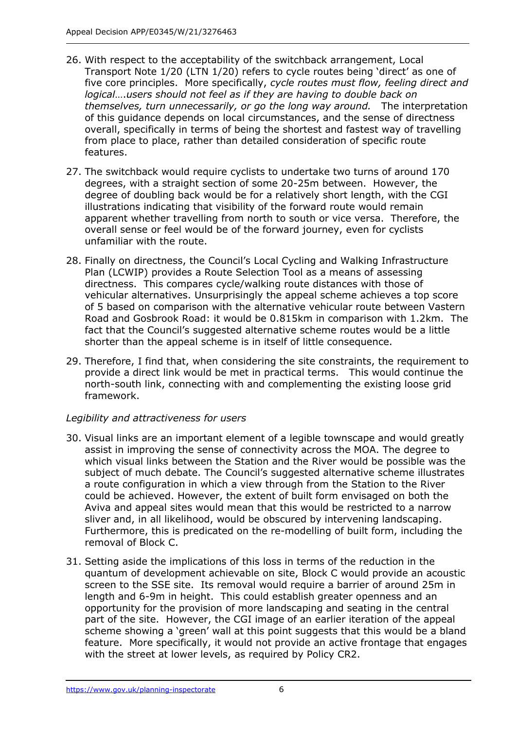26. With respect to the acceptability of the switchback arrangement, Local Transport Note 1/20 (LTN 1/20) refers to cycle routes being 'direct' as one of five core principles. More specifically, *cycle routes must flow, feeling direct and logical….users should not feel as if they are having to double back on themselves, turn unnecessarily, or go the long way around.* The interpretation of this guidance depends on local circumstances, and the sense of directness overall, specifically in terms of being the shortest and fastest way of travelling from place to place, rather than detailed consideration of specific route features.

27. The switchback would require cyclists to undertake two turns of around 170 degrees, with a straight section of some 20-25m between. However, the degree of doubling back would be for a relatively short length, with the CGI illustrations indicating that visibility of the forward route would remain apparent whether travelling from north to south or vice versa. Therefore, the overall sense or feel would be of the forward journey, even for cyclists unfamiliar with the route.

28. Finally on directness, the Council's Local Cycling and Walking Infrastructure Plan (LCWIP) provides a Route Selection Tool as a means of assessing directness. This compares cycle/walking route distances with those of vehicular alternatives. Unsurprisingly the appeal scheme achieves a top score of 5 based on comparison with the alternative vehicular route between Vastern Road and Gosbrook Road: it would be 0.815km in comparison with 1.2km. The fact that the Council's suggested alternative scheme routes would be a little shorter than the appeal scheme is in itself of little consequence.

29. Therefore, I find that, when considering the site constraints, the requirement to provide a direct link would be met in practical terms. This would continue the north-south link, connecting with and complementing the existing loose grid framework.

*Legibility and attractiveness for users*

30. Visual links are an important element of a legible townscape and would greatly assist in improving the sense of connectivity across the MOA. The degree to which visual links between the Station and the River would be possible was the subject of much debate. The Council's suggested alternative scheme illustrates a route configuration in which a view through from the Station to the River could be achieved. However, the extent of built form envisaged on both the Aviva and appeal sites would mean that this would be restricted to a narrow sliver and, in all likelihood, would be obscured by intervening landscaping. Furthermore, this is predicated on the re-modelling of built form, including the removal of Block C.

31. Setting aside the implications of this loss in terms of the reduction in the quantum of development achievable on site, Block C would provide an acoustic screen to the SSE site. Its removal would require a barrier of around 25m in length and 6-9m in height. This could establish greater openness and an opportunity for the provision of more landscaping and seating in the central part of the site. However, the CGI image of an earlier iteration of the appeal scheme showing a 'green' wall at this point suggests that this would be a bland feature. More specifically, it would not provide an active frontage that engages with the street at lower levels, as required by Policy CR2.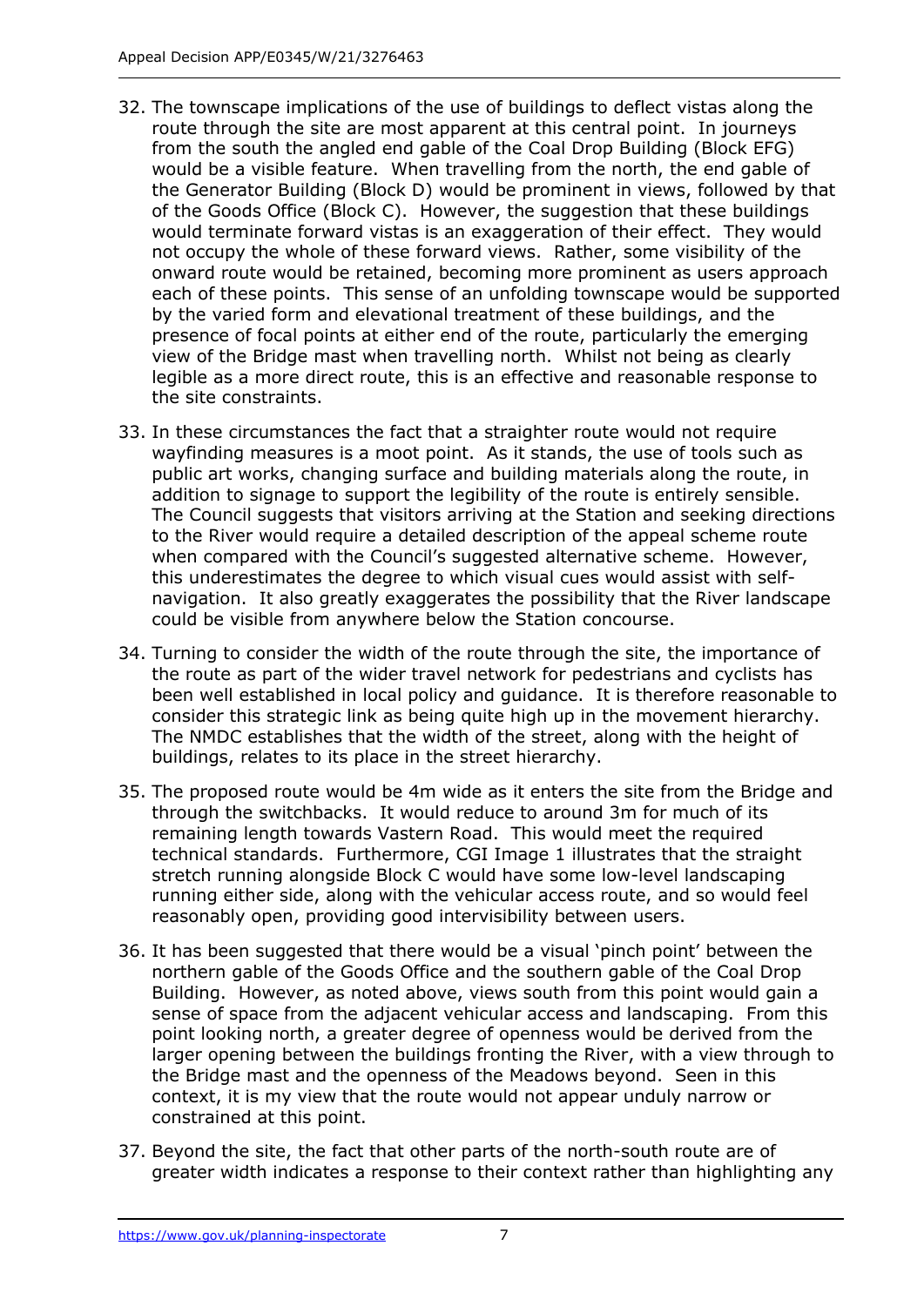32. The townscape implications of the use of buildings to deflect vistas along the route through the site are most apparent at this central point. In journeys from the south the angled end gable of the Coal Drop Building (Block EFG) would be a visible feature. When travelling from the north, the end gable of the Generator Building (Block D) would be prominent in views, followed by that of the Goods Office (Block C). However, the suggestion that these buildings would terminate forward vistas is an exaggeration of their effect. They would not occupy the whole of these forward views. Rather, some visibility of the onward route would be retained, becoming more prominent as users approach each of these points. This sense of an unfolding townscape would be supported by the varied form and elevational treatment of these buildings, and the presence of focal points at either end of the route, particularly the emerging view of the Bridge mast when travelling north. Whilst not being as clearly legible as a more direct route, this is an effective and reasonable response to the site constraints.

33. In these circumstances the fact that a straighter route would not require wayfinding measures is a moot point. As it stands, the use of tools such as public art works, changing surface and building materials along the route, in addition to signage to support the legibility of the route is entirely sensible. The Council suggests that visitors arriving at the Station and seeking directions to the River would require a detailed description of the appeal scheme route when compared with the Council's suggested alternative scheme. However, this underestimates the degree to which visual cues would assist with self-navigation. It also greatly exaggerates the possibility that the River landscape could be visible from anywhere below the Station concourse.

34. Turning to consider the width of the route through the site, the importance of the route as part of the wider travel network for pedestrians and cyclists has been well established in local policy and guidance. It is therefore reasonable to consider this strategic link as being quite high up in the movement hierarchy. The NMDC establishes that the width of the street, along with the height of buildings, relates to its place in the street hierarchy.

35. The proposed route would be 4m wide as it enters the site from the Bridge and through the switchbacks. It would reduce to around 3m for much of its remaining length towards Vastern Road. This would meet the required technical standards. Furthermore, CGI Image 1 illustrates that the straight stretch running alongside Block C would have some low-level landscaping running either side, along with the vehicular access route, and so would feel reasonably open, providing good intervisibility between users.

36. It has been suggested that there would be a visual 'pinch point' between the northern gable of the Goods Office and the southern gable of the Coal Drop Building. However, as noted above, views south from this point would gain a sense of space from the adjacent vehicular access and landscaping. From this point looking north, a greater degree of openness would be derived from the larger opening between the buildings fronting the River, with a view through to the Bridge mast and the openness of the Meadows beyond. Seen in this context, it is my view that the route would not appear unduly narrow or constrained at this point.

37. Beyond the site, the fact that other parts of the north-south route are of greater width indicates a response to their context rather than highlighting any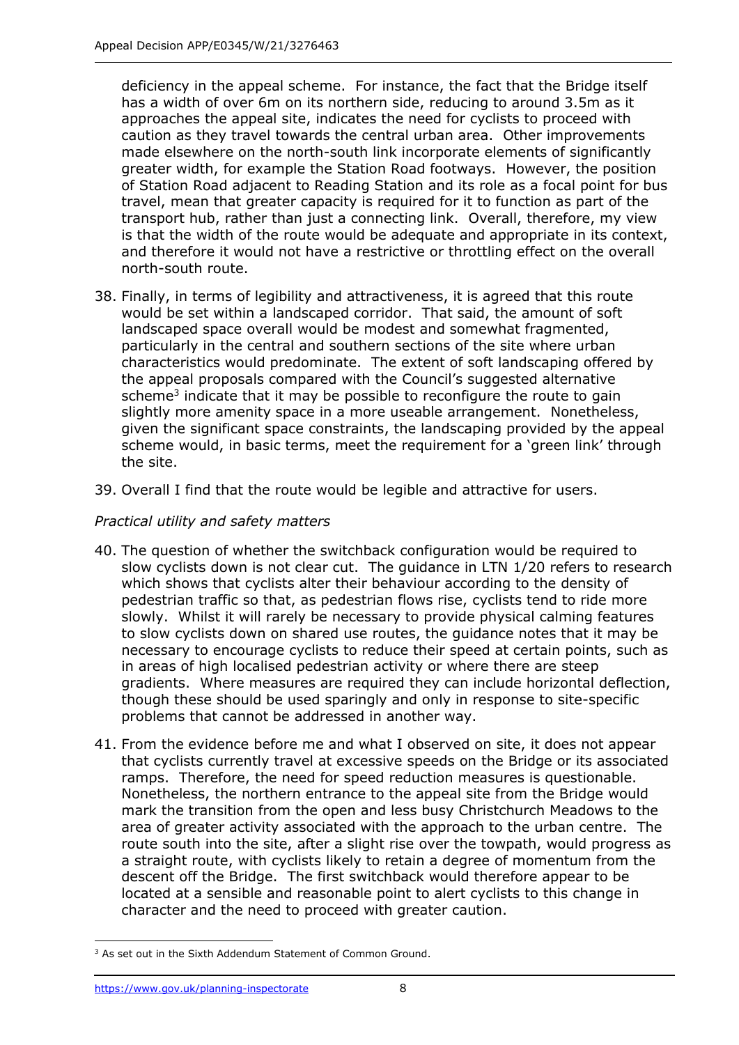deficiency in the appeal scheme. For instance, the fact that the Bridge itself has a width of over 6m on its northern side, reducing to around 3.5m as it approaches the appeal site, indicates the need for cyclists to proceed with caution as they travel towards the central urban area. Other improvements made elsewhere on the north-south link incorporate elements of significantly greater width, for example the Station Road footways. However, the position of Station Road adjacent to Reading Station and its role as a focal point for bus travel, mean that greater capacity is required for it to function as part of the transport hub, rather than just a connecting link. Overall, therefore, my view is that the width of the route would be adequate and appropriate in its context, and therefore it would not have a restrictive or throttling effect on the overall north-south route.

38. Finally, in terms of legibility and attractiveness, it is agreed that this route would be set within a landscaped corridor. That said, the amount of soft landscaped space overall would be modest and somewhat fragmented, particularly in the central and southern sections of the site where urban characteristics would predominate. The extent of soft landscaping offered by the appeal proposals compared with the Council's suggested alternative scheme[3] indicate that it may be possible to reconfigure the route to gain slightly more amenity space in a more useable arrangement. Nonetheless, given the significant space constraints, the landscaping provided by the appeal scheme would, in basic terms, meet the requirement for a 'green link' through the site.

39. Overall I find that the route would be legible and attractive for users.

*Practical utility and safety matters*

40. The question of whether the switchback configuration would be required to slow cyclists down is not clear cut. The guidance in LTN 1/20 refers to research which shows that cyclists alter their behaviour according to the density of pedestrian traffic so that, as pedestrian flows rise, cyclists tend to ride more slowly. Whilst it will rarely be necessary to provide physical calming features to slow cyclists down on shared use routes, the guidance notes that it may be necessary to encourage cyclists to reduce their speed at certain points, such as in areas of high localised pedestrian activity or where there are steep gradients. Where measures are required they can include horizontal deflection, though these should be used sparingly and only in response to site-specific problems that cannot be addressed in another way.

41. From the evidence before me and what I observed on site, it does not appear that cyclists currently travel at excessive speeds on the Bridge or its associated ramps. Therefore, the need for speed reduction measures is questionable. Nonetheless, the northern entrance to the appeal site from the Bridge would mark the transition from the open and less busy Christchurch Meadows to the area of greater activity associated with the approach to the urban centre. The route south into the site, after a slight rise over the towpath, would progress as a straight route, with cyclists likely to retain a degree of momentum from the descent off the Bridge. The first switchback would therefore appear to be located at a sensible and reasonable point to alert cyclists to this change in character and the need to proceed with greater caution.

[3] As set out in the Sixth Addendum Statement of Common Ground.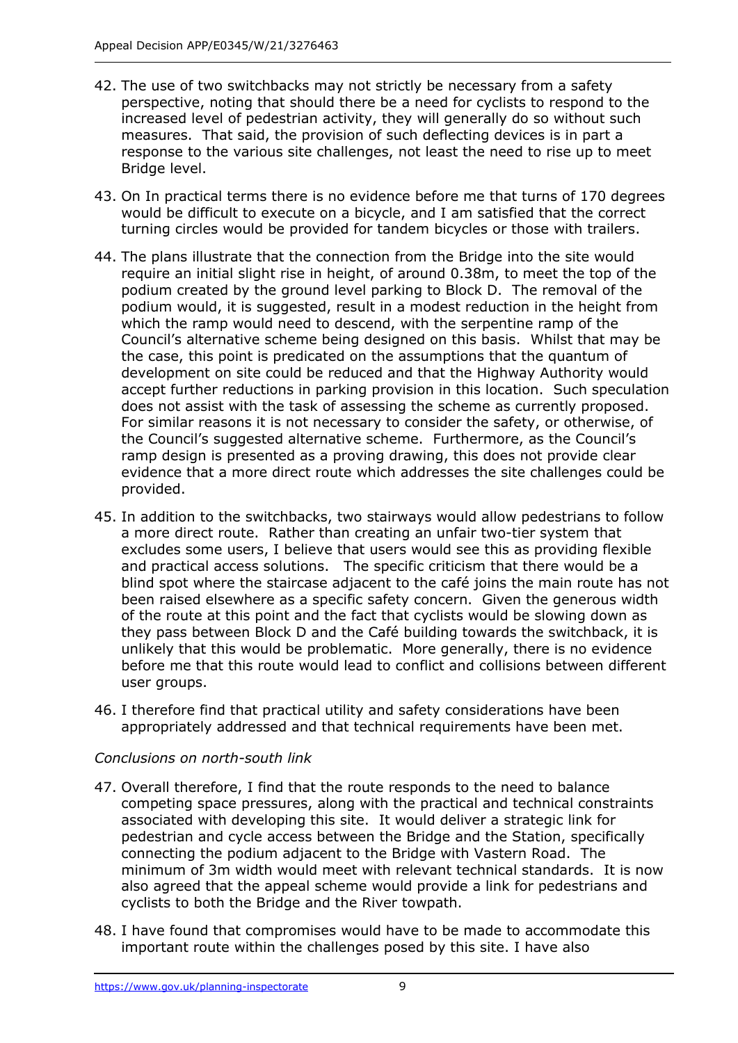42. The use of two switchbacks may not strictly be necessary from a safety perspective, noting that should there be a need for cyclists to respond to the increased level of pedestrian activity, they will generally do so without such measures. That said, the provision of such deflecting devices is in part a response to the various site challenges, not least the need to rise up to meet Bridge level.

43. On In practical terms there is no evidence before me that turns of 170 degrees would be difficult to execute on a bicycle, and I am satisfied that the correct turning circles would be provided for tandem bicycles or those with trailers.

44. The plans illustrate that the connection from the Bridge into the site would require an initial slight rise in height, of around 0.38m, to meet the top of the podium created by the ground level parking to Block D. The removal of the podium would, it is suggested, result in a modest reduction in the height from which the ramp would need to descend, with the serpentine ramp of the Council's alternative scheme being designed on this basis. Whilst that may be the case, this point is predicated on the assumptions that the quantum of development on site could be reduced and that the Highway Authority would accept further reductions in parking provision in this location. Such speculation does not assist with the task of assessing the scheme as currently proposed. For similar reasons it is not necessary to consider the safety, or otherwise, of the Council's suggested alternative scheme. Furthermore, as the Council's ramp design is presented as a proving drawing, this does not provide clear evidence that a more direct route which addresses the site challenges could be provided.

45. In addition to the switchbacks, two stairways would allow pedestrians to follow a more direct route. Rather than creating an unfair two-tier system that excludes some users, I believe that users would see this as providing flexible and practical access solutions. The specific criticism that there would be a blind spot where the staircase adjacent to the café joins the main route has not been raised elsewhere as a specific safety concern. Given the generous width of the route at this point and the fact that cyclists would be slowing down as they pass between Block D and the Café building towards the switchback, it is unlikely that this would be problematic. More generally, there is no evidence before me that this route would lead to conflict and collisions between different user groups.

46. I therefore find that practical utility and safety considerations have been appropriately addressed and that technical requirements have been met.

*Conclusions on north-south link*

47. Overall therefore, I find that the route responds to the need to balance competing space pressures, along with the practical and technical constraints associated with developing this site. It would deliver a strategic link for pedestrian and cycle access between the Bridge and the Station, specifically connecting the podium adjacent to the Bridge with Vastern Road. The minimum of 3m width would meet with relevant technical standards. It is now also agreed that the appeal scheme would provide a link for pedestrians and cyclists to both the Bridge and the River towpath.

48. I have found that compromises would have to be made to accommodate this important route within the challenges posed by this site. I have also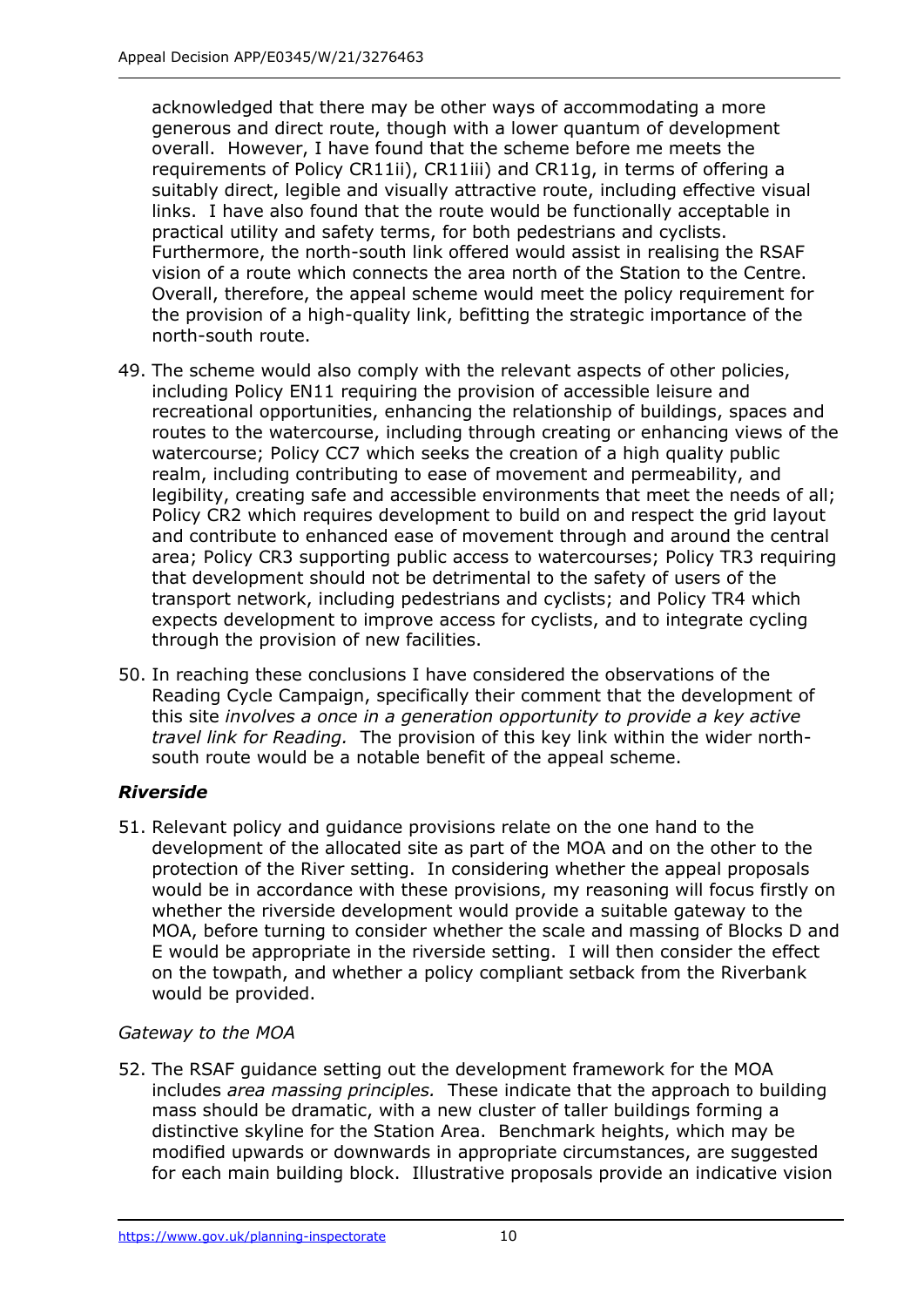acknowledged that there may be other ways of accommodating a more generous and direct route, though with a lower quantum of development overall. However, I have found that the scheme before me meets the requirements of Policy CR11ii), CR11iii) and CR11g, in terms of offering a suitably direct, legible and visually attractive route, including effective visual links. I have also found that the route would be functionally acceptable in practical utility and safety terms, for both pedestrians and cyclists. Furthermore, the north-south link offered would assist in realising the RSAF vision of a route which connects the area north of the Station to the Centre. Overall, therefore, the appeal scheme would meet the policy requirement for the provision of a high-quality link, befitting the strategic importance of the north-south route.

49. The scheme would also comply with the relevant aspects of other policies, including Policy EN11 requiring the provision of accessible leisure and recreational opportunities, enhancing the relationship of buildings, spaces and routes to the watercourse, including through creating or enhancing views of the watercourse; Policy CC7 which seeks the creation of a high quality public realm, including contributing to ease of movement and permeability, and legibility, creating safe and accessible environments that meet the needs of all; Policy CR2 which requires development to build on and respect the grid layout and contribute to enhanced ease of movement through and around the central area; Policy CR3 supporting public access to watercourses; Policy TR3 requiring that development should not be detrimental to the safety of users of the transport network, including pedestrians and cyclists; and Policy TR4 which expects development to improve access for cyclists, and to integrate cycling through the provision of new facilities.

50. In reaching these conclusions I have considered the observations of the Reading Cycle Campaign, specifically their comment that the development of this site *involves a once in a generation opportunity to provide a key active travel link for Reading.* The provision of this key link within the wider north-south route would be a notable benefit of the appeal scheme.

### *Riverside*

51. Relevant policy and guidance provisions relate on the one hand to the development of the allocated site as part of the MOA and on the other to the protection of the River setting. In considering whether the appeal proposals would be in accordance with these provisions, my reasoning will focus firstly on whether the riverside development would provide a suitable gateway to the MOA, before turning to consider whether the scale and massing of Blocks D and E would be appropriate in the riverside setting. I will then consider the effect on the towpath, and whether a policy compliant setback from the Riverbank would be provided.

*Gateway to the MOA*

52. The RSAF guidance setting out the development framework for the MOA includes *area massing principles.* These indicate that the approach to building mass should be dramatic, with a new cluster of taller buildings forming a distinctive skyline for the Station Area. Benchmark heights, which may be modified upwards or downwards in appropriate circumstances, are suggested for each main building block. Illustrative proposals provide an indicative vision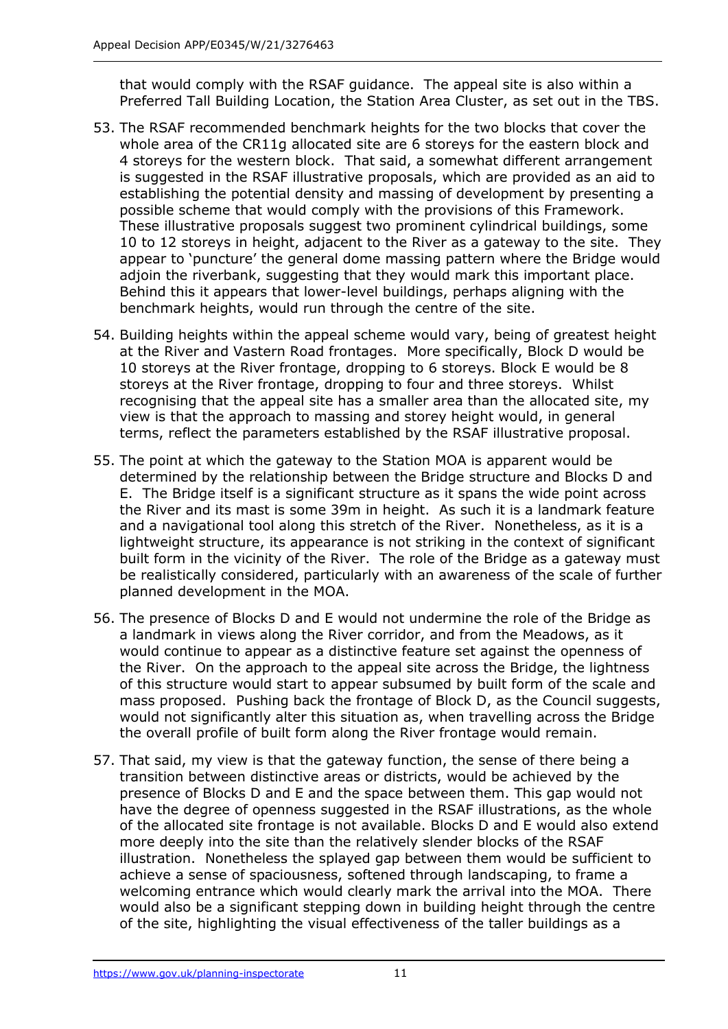that would comply with the RSAF guidance. The appeal site is also within a Preferred Tall Building Location, the Station Area Cluster, as set out in the TBS.

53. The RSAF recommended benchmark heights for the two blocks that cover the whole area of the CR11g allocated site are 6 storeys for the eastern block and 4 storeys for the western block. That said, a somewhat different arrangement is suggested in the RSAF illustrative proposals, which are provided as an aid to establishing the potential density and massing of development by presenting a possible scheme that would comply with the provisions of this Framework. These illustrative proposals suggest two prominent cylindrical buildings, some 10 to 12 storeys in height, adjacent to the River as a gateway to the site. They appear to 'puncture' the general dome massing pattern where the Bridge would adjoin the riverbank, suggesting that they would mark this important place. Behind this it appears that lower-level buildings, perhaps aligning with the benchmark heights, would run through the centre of the site.

54. Building heights within the appeal scheme would vary, being of greatest height at the River and Vastern Road frontages. More specifically, Block D would be 10 storeys at the River frontage, dropping to 6 storeys. Block E would be 8 storeys at the River frontage, dropping to four and three storeys. Whilst recognising that the appeal site has a smaller area than the allocated site, my view is that the approach to massing and storey height would, in general terms, reflect the parameters established by the RSAF illustrative proposal.

55. The point at which the gateway to the Station MOA is apparent would be determined by the relationship between the Bridge structure and Blocks D and E. The Bridge itself is a significant structure as it spans the wide point across the River and its mast is some 39m in height. As such it is a landmark feature and a navigational tool along this stretch of the River. Nonetheless, as it is a lightweight structure, its appearance is not striking in the context of significant built form in the vicinity of the River. The role of the Bridge as a gateway must be realistically considered, particularly with an awareness of the scale of further planned development in the MOA.

56. The presence of Blocks D and E would not undermine the role of the Bridge as a landmark in views along the River corridor, and from the Meadows, as it would continue to appear as a distinctive feature set against the openness of the River. On the approach to the appeal site across the Bridge, the lightness of this structure would start to appear subsumed by built form of the scale and mass proposed. Pushing back the frontage of Block D, as the Council suggests, would not significantly alter this situation as, when travelling across the Bridge the overall profile of built form along the River frontage would remain.

57. That said, my view is that the gateway function, the sense of there being a transition between distinctive areas or districts, would be achieved by the presence of Blocks D and E and the space between them. This gap would not have the degree of openness suggested in the RSAF illustrations, as the whole of the allocated site frontage is not available. Blocks D and E would also extend more deeply into the site than the relatively slender blocks of the RSAF illustration. Nonetheless the splayed gap between them would be sufficient to achieve a sense of spaciousness, softened through landscaping, to frame a welcoming entrance which would clearly mark the arrival into the MOA. There would also be a significant stepping down in building height through the centre of the site, highlighting the visual effectiveness of the taller buildings as a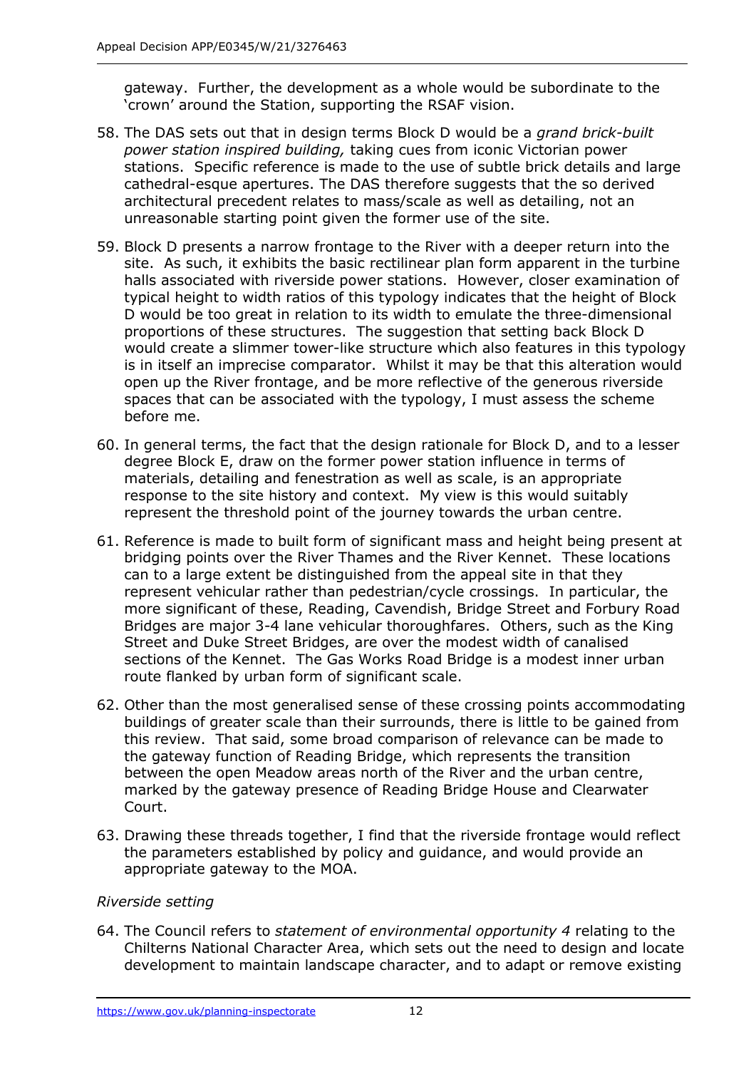gateway. Further, the development as a whole would be subordinate to the 'crown' around the Station, supporting the RSAF vision.

58. The DAS sets out that in design terms Block D would be a *grand brick-built power station inspired building,* taking cues from iconic Victorian power stations. Specific reference is made to the use of subtle brick details and large cathedral-esque apertures. The DAS therefore suggests that the so derived architectural precedent relates to mass/scale as well as detailing, not an unreasonable starting point given the former use of the site.

59. Block D presents a narrow frontage to the River with a deeper return into the site. As such, it exhibits the basic rectilinear plan form apparent in the turbine halls associated with riverside power stations. However, closer examination of typical height to width ratios of this typology indicates that the height of Block D would be too great in relation to its width to emulate the three-dimensional proportions of these structures. The suggestion that setting back Block D would create a slimmer tower-like structure which also features in this typology is in itself an imprecise comparator. Whilst it may be that this alteration would open up the River frontage, and be more reflective of the generous riverside spaces that can be associated with the typology, I must assess the scheme before me.

60. In general terms, the fact that the design rationale for Block D, and to a lesser degree Block E, draw on the former power station influence in terms of materials, detailing and fenestration as well as scale, is an appropriate response to the site history and context. My view is this would suitably represent the threshold point of the journey towards the urban centre.

61. Reference is made to built form of significant mass and height being present at bridging points over the River Thames and the River Kennet. These locations can to a large extent be distinguished from the appeal site in that they represent vehicular rather than pedestrian/cycle crossings. In particular, the more significant of these, Reading, Cavendish, Bridge Street and Forbury Road Bridges are major 3-4 lane vehicular thoroughfares. Others, such as the King Street and Duke Street Bridges, are over the modest width of canalised sections of the Kennet. The Gas Works Road Bridge is a modest inner urban route flanked by urban form of significant scale.

62. Other than the most generalised sense of these crossing points accommodating buildings of greater scale than their surrounds, there is little to be gained from this review. That said, some broad comparison of relevance can be made to the gateway function of Reading Bridge, which represents the transition between the open Meadow areas north of the River and the urban centre, marked by the gateway presence of Reading Bridge House and Clearwater Court.

63. Drawing these threads together, I find that the riverside frontage would reflect the parameters established by policy and guidance, and would provide an appropriate gateway to the MOA.

*Riverside setting*

64. The Council refers to *statement of environmental opportunity 4* relating to the Chilterns National Character Area, which sets out the need to design and locate development to maintain landscape character, and to adapt or remove existing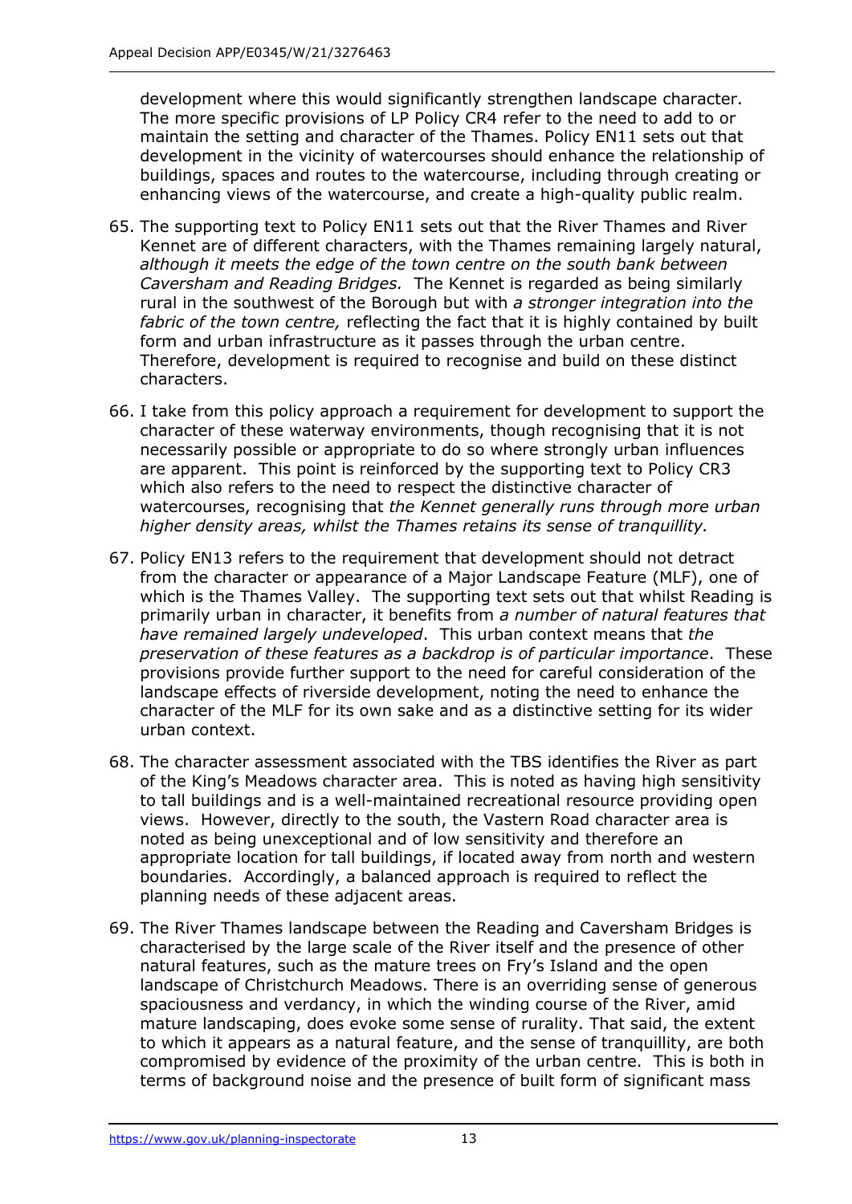development where this would significantly strengthen landscape character. The more specific provisions of LP Policy CR4 refer to the need to add to or maintain the setting and character of the Thames. Policy EN11 sets out that development in the vicinity of watercourses should enhance the relationship of buildings, spaces and routes to the watercourse, including through creating or enhancing views of the watercourse, and create a high-quality public realm.

65. The supporting text to Policy EN11 sets out that the River Thames and River Kennet are of different characters, with the Thames remaining largely natural, *although it meets the edge of the town centre on the south bank between Caversham and Reading Bridges.* The Kennet is regarded as being similarly rural in the southwest of the Borough but with *a stronger integration into the fabric of the town centre,* reflecting the fact that it is highly contained by built form and urban infrastructure as it passes through the urban centre. Therefore, development is required to recognise and build on these distinct characters.

66. I take from this policy approach a requirement for development to support the character of these waterway environments, though recognising that it is not necessarily possible or appropriate to do so where strongly urban influences are apparent. This point is reinforced by the supporting text to Policy CR3 which also refers to the need to respect the distinctive character of watercourses, recognising that *the Kennet generally runs through more urban higher density areas, whilst the Thames retains its sense of tranquillity.*

67. Policy EN13 refers to the requirement that development should not detract from the character or appearance of a Major Landscape Feature (MLF), one of which is the Thames Valley. The supporting text sets out that whilst Reading is primarily urban in character, it benefits from *a number of natural features that have remained largely undeveloped*. This urban context means that *the preservation of these features as a backdrop is of particular importance*. These provisions provide further support to the need for careful consideration of the landscape effects of riverside development, noting the need to enhance the character of the MLF for its own sake and as a distinctive setting for its wider urban context.

68. The character assessment associated with the TBS identifies the River as part of the King's Meadows character area. This is noted as having high sensitivity to tall buildings and is a well-maintained recreational resource providing open views. However, directly to the south, the Vastern Road character area is noted as being unexceptional and of low sensitivity and therefore an appropriate location for tall buildings, if located away from north and western boundaries. Accordingly, a balanced approach is required to reflect the planning needs of these adjacent areas.

69. The River Thames landscape between the Reading and Caversham Bridges is characterised by the large scale of the River itself and the presence of other natural features, such as the mature trees on Fry's Island and the open landscape of Christchurch Meadows. There is an overriding sense of generous spaciousness and verdancy, in which the winding course of the River, amid mature landscaping, does evoke some sense of rurality. That said, the extent to which it appears as a natural feature, and the sense of tranquillity, are both compromised by evidence of the proximity of the urban centre. This is both in terms of background noise and the presence of built form of significant mass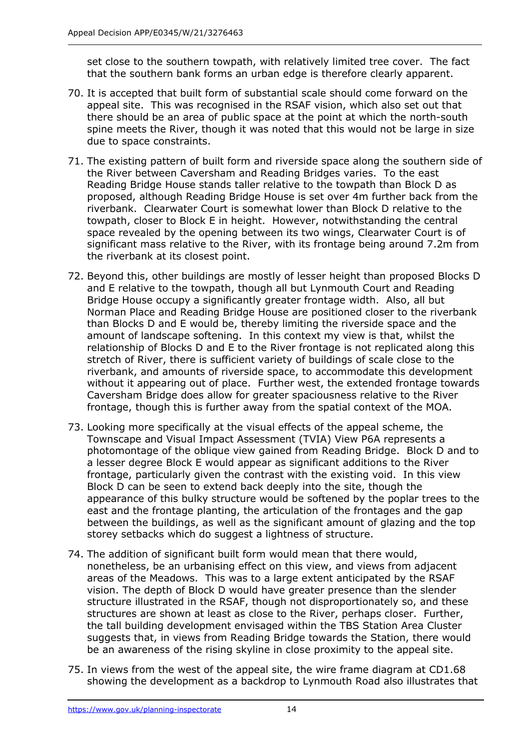set close to the southern towpath, with relatively limited tree cover. The fact that the southern bank forms an urban edge is therefore clearly apparent.

70. It is accepted that built form of substantial scale should come forward on the appeal site. This was recognised in the RSAF vision, which also set out that there should be an area of public space at the point at which the north-south spine meets the River, though it was noted that this would not be large in size due to space constraints.

71. The existing pattern of built form and riverside space along the southern side of the River between Caversham and Reading Bridges varies. To the east Reading Bridge House stands taller relative to the towpath than Block D as proposed, although Reading Bridge House is set over 4m further back from the riverbank. Clearwater Court is somewhat lower than Block D relative to the towpath, closer to Block E in height. However, notwithstanding the central space revealed by the opening between its two wings, Clearwater Court is of significant mass relative to the River, with its frontage being around 7.2m from the riverbank at its closest point.

72. Beyond this, other buildings are mostly of lesser height than proposed Blocks D and E relative to the towpath, though all but Lynmouth Court and Reading Bridge House occupy a significantly greater frontage width. Also, all but Norman Place and Reading Bridge House are positioned closer to the riverbank than Blocks D and E would be, thereby limiting the riverside space and the amount of landscape softening. In this context my view is that, whilst the relationship of Blocks D and E to the River frontage is not replicated along this stretch of River, there is sufficient variety of buildings of scale close to the riverbank, and amounts of riverside space, to accommodate this development without it appearing out of place. Further west, the extended frontage towards Caversham Bridge does allow for greater spaciousness relative to the River frontage, though this is further away from the spatial context of the MOA.

73. Looking more specifically at the visual effects of the appeal scheme, the Townscape and Visual Impact Assessment (TVIA) View P6A represents a photomontage of the oblique view gained from Reading Bridge. Block D and to a lesser degree Block E would appear as significant additions to the River frontage, particularly given the contrast with the existing void. In this view Block D can be seen to extend back deeply into the site, though the appearance of this bulky structure would be softened by the poplar trees to the east and the frontage planting, the articulation of the frontages and the gap between the buildings, as well as the significant amount of glazing and the top storey setbacks which do suggest a lightness of structure.

74. The addition of significant built form would mean that there would, nonetheless, be an urbanising effect on this view, and views from adjacent areas of the Meadows. This was to a large extent anticipated by the RSAF vision. The depth of Block D would have greater presence than the slender structure illustrated in the RSAF, though not disproportionately so, and these structures are shown at least as close to the River, perhaps closer. Further, the tall building development envisaged within the TBS Station Area Cluster suggests that, in views from Reading Bridge towards the Station, there would be an awareness of the rising skyline in close proximity to the appeal site.

75. In views from the west of the appeal site, the wire frame diagram at CD1.68 showing the development as a backdrop to Lynmouth Road also illustrates that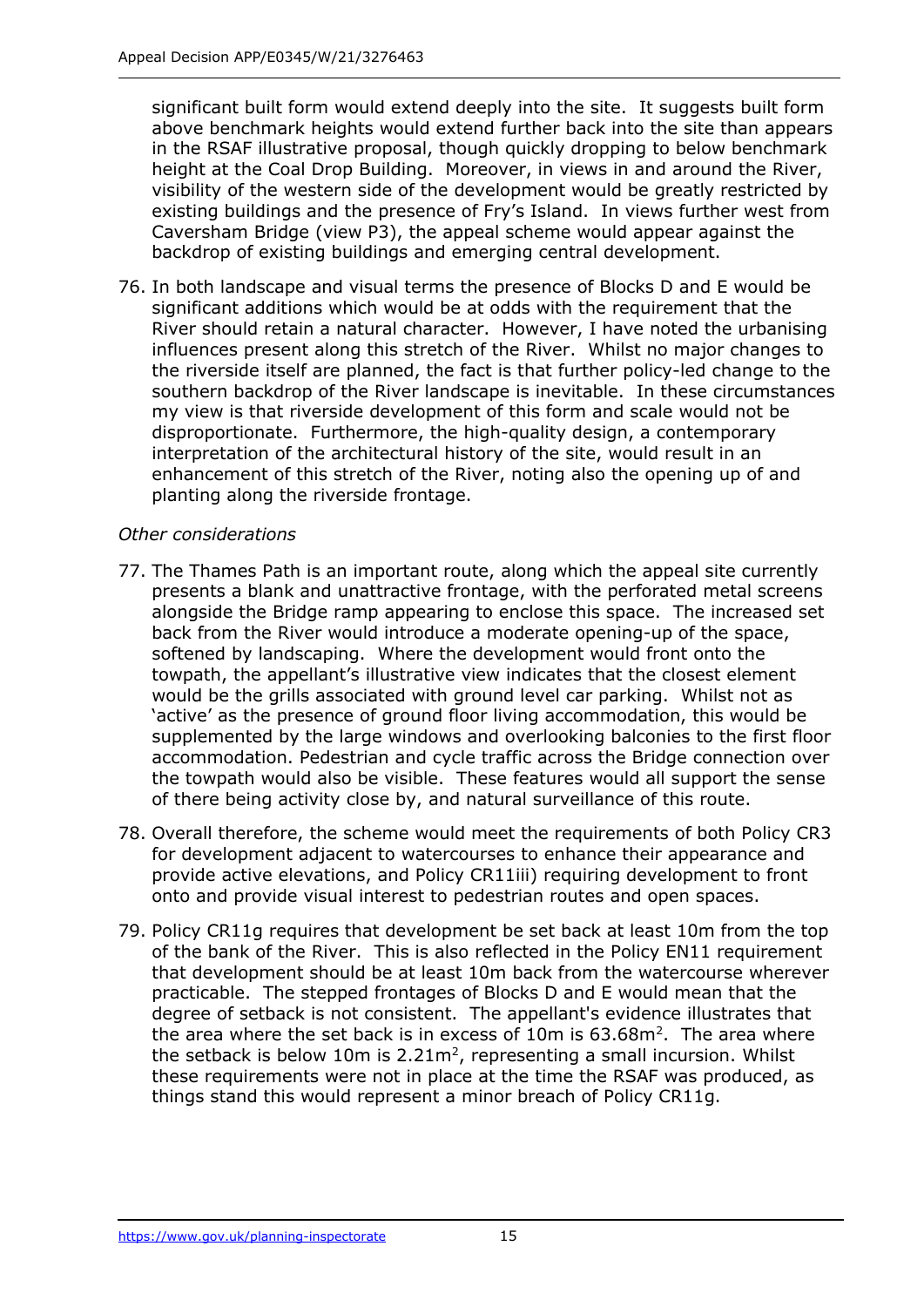significant built form would extend deeply into the site. It suggests built form above benchmark heights would extend further back into the site than appears in the RSAF illustrative proposal, though quickly dropping to below benchmark height at the Coal Drop Building. Moreover, in views in and around the River, visibility of the western side of the development would be greatly restricted by existing buildings and the presence of Fry's Island. In views further west from Caversham Bridge (view P3), the appeal scheme would appear against the backdrop of existing buildings and emerging central development.

76. In both landscape and visual terms the presence of Blocks D and E would be significant additions which would be at odds with the requirement that the River should retain a natural character. However, I have noted the urbanising influences present along this stretch of the River. Whilst no major changes to the riverside itself are planned, the fact is that further policy-led change to the southern backdrop of the River landscape is inevitable. In these circumstances my view is that riverside development of this form and scale would not be disproportionate. Furthermore, the high-quality design, a contemporary interpretation of the architectural history of the site, would result in an enhancement of this stretch of the River, noting also the opening up of and planting along the riverside frontage.

*Other considerations*

77. The Thames Path is an important route, along which the appeal site currently presents a blank and unattractive frontage, with the perforated metal screens alongside the Bridge ramp appearing to enclose this space. The increased set back from the River would introduce a moderate opening-up of the space, softened by landscaping. Where the development would front onto the towpath, the appellant's illustrative view indicates that the closest element would be the grills associated with ground level car parking. Whilst not as 'active' as the presence of ground floor living accommodation, this would be supplemented by the large windows and overlooking balconies to the first floor accommodation. Pedestrian and cycle traffic across the Bridge connection over the towpath would also be visible. These features would all support the sense of there being activity close by, and natural surveillance of this route.

78. Overall therefore, the scheme would meet the requirements of both Policy CR3 for development adjacent to watercourses to enhance their appearance and provide active elevations, and Policy CR11iii) requiring development to front onto and provide visual interest to pedestrian routes and open spaces.

79. Policy CR11g requires that development be set back at least 10m from the top of the bank of the River. This is also reflected in the Policy EN11 requirement that development should be at least 10m back from the watercourse wherever practicable. The stepped frontages of Blocks D and E would mean that the degree of setback is not consistent. The appellant's evidence illustrates that the area where the set back is in excess of 10m is $63.68m^2$. The area where the setback is below 10m is $2.21m^2$, representing a small incursion. Whilst these requirements were not in place at the time the RSAF was produced, as things stand this would represent a minor breach of Policy CR11g.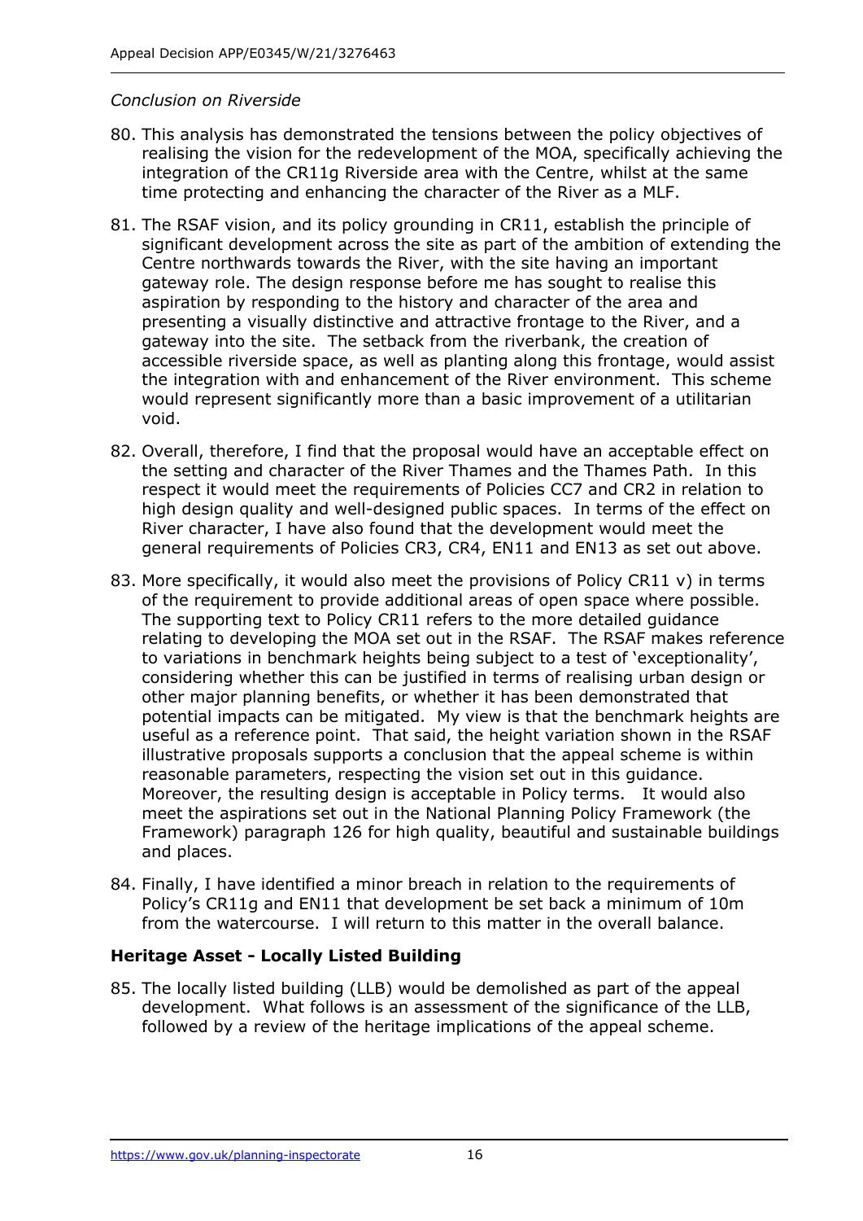*Conclusion on Riverside*

80. This analysis has demonstrated the tensions between the policy objectives of realising the vision for the redevelopment of the MOA, specifically achieving the integration of the CR11g Riverside area with the Centre, whilst at the same time protecting and enhancing the character of the River as a MLF.

81. The RSAF vision, and its policy grounding in CR11, establish the principle of significant development across the site as part of the ambition of extending the Centre northwards towards the River, with the site having an important gateway role. The design response before me has sought to realise this aspiration by responding to the history and character of the area and presenting a visually distinctive and attractive frontage to the River, and a gateway into the site. The setback from the riverbank, the creation of accessible riverside space, as well as planting along this frontage, would assist the integration with and enhancement of the River environment. This scheme would represent significantly more than a basic improvement of a utilitarian void.

82. Overall, therefore, I find that the proposal would have an acceptable effect on the setting and character of the River Thames and the Thames Path. In this respect it would meet the requirements of Policies CC7 and CR2 in relation to high design quality and well-designed public spaces. In terms of the effect on River character, I have also found that the development would meet the general requirements of Policies CR3, CR4, EN11 and EN13 as set out above.

83. More specifically, it would also meet the provisions of Policy CR11 v) in terms of the requirement to provide additional areas of open space where possible. The supporting text to Policy CR11 refers to the more detailed guidance relating to developing the MOA set out in the RSAF. The RSAF makes reference to variations in benchmark heights being subject to a test of 'exceptionality', considering whether this can be justified in terms of realising urban design or other major planning benefits, or whether it has been demonstrated that potential impacts can be mitigated. My view is that the benchmark heights are useful as a reference point. That said, the height variation shown in the RSAF illustrative proposals supports a conclusion that the appeal scheme is within reasonable parameters, respecting the vision set out in this guidance. Moreover, the resulting design is acceptable in Policy terms. It would also meet the aspirations set out in the National Planning Policy Framework (the Framework) paragraph 126 for high quality, beautiful and sustainable buildings and places.

84. Finally, I have identified a minor breach in relation to the requirements of Policy's CR11g and EN11 that development be set back a minimum of 10m from the watercourse. I will return to this matter in the overall balance.

## Heritage Asset - Locally Listed Building

85. The locally listed building (LLB) would be demolished as part of the appeal development. What follows is an assessment of the significance of the LLB, followed by a review of the heritage implications of the appeal scheme.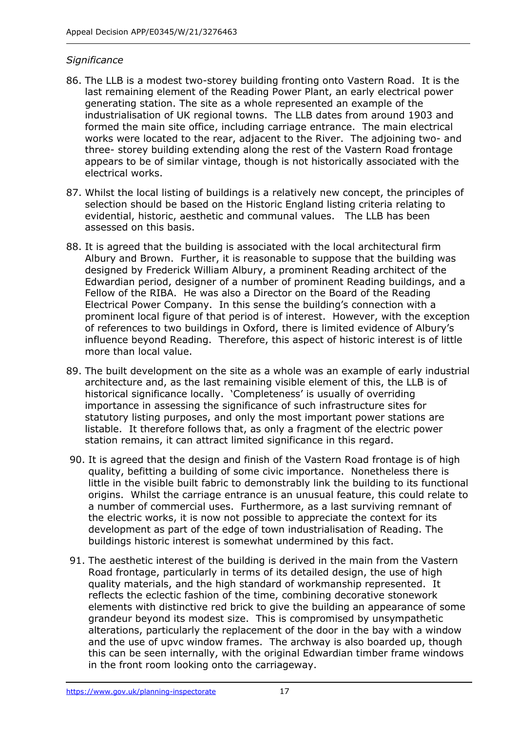*Significance*

86. The LLB is a modest two-storey building fronting onto Vastern Road. It is the last remaining element of the Reading Power Plant, an early electrical power generating station. The site as a whole represented an example of the industrialisation of UK regional towns. The LLB dates from around 1903 and formed the main site office, including carriage entrance. The main electrical works were located to the rear, adjacent to the River. The adjoining two- and three- storey building extending along the rest of the Vastern Road frontage appears to be of similar vintage, though is not historically associated with the electrical works.

87. Whilst the local listing of buildings is a relatively new concept, the principles of selection should be based on the Historic England listing criteria relating to evidential, historic, aesthetic and communal values. The LLB has been assessed on this basis.

88. It is agreed that the building is associated with the local architectural firm Albury and Brown. Further, it is reasonable to suppose that the building was designed by Frederick William Albury, a prominent Reading architect of the Edwardian period, designer of a number of prominent Reading buildings, and a Fellow of the RIBA. He was also a Director on the Board of the Reading Electrical Power Company. In this sense the building's connection with a prominent local figure of that period is of interest. However, with the exception of references to two buildings in Oxford, there is limited evidence of Albury's influence beyond Reading. Therefore, this aspect of historic interest is of little more than local value.

89. The built development on the site as a whole was an example of early industrial architecture and, as the last remaining visible element of this, the LLB is of historical significance locally. 'Completeness' is usually of overriding importance in assessing the significance of such infrastructure sites for statutory listing purposes, and only the most important power stations are listable. It therefore follows that, as only a fragment of the electric power station remains, it can attract limited significance in this regard.

90. It is agreed that the design and finish of the Vastern Road frontage is of high quality, befitting a building of some civic importance. Nonetheless there is little in the visible built fabric to demonstrably link the building to its functional origins. Whilst the carriage entrance is an unusual feature, this could relate to a number of commercial uses. Furthermore, as a last surviving remnant of the electric works, it is now not possible to appreciate the context for its development as part of the edge of town industrialisation of Reading. The buildings historic interest is somewhat undermined by this fact.

91. The aesthetic interest of the building is derived in the main from the Vastern Road frontage, particularly in terms of its detailed design, the use of high quality materials, and the high standard of workmanship represented. It reflects the eclectic fashion of the time, combining decorative stonework elements with distinctive red brick to give the building an appearance of some grandeur beyond its modest size. This is compromised by unsympathetic alterations, particularly the replacement of the door in the bay with a window and the use of upvc window frames. The archway is also boarded up, though this can be seen internally, with the original Edwardian timber frame windows in the front room looking onto the carriageway.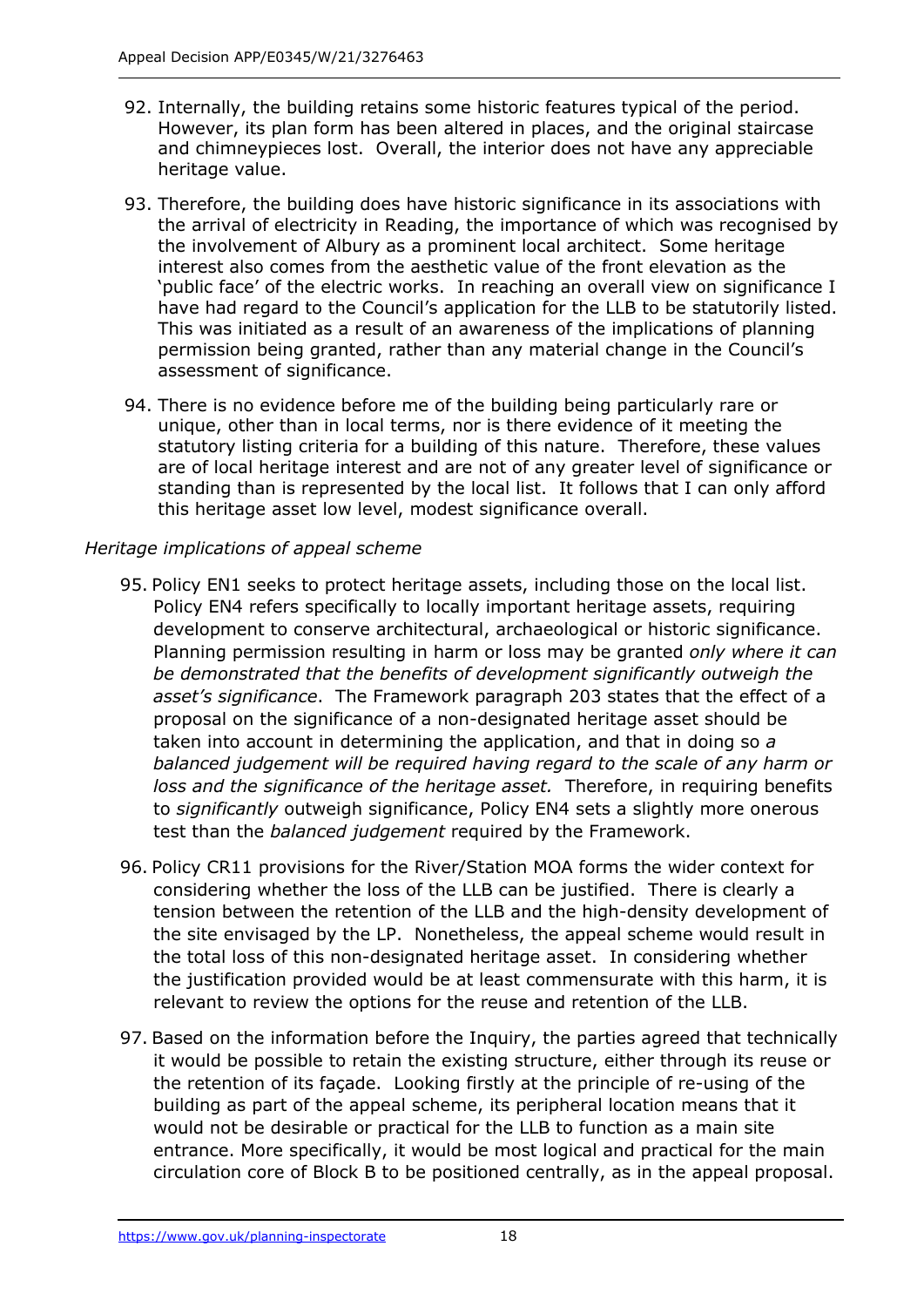92. Internally, the building retains some historic features typical of the period. However, its plan form has been altered in places, and the original staircase and chimneypieces lost. Overall, the interior does not have any appreciable heritage value.

93. Therefore, the building does have historic significance in its associations with the arrival of electricity in Reading, the importance of which was recognised by the involvement of Albury as a prominent local architect. Some heritage interest also comes from the aesthetic value of the front elevation as the 'public face' of the electric works. In reaching an overall view on significance I have had regard to the Council's application for the LLB to be statutorily listed. This was initiated as a result of an awareness of the implications of planning permission being granted, rather than any material change in the Council's assessment of significance.

94. There is no evidence before me of the building being particularly rare or unique, other than in local terms, nor is there evidence of it meeting the statutory listing criteria for a building of this nature. Therefore, these values are of local heritage interest and are not of any greater level of significance or standing than is represented by the local list. It follows that I can only afford this heritage asset low level, modest significance overall.

*Heritage implications of appeal scheme*

95. Policy EN1 seeks to protect heritage assets, including those on the local list. Policy EN4 refers specifically to locally important heritage assets, requiring development to conserve architectural, archaeological or historic significance. Planning permission resulting in harm or loss may be granted *only where it can be demonstrated that the benefits of development significantly outweigh the asset's significance*. The Framework paragraph 203 states that the effect of a proposal on the significance of a non-designated heritage asset should be taken into account in determining the application, and that in doing so *a balanced judgement will be required having regard to the scale of any harm or loss and the significance of the heritage asset.* Therefore, in requiring benefits to *significantly* outweigh significance, Policy EN4 sets a slightly more onerous test than the *balanced judgement* required by the Framework.

96. Policy CR11 provisions for the River/Station MOA forms the wider context for considering whether the loss of the LLB can be justified. There is clearly a tension between the retention of the LLB and the high-density development of the site envisaged by the LP. Nonetheless, the appeal scheme would result in the total loss of this non-designated heritage asset. In considering whether the justification provided would be at least commensurate with this harm, it is relevant to review the options for the reuse and retention of the LLB.

97. Based on the information before the Inquiry, the parties agreed that technically it would be possible to retain the existing structure, either through its reuse or the retention of its façade. Looking firstly at the principle of re-using of the building as part of the appeal scheme, its peripheral location means that it would not be desirable or practical for the LLB to function as a main site entrance. More specifically, it would be most logical and practical for the main circulation core of Block B to be positioned centrally, as in the appeal proposal.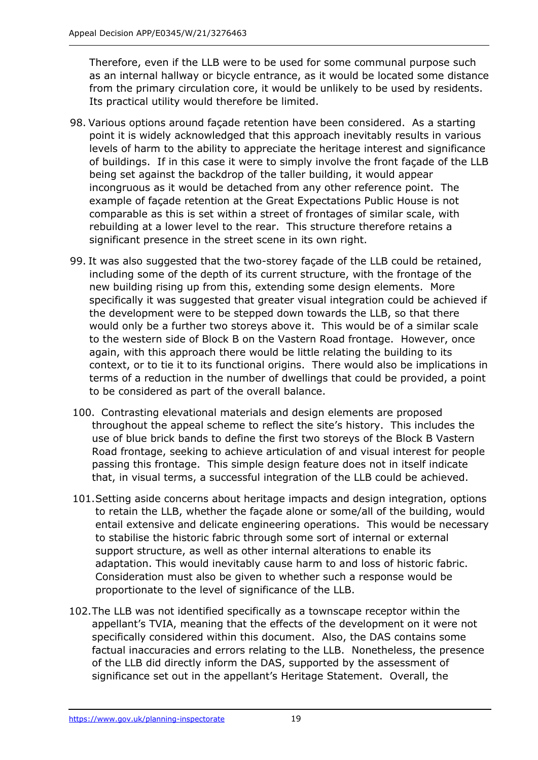Therefore, even if the LLB were to be used for some communal purpose such as an internal hallway or bicycle entrance, as it would be located some distance from the primary circulation core, it would be unlikely to be used by residents. Its practical utility would therefore be limited.

98. Various options around façade retention have been considered. As a starting point it is widely acknowledged that this approach inevitably results in various levels of harm to the ability to appreciate the heritage interest and significance of buildings. If in this case it were to simply involve the front façade of the LLB being set against the backdrop of the taller building, it would appear incongruous as it would be detached from any other reference point. The example of façade retention at the Great Expectations Public House is not comparable as this is set within a street of frontages of similar scale, with rebuilding at a lower level to the rear. This structure therefore retains a significant presence in the street scene in its own right.

99. It was also suggested that the two-storey façade of the LLB could be retained, including some of the depth of its current structure, with the frontage of the new building rising up from this, extending some design elements. More specifically it was suggested that greater visual integration could be achieved if the development were to be stepped down towards the LLB, so that there would only be a further two storeys above it. This would be of a similar scale to the western side of Block B on the Vastern Road frontage. However, once again, with this approach there would be little relating the building to its context, or to tie it to its functional origins. There would also be implications in terms of a reduction in the number of dwellings that could be provided, a point to be considered as part of the overall balance.

100. Contrasting elevational materials and design elements are proposed throughout the appeal scheme to reflect the site's history. This includes the use of blue brick bands to define the first two storeys of the Block B Vastern Road frontage, seeking to achieve articulation of and visual interest for people passing this frontage. This simple design feature does not in itself indicate that, in visual terms, a successful integration of the LLB could be achieved.

101. Setting aside concerns about heritage impacts and design integration, options to retain the LLB, whether the façade alone or some/all of the building, would entail extensive and delicate engineering operations. This would be necessary to stabilise the historic fabric through some sort of internal or external support structure, as well as other internal alterations to enable its adaptation. This would inevitably cause harm to and loss of historic fabric. Consideration must also be given to whether such a response would be proportionate to the level of significance of the LLB.

102. The LLB was not identified specifically as a townscape receptor within the appellant's TVIA, meaning that the effects of the development on it were not specifically considered within this document. Also, the DAS contains some factual inaccuracies and errors relating to the LLB. Nonetheless, the presence of the LLB did directly inform the DAS, supported by the assessment of significance set out in the appellant's Heritage Statement. Overall, the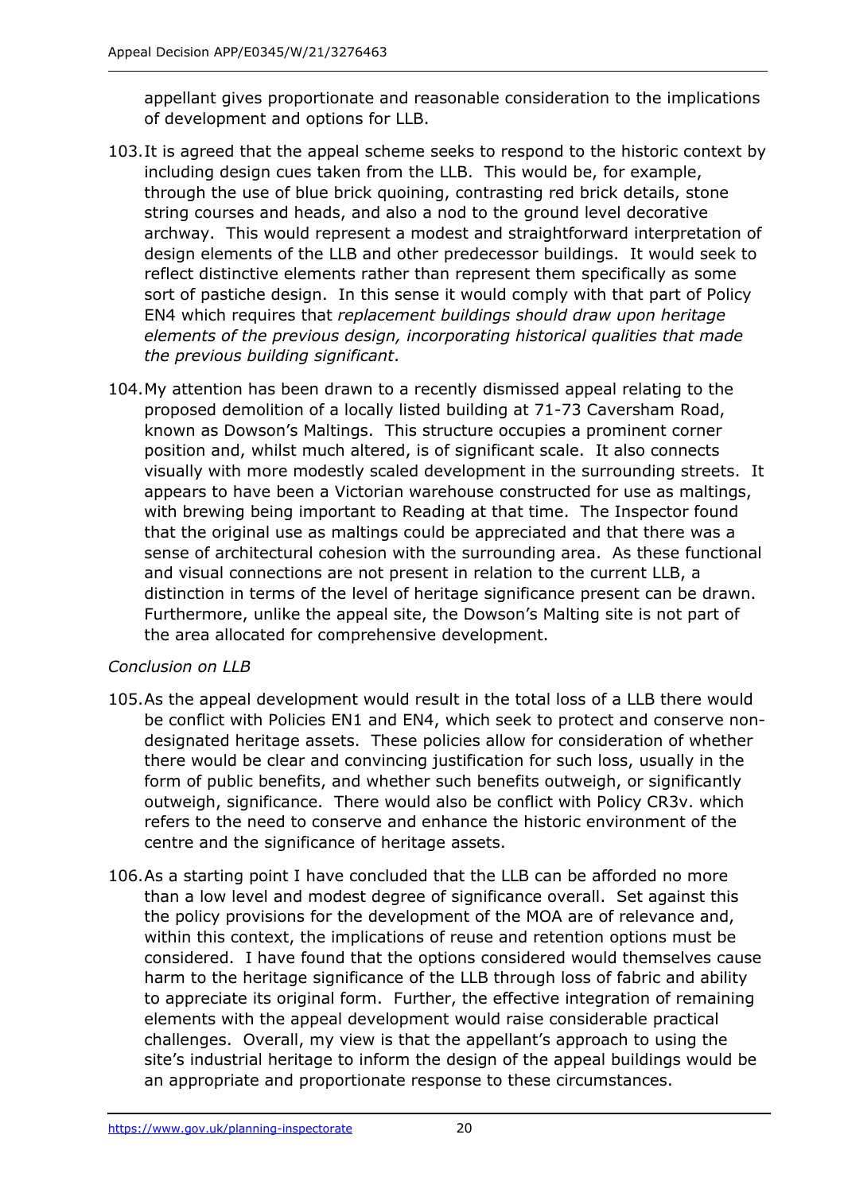appellant gives proportionate and reasonable consideration to the implications of development and options for LLB.

103. It is agreed that the appeal scheme seeks to respond to the historic context by including design cues taken from the LLB. This would be, for example, through the use of blue brick quoining, contrasting red brick details, stone string courses and heads, and also a nod to the ground level decorative archway. This would represent a modest and straightforward interpretation of design elements of the LLB and other predecessor buildings. It would seek to reflect distinctive elements rather than represent them specifically as some sort of pastiche design. In this sense it would comply with that part of Policy EN4 which requires that *replacement buildings should draw upon heritage elements of the previous design, incorporating historical qualities that made the previous building significant*.

104. My attention has been drawn to a recently dismissed appeal relating to the proposed demolition of a locally listed building at 71-73 Caversham Road, known as Dowson's Maltings. This structure occupies a prominent corner position and, whilst much altered, is of significant scale. It also connects visually with more modestly scaled development in the surrounding streets. It appears to have been a Victorian warehouse constructed for use as maltings, with brewing being important to Reading at that time. The Inspector found that the original use as maltings could be appreciated and that there was a sense of architectural cohesion with the surrounding area. As these functional and visual connections are not present in relation to the current LLB, a distinction in terms of the level of heritage significance present can be drawn. Furthermore, unlike the appeal site, the Dowson's Malting site is not part of the area allocated for comprehensive development.

*Conclusion on LLB*

105. As the appeal development would result in the total loss of a LLB there would be conflict with Policies EN1 and EN4, which seek to protect and conserve non-designated heritage assets. These policies allow for consideration of whether there would be clear and convincing justification for such loss, usually in the form of public benefits, and whether such benefits outweigh, or significantly outweigh, significance. There would also be conflict with Policy CR3v. which refers to the need to conserve and enhance the historic environment of the centre and the significance of heritage assets.

106. As a starting point I have concluded that the LLB can be afforded no more than a low level and modest degree of significance overall. Set against this the policy provisions for the development of the MOA are of relevance and, within this context, the implications of reuse and retention options must be considered. I have found that the options considered would themselves cause harm to the heritage significance of the LLB through loss of fabric and ability to appreciate its original form. Further, the effective integration of remaining elements with the appeal development would raise considerable practical challenges. Overall, my view is that the appellant's approach to using the site's industrial heritage to inform the design of the appeal buildings would be an appropriate and proportionate response to these circumstances.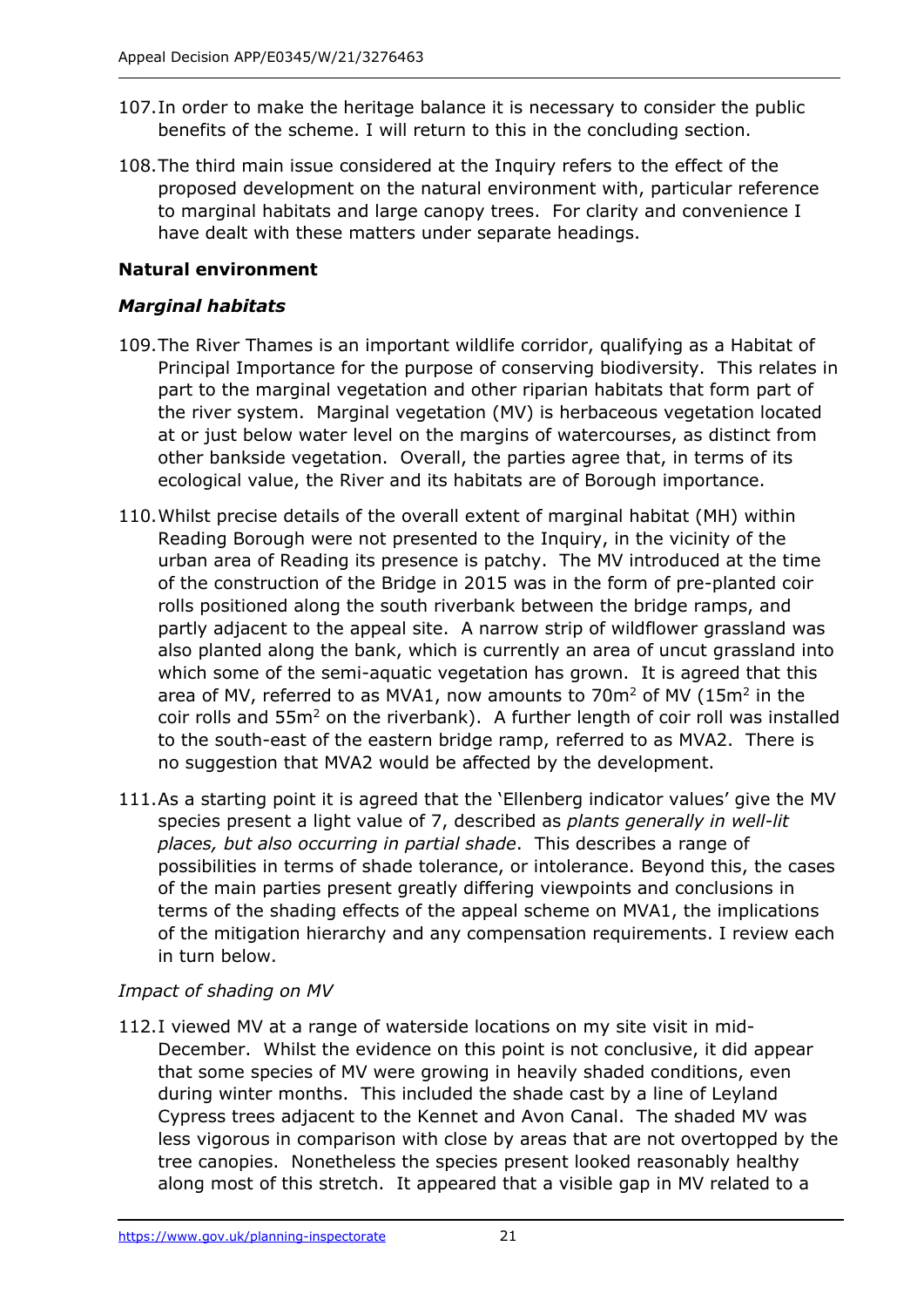107. In order to make the heritage balance it is necessary to consider the public benefits of the scheme. I will return to this in the concluding section.

108. The third main issue considered at the Inquiry refers to the effect of the proposed development on the natural environment with, particular reference to marginal habitats and large canopy trees. For clarity and convenience I have dealt with these matters under separate headings.

**Natural environment**

***Marginal habitats***

109. The River Thames is an important wildlife corridor, qualifying as a Habitat of Principal Importance for the purpose of conserving biodiversity. This relates in part to the marginal vegetation and other riparian habitats that form part of the river system. Marginal vegetation (MV) is herbaceous vegetation located at or just below water level on the margins of watercourses, as distinct from other bankside vegetation. Overall, the parties agree that, in terms of its ecological value, the River and its habitats are of Borough importance.

110. Whilst precise details of the overall extent of marginal habitat (MH) within Reading Borough were not presented to the Inquiry, in the vicinity of the urban area of Reading its presence is patchy. The MV introduced at the time of the construction of the Bridge in 2015 was in the form of pre-planted coir rolls positioned along the south riverbank between the bridge ramps, and partly adjacent to the appeal site. A narrow strip of wildflower grassland was also planted along the bank, which is currently an area of uncut grassland into which some of the semi-aquatic vegetation has grown. It is agreed that this area of MV, referred to as MVA1, now amounts to 70m$^2$ of MV (15m$^2$ in the coir rolls and 55m$^2$ on the riverbank). A further length of coir roll was installed to the south-east of the eastern bridge ramp, referred to as MVA2. There is no suggestion that MVA2 would be affected by the development.

111. As a starting point it is agreed that the 'Ellenberg indicator values' give the MV species present a light value of 7, described as *plants generally in well-lit places, but also occurring in partial shade*. This describes a range of possibilities in terms of shade tolerance, or intolerance. Beyond this, the cases of the main parties present greatly differing viewpoints and conclusions in terms of the shading effects of the appeal scheme on MVA1, the implications of the mitigation hierarchy and any compensation requirements. I review each in turn below.

*Impact of shading on MV*

112. I viewed MV at a range of waterside locations on my site visit in mid-December. Whilst the evidence on this point is not conclusive, it did appear that some species of MV were growing in heavily shaded conditions, even during winter months. This included the shade cast by a line of Leyland Cypress trees adjacent to the Kennet and Avon Canal. The shaded MV was less vigorous in comparison with close by areas that are not overtopped by the tree canopies. Nonetheless the species present looked reasonably healthy along most of this stretch. It appeared that a visible gap in MV related to a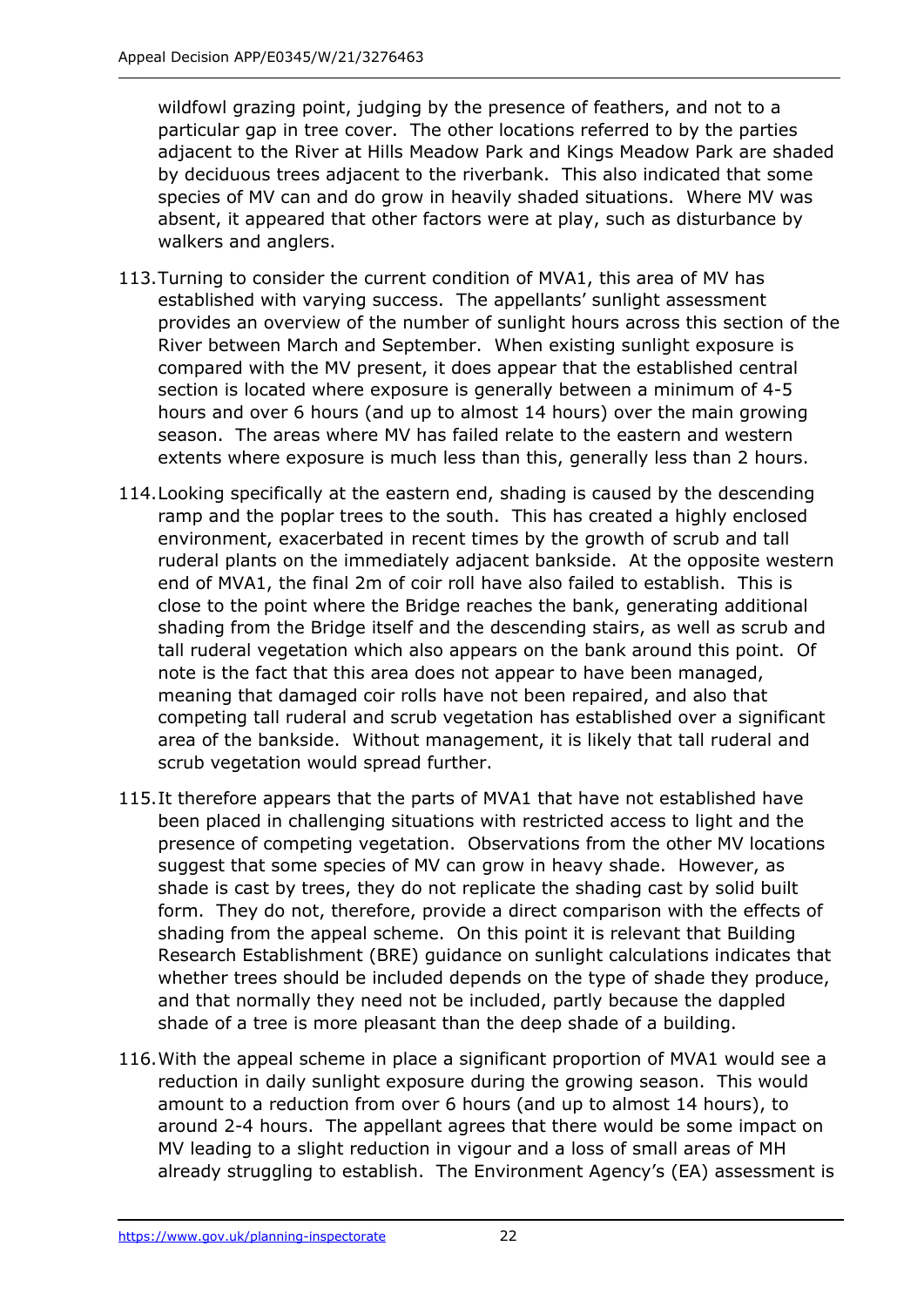wildfowl grazing point, judging by the presence of feathers, and not to a particular gap in tree cover. The other locations referred to by the parties adjacent to the River at Hills Meadow Park and Kings Meadow Park are shaded by deciduous trees adjacent to the riverbank. This also indicated that some species of MV can and do grow in heavily shaded situations. Where MV was absent, it appeared that other factors were at play, such as disturbance by walkers and anglers.

113. Turning to consider the current condition of MVA1, this area of MV has established with varying success. The appellants' sunlight assessment provides an overview of the number of sunlight hours across this section of the River between March and September. When existing sunlight exposure is compared with the MV present, it does appear that the established central section is located where exposure is generally between a minimum of 4-5 hours and over 6 hours (and up to almost 14 hours) over the main growing season. The areas where MV has failed relate to the eastern and western extents where exposure is much less than this, generally less than 2 hours.

114. Looking specifically at the eastern end, shading is caused by the descending ramp and the poplar trees to the south. This has created a highly enclosed environment, exacerbated in recent times by the growth of scrub and tall ruderal plants on the immediately adjacent bankside. At the opposite western end of MVA1, the final 2m of coir roll have also failed to establish. This is close to the point where the Bridge reaches the bank, generating additional shading from the Bridge itself and the descending stairs, as well as scrub and tall ruderal vegetation which also appears on the bank around this point. Of note is the fact that this area does not appear to have been managed, meaning that damaged coir rolls have not been repaired, and also that competing tall ruderal and scrub vegetation has established over a significant area of the bankside. Without management, it is likely that tall ruderal and scrub vegetation would spread further.

115. It therefore appears that the parts of MVA1 that have not established have been placed in challenging situations with restricted access to light and the presence of competing vegetation. Observations from the other MV locations suggest that some species of MV can grow in heavy shade. However, as shade is cast by trees, they do not replicate the shading cast by solid built form. They do not, therefore, provide a direct comparison with the effects of shading from the appeal scheme. On this point it is relevant that Building Research Establishment (BRE) guidance on sunlight calculations indicates that whether trees should be included depends on the type of shade they produce, and that normally they need not be included, partly because the dappled shade of a tree is more pleasant than the deep shade of a building.

116. With the appeal scheme in place a significant proportion of MVA1 would see a reduction in daily sunlight exposure during the growing season. This would amount to a reduction from over 6 hours (and up to almost 14 hours), to around 2-4 hours. The appellant agrees that there would be some impact on MV leading to a slight reduction in vigour and a loss of small areas of MH already struggling to establish. The Environment Agency's (EA) assessment is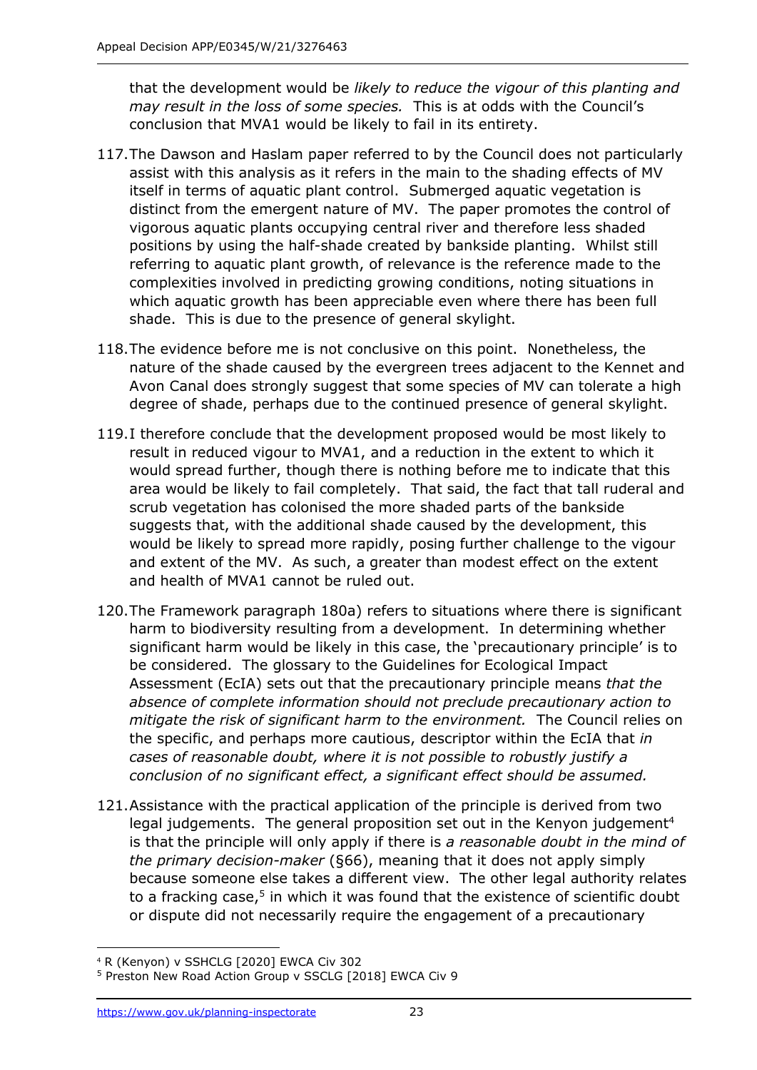that the development would be *likely to reduce the vigour of this planting and may result in the loss of some species.* This is at odds with the Council's conclusion that MVA1 would be likely to fail in its entirety.

117. The Dawson and Haslam paper referred to by the Council does not particularly assist with this analysis as it refers in the main to the shading effects of MV itself in terms of aquatic plant control. Submerged aquatic vegetation is distinct from the emergent nature of MV. The paper promotes the control of vigorous aquatic plants occupying central river and therefore less shaded positions by using the half-shade created by bankside planting. Whilst still referring to aquatic plant growth, of relevance is the reference made to the complexities involved in predicting growing conditions, noting situations in which aquatic growth has been appreciable even where there has been full shade. This is due to the presence of general skylight.

118. The evidence before me is not conclusive on this point. Nonetheless, the nature of the shade caused by the evergreen trees adjacent to the Kennet and Avon Canal does strongly suggest that some species of MV can tolerate a high degree of shade, perhaps due to the continued presence of general skylight.

119. I therefore conclude that the development proposed would be most likely to result in reduced vigour to MVA1, and a reduction in the extent to which it would spread further, though there is nothing before me to indicate that this area would be likely to fail completely. That said, the fact that tall ruderal and scrub vegetation has colonised the more shaded parts of the bankside suggests that, with the additional shade caused by the development, this would be likely to spread more rapidly, posing further challenge to the vigour and extent of the MV. As such, a greater than modest effect on the extent and health of MVA1 cannot be ruled out.

120. The Framework paragraph 180a) refers to situations where there is significant harm to biodiversity resulting from a development. In determining whether significant harm would be likely in this case, the 'precautionary principle' is to be considered. The glossary to the Guidelines for Ecological Impact Assessment (EcIA) sets out that the precautionary principle means *that the absence of complete information should not preclude precautionary action to mitigate the risk of significant harm to the environment.* The Council relies on the specific, and perhaps more cautious, descriptor within the EcIA that *in cases of reasonable doubt, where it is not possible to robustly justify a conclusion of no significant effect, a significant effect should be assumed.*

121. Assistance with the practical application of the principle is derived from two legal judgements. The general proposition set out in the Kenyon judgement[4] is that the principle will only apply if there is *a reasonable doubt in the mind of the primary decision-maker* (§66), meaning that it does not apply simply because someone else takes a different view. The other legal authority relates to a fracking case,[5] in which it was found that the existence of scientific doubt or dispute did not necessarily require the engagement of a precautionary

[4] R (Kenyon) v SSHCLG [2020] EWCA Civ 302

[5] Preston New Road Action Group v SSCLG [2018] EWCA Civ 9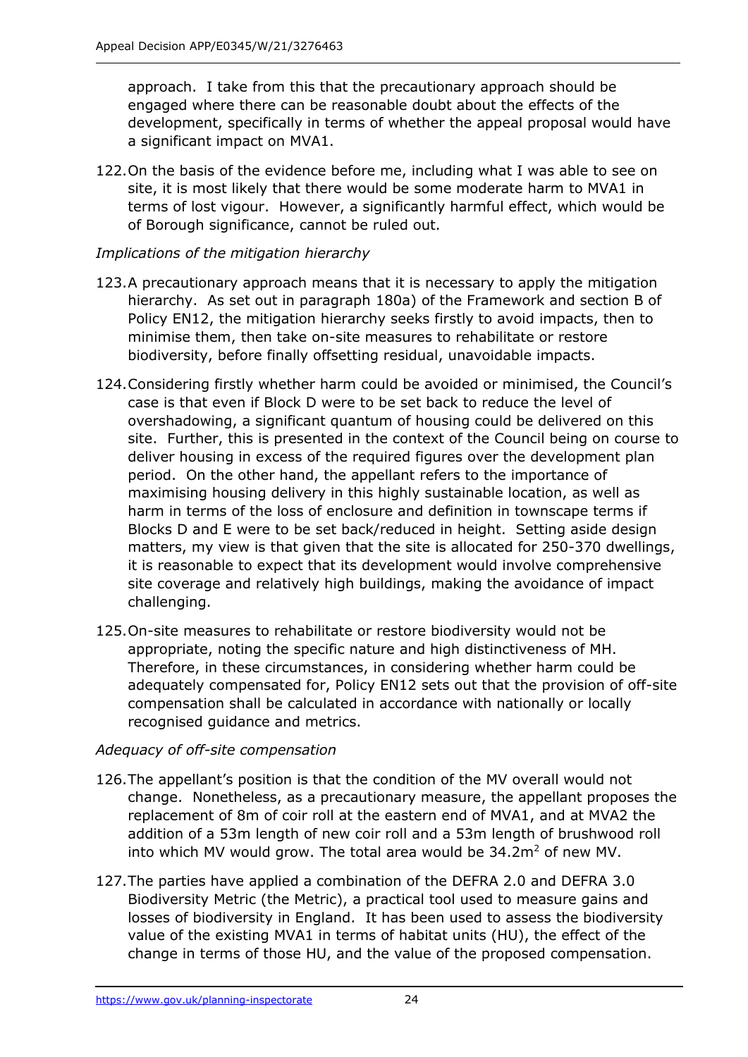approach. I take from this that the precautionary approach should be engaged where there can be reasonable doubt about the effects of the development, specifically in terms of whether the appeal proposal would have a significant impact on MVA1.

122. On the basis of the evidence before me, including what I was able to see on site, it is most likely that there would be some moderate harm to MVA1 in terms of lost vigour. However, a significantly harmful effect, which would be of Borough significance, cannot be ruled out.

*Implications of the mitigation hierarchy*

123. A precautionary approach means that it is necessary to apply the mitigation hierarchy. As set out in paragraph 180a) of the Framework and section B of Policy EN12, the mitigation hierarchy seeks firstly to avoid impacts, then to minimise them, then take on-site measures to rehabilitate or restore biodiversity, before finally offsetting residual, unavoidable impacts.

124. Considering firstly whether harm could be avoided or minimised, the Council's case is that even if Block D were to be set back to reduce the level of overshadowing, a significant quantum of housing could be delivered on this site. Further, this is presented in the context of the Council being on course to deliver housing in excess of the required figures over the development plan period. On the other hand, the appellant refers to the importance of maximising housing delivery in this highly sustainable location, as well as harm in terms of the loss of enclosure and definition in townscape terms if Blocks D and E were to be set back/reduced in height. Setting aside design matters, my view is that given that the site is allocated for 250-370 dwellings, it is reasonable to expect that its development would involve comprehensive site coverage and relatively high buildings, making the avoidance of impact challenging.

125. On-site measures to rehabilitate or restore biodiversity would not be appropriate, noting the specific nature and high distinctiveness of MH. Therefore, in these circumstances, in considering whether harm could be adequately compensated for, Policy EN12 sets out that the provision of off-site compensation shall be calculated in accordance with nationally or locally recognised guidance and metrics.

*Adequacy of off-site compensation*

126. The appellant's position is that the condition of the MV overall would not change. Nonetheless, as a precautionary measure, the appellant proposes the replacement of 8m of coir roll at the eastern end of MVA1, and at MVA2 the addition of a 53m length of new coir roll and a 53m length of brushwood roll into which MV would grow. The total area would be $34.2m^2$ of new MV.

127. The parties have applied a combination of the DEFRA 2.0 and DEFRA 3.0 Biodiversity Metric (the Metric), a practical tool used to measure gains and losses of biodiversity in England. It has been used to assess the biodiversity value of the existing MVA1 in terms of habitat units (HU), the effect of the change in terms of those HU, and the value of the proposed compensation.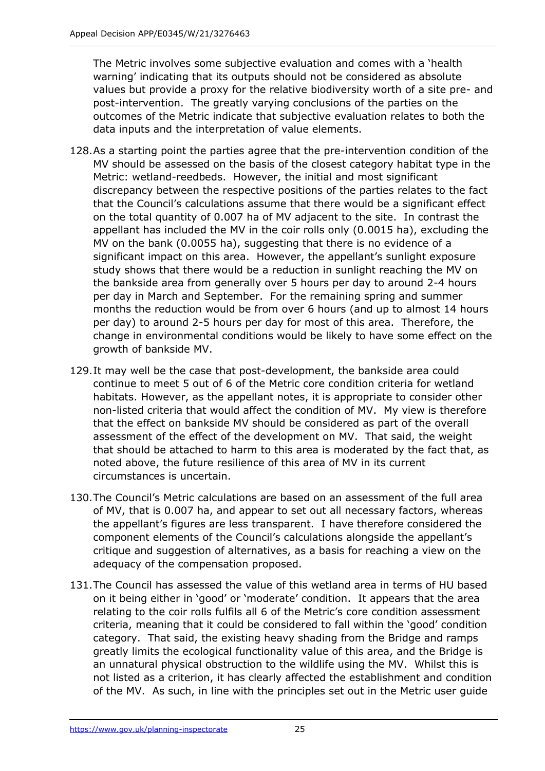The Metric involves some subjective evaluation and comes with a 'health warning' indicating that its outputs should not be considered as absolute values but provide a proxy for the relative biodiversity worth of a site pre- and post-intervention. The greatly varying conclusions of the parties on the outcomes of the Metric indicate that subjective evaluation relates to both the data inputs and the interpretation of value elements.

128. As a starting point the parties agree that the pre-intervention condition of the MV should be assessed on the basis of the closest category habitat type in the Metric: wetland-reedbeds. However, the initial and most significant discrepancy between the respective positions of the parties relates to the fact that the Council's calculations assume that there would be a significant effect on the total quantity of 0.007 ha of MV adjacent to the site. In contrast the appellant has included the MV in the coir rolls only (0.0015 ha), excluding the MV on the bank (0.0055 ha), suggesting that there is no evidence of a significant impact on this area. However, the appellant's sunlight exposure study shows that there would be a reduction in sunlight reaching the MV on the bankside area from generally over 5 hours per day to around 2-4 hours per day in March and September. For the remaining spring and summer months the reduction would be from over 6 hours (and up to almost 14 hours per day) to around 2-5 hours per day for most of this area. Therefore, the change in environmental conditions would be likely to have some effect on the growth of bankside MV.

129. It may well be the case that post-development, the bankside area could continue to meet 5 out of 6 of the Metric core condition criteria for wetland habitats. However, as the appellant notes, it is appropriate to consider other non-listed criteria that would affect the condition of MV. My view is therefore that the effect on bankside MV should be considered as part of the overall assessment of the effect of the development on MV. That said, the weight that should be attached to harm to this area is moderated by the fact that, as noted above, the future resilience of this area of MV in its current circumstances is uncertain.

130. The Council's Metric calculations are based on an assessment of the full area of MV, that is 0.007 ha, and appear to set out all necessary factors, whereas the appellant's figures are less transparent. I have therefore considered the component elements of the Council's calculations alongside the appellant's critique and suggestion of alternatives, as a basis for reaching a view on the adequacy of the compensation proposed.

131. The Council has assessed the value of this wetland area in terms of HU based on it being either in 'good' or 'moderate' condition. It appears that the area relating to the coir rolls fulfils all 6 of the Metric's core condition assessment criteria, meaning that it could be considered to fall within the 'good' condition category. That said, the existing heavy shading from the Bridge and ramps greatly limits the ecological functionality value of this area, and the Bridge is an unnatural physical obstruction to the wildlife using the MV. Whilst this is not listed as a criterion, it has clearly affected the establishment and condition of the MV. As such, in line with the principles set out in the Metric user guide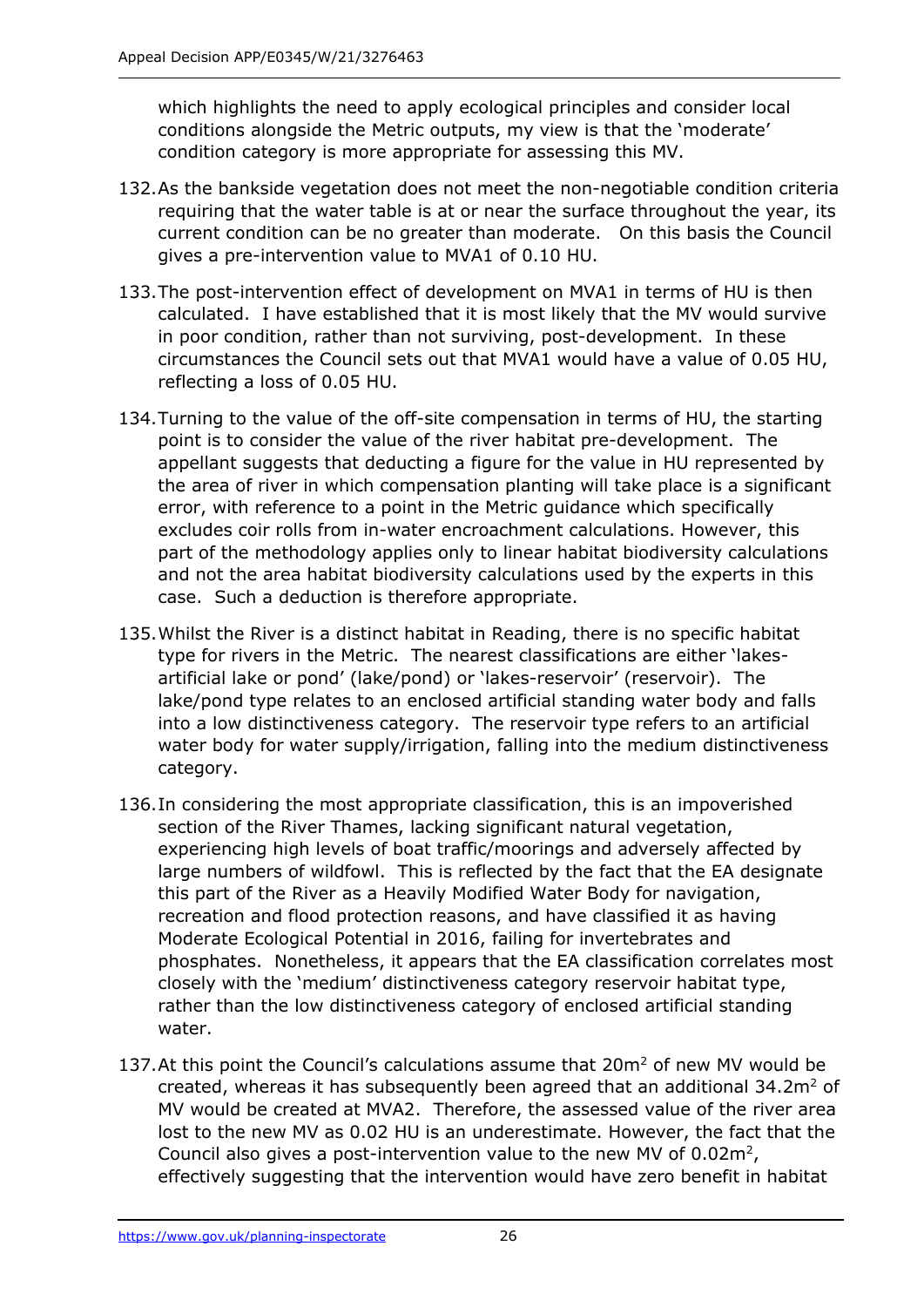which highlights the need to apply ecological principles and consider local conditions alongside the Metric outputs, my view is that the 'moderate' condition category is more appropriate for assessing this MV.

132. As the bankside vegetation does not meet the non-negotiable condition criteria requiring that the water table is at or near the surface throughout the year, its current condition can be no greater than moderate. On this basis the Council gives a pre-intervention value to MVA1 of 0.10 HU.

133. The post-intervention effect of development on MVA1 in terms of HU is then calculated. I have established that it is most likely that the MV would survive in poor condition, rather than not surviving, post-development. In these circumstances the Council sets out that MVA1 would have a value of 0.05 HU, reflecting a loss of 0.05 HU.

134. Turning to the value of the off-site compensation in terms of HU, the starting point is to consider the value of the river habitat pre-development. The appellant suggests that deducting a figure for the value in HU represented by the area of river in which compensation planting will take place is a significant error, with reference to a point in the Metric guidance which specifically excludes coir rolls from in-water encroachment calculations. However, this part of the methodology applies only to linear habitat biodiversity calculations and not the area habitat biodiversity calculations used by the experts in this case. Such a deduction is therefore appropriate.

135. Whilst the River is a distinct habitat in Reading, there is no specific habitat type for rivers in the Metric. The nearest classifications are either 'lakes-artificial lake or pond' (lake/pond) or 'lakes-reservoir' (reservoir). The lake/pond type relates to an enclosed artificial standing water body and falls into a low distinctiveness category. The reservoir type refers to an artificial water body for water supply/irrigation, falling into the medium distinctiveness category.

136. In considering the most appropriate classification, this is an impoverished section of the River Thames, lacking significant natural vegetation, experiencing high levels of boat traffic/moorings and adversely affected by large numbers of wildfowl. This is reflected by the fact that the EA designate this part of the River as a Heavily Modified Water Body for navigation, recreation and flood protection reasons, and have classified it as having Moderate Ecological Potential in 2016, failing for invertebrates and phosphates. Nonetheless, it appears that the EA classification correlates most closely with the 'medium' distinctiveness category reservoir habitat type, rather than the low distinctiveness category of enclosed artificial standing water.

137. At this point the Council's calculations assume that $20m^2$ of new MV would be created, whereas it has subsequently been agreed that an additional $34.2m^2$ of MV would be created at MVA2. Therefore, the assessed value of the river area lost to the new MV as 0.02 HU is an underestimate. However, the fact that the Council also gives a post-intervention value to the new MV of $0.02m^2$, effectively suggesting that the intervention would have zero benefit in habitat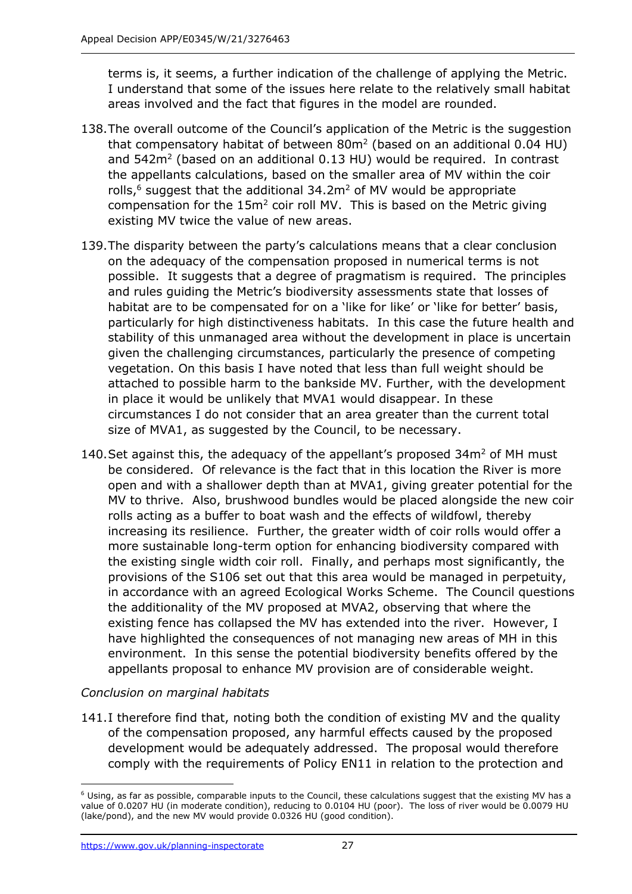terms is, it seems, a further indication of the challenge of applying the Metric. I understand that some of the issues here relate to the relatively small habitat areas involved and the fact that figures in the model are rounded.

138. The overall outcome of the Council's application of the Metric is the suggestion that compensatory habitat of between $80m^2$ (based on an additional 0.04 HU) and $542m^2$ (based on an additional 0.13 HU) would be required. In contrast the appellants calculations, based on the smaller area of MV within the coir rolls,[6] suggest that the additional $34.2m^2$ of MV would be appropriate compensation for the $15m^2$ coir roll MV. This is based on the Metric giving existing MV twice the value of new areas.

139. The disparity between the party's calculations means that a clear conclusion on the adequacy of the compensation proposed in numerical terms is not possible. It suggests that a degree of pragmatism is required. The principles and rules guiding the Metric's biodiversity assessments state that losses of habitat are to be compensated for on a 'like for like' or 'like for better' basis, particularly for high distinctiveness habitats. In this case the future health and stability of this unmanaged area without the development in place is uncertain given the challenging circumstances, particularly the presence of competing vegetation. On this basis I have noted that less than full weight should be attached to possible harm to the bankside MV. Further, with the development in place it would be unlikely that MVA1 would disappear. In these circumstances I do not consider that an area greater than the current total size of MVA1, as suggested by the Council, to be necessary.

140. Set against this, the adequacy of the appellant's proposed $34m^2$ of MH must be considered. Of relevance is the fact that in this location the River is more open and with a shallower depth than at MVA1, giving greater potential for the MV to thrive. Also, brushwood bundles would be placed alongside the new coir rolls acting as a buffer to boat wash and the effects of wildfowl, thereby increasing its resilience. Further, the greater width of coir rolls would offer a more sustainable long-term option for enhancing biodiversity compared with the existing single width coir roll. Finally, and perhaps most significantly, the provisions of the S106 set out that this area would be managed in perpetuity, in accordance with an agreed Ecological Works Scheme. The Council questions the additionality of the MV proposed at MVA2, observing that where the existing fence has collapsed the MV has extended into the river. However, I have highlighted the consequences of not managing new areas of MH in this environment. In this sense the potential biodiversity benefits offered by the appellants proposal to enhance MV provision are of considerable weight.

*Conclusion on marginal habitats*

141. I therefore find that, noting both the condition of existing MV and the quality of the compensation proposed, any harmful effects caused by the proposed development would be adequately addressed. The proposal would therefore comply with the requirements of Policy EN11 in relation to the protection and

---

[6] Using, as far as possible, comparable inputs to the Council, these calculations suggest that the existing MV has a value of 0.0207 HU (in moderate condition), reducing to 0.0104 HU (poor). The loss of river would be 0.0079 HU (lake/pond), and the new MV would provide 0.0326 HU (good condition).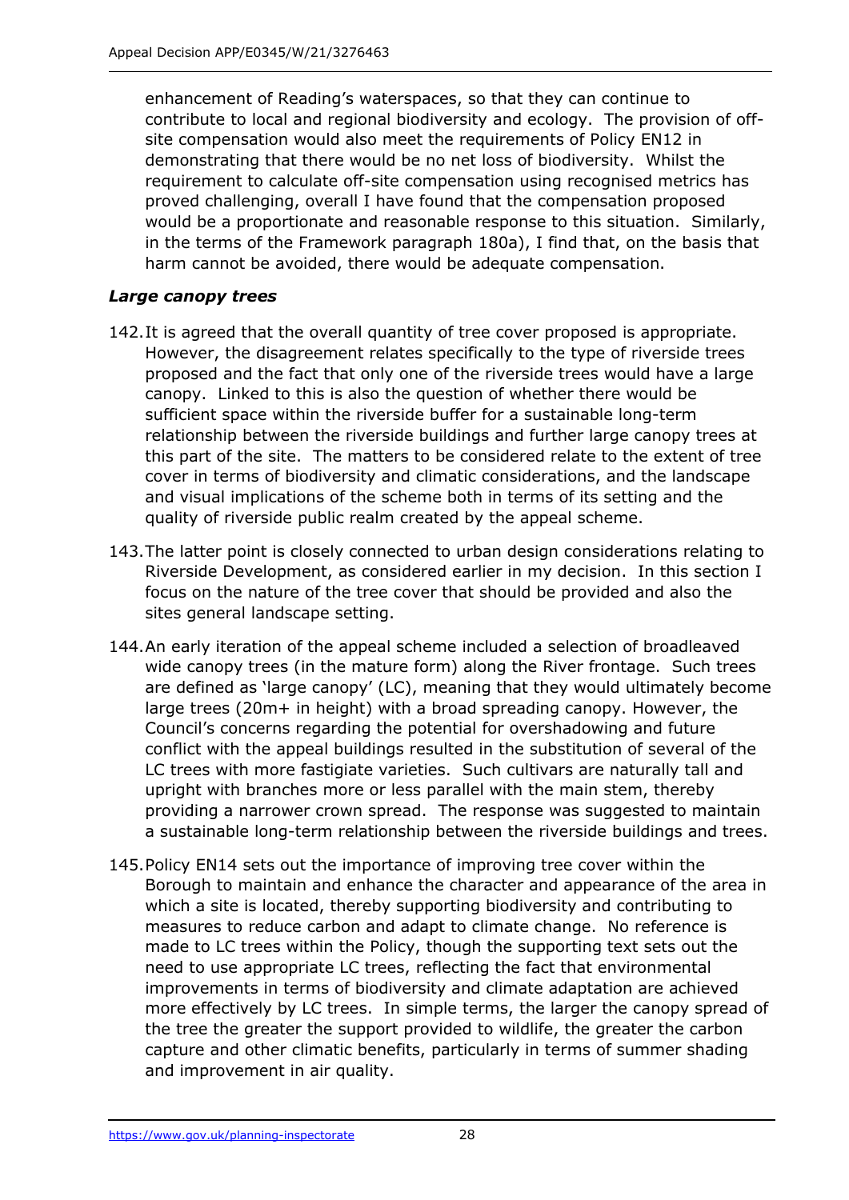enhancement of Reading's waterspaces, so that they can continue to contribute to local and regional biodiversity and ecology. The provision of off-site compensation would also meet the requirements of Policy EN12 in demonstrating that there would be no net loss of biodiversity. Whilst the requirement to calculate off-site compensation using recognised metrics has proved challenging, overall I have found that the compensation proposed would be a proportionate and reasonable response to this situation. Similarly, in the terms of the Framework paragraph 180a), I find that, on the basis that harm cannot be avoided, there would be adequate compensation.

### *Large canopy trees*

142. It is agreed that the overall quantity of tree cover proposed is appropriate. However, the disagreement relates specifically to the type of riverside trees proposed and the fact that only one of the riverside trees would have a large canopy. Linked to this is also the question of whether there would be sufficient space within the riverside buffer for a sustainable long-term relationship between the riverside buildings and further large canopy trees at this part of the site. The matters to be considered relate to the extent of tree cover in terms of biodiversity and climatic considerations, and the landscape and visual implications of the scheme both in terms of its setting and the quality of riverside public realm created by the appeal scheme.

143. The latter point is closely connected to urban design considerations relating to Riverside Development, as considered earlier in my decision. In this section I focus on the nature of the tree cover that should be provided and also the sites general landscape setting.

144. An early iteration of the appeal scheme included a selection of broadleaved wide canopy trees (in the mature form) along the River frontage. Such trees are defined as 'large canopy' (LC), meaning that they would ultimately become large trees (20m+ in height) with a broad spreading canopy. However, the Council's concerns regarding the potential for overshadowing and future conflict with the appeal buildings resulted in the substitution of several of the LC trees with more fastigiate varieties. Such cultivars are naturally tall and upright with branches more or less parallel with the main stem, thereby providing a narrower crown spread. The response was suggested to maintain a sustainable long-term relationship between the riverside buildings and trees.

145. Policy EN14 sets out the importance of improving tree cover within the Borough to maintain and enhance the character and appearance of the area in which a site is located, thereby supporting biodiversity and contributing to measures to reduce carbon and adapt to climate change. No reference is made to LC trees within the Policy, though the supporting text sets out the need to use appropriate LC trees, reflecting the fact that environmental improvements in terms of biodiversity and climate adaptation are achieved more effectively by LC trees. In simple terms, the larger the canopy spread of the tree the greater the support provided to wildlife, the greater the carbon capture and other climatic benefits, particularly in terms of summer shading and improvement in air quality.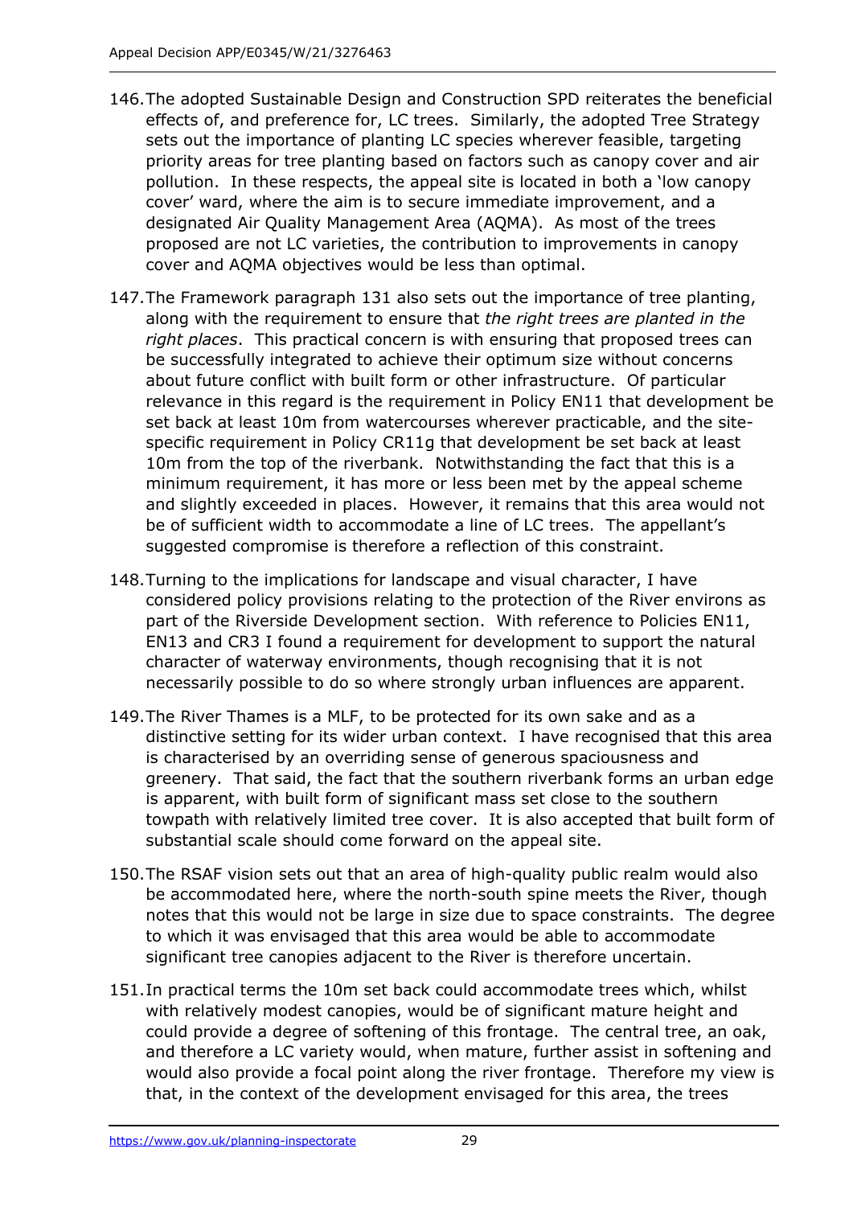146. The adopted Sustainable Design and Construction SPD reiterates the beneficial effects of, and preference for, LC trees. Similarly, the adopted Tree Strategy sets out the importance of planting LC species wherever feasible, targeting priority areas for tree planting based on factors such as canopy cover and air pollution. In these respects, the appeal site is located in both a 'low canopy cover' ward, where the aim is to secure immediate improvement, and a designated Air Quality Management Area (AQMA). As most of the trees proposed are not LC varieties, the contribution to improvements in canopy cover and AQMA objectives would be less than optimal.

147. The Framework paragraph 131 also sets out the importance of tree planting, along with the requirement to ensure that *the right trees are planted in the right places*. This practical concern is with ensuring that proposed trees can be successfully integrated to achieve their optimum size without concerns about future conflict with built form or other infrastructure. Of particular relevance in this regard is the requirement in Policy EN11 that development be set back at least 10m from watercourses wherever practicable, and the site-specific requirement in Policy CR11g that development be set back at least 10m from the top of the riverbank. Notwithstanding the fact that this is a minimum requirement, it has more or less been met by the appeal scheme and slightly exceeded in places. However, it remains that this area would not be of sufficient width to accommodate a line of LC trees. The appellant's suggested compromise is therefore a reflection of this constraint.

148. Turning to the implications for landscape and visual character, I have considered policy provisions relating to the protection of the River environs as part of the Riverside Development section. With reference to Policies EN11, EN13 and CR3 I found a requirement for development to support the natural character of waterway environments, though recognising that it is not necessarily possible to do so where strongly urban influences are apparent.

149. The River Thames is a MLF, to be protected for its own sake and as a distinctive setting for its wider urban context. I have recognised that this area is characterised by an overriding sense of generous spaciousness and greenery. That said, the fact that the southern riverbank forms an urban edge is apparent, with built form of significant mass set close to the southern towpath with relatively limited tree cover. It is also accepted that built form of substantial scale should come forward on the appeal site.

150. The RSAF vision sets out that an area of high-quality public realm would also be accommodated here, where the north-south spine meets the River, though notes that this would not be large in size due to space constraints. The degree to which it was envisaged that this area would be able to accommodate significant tree canopies adjacent to the River is therefore uncertain.

151. In practical terms the 10m set back could accommodate trees which, whilst with relatively modest canopies, would be of significant mature height and could provide a degree of softening of this frontage. The central tree, an oak, and therefore a LC variety would, when mature, further assist in softening and would also provide a focal point along the river frontage. Therefore my view is that, in the context of the development envisaged for this area, the trees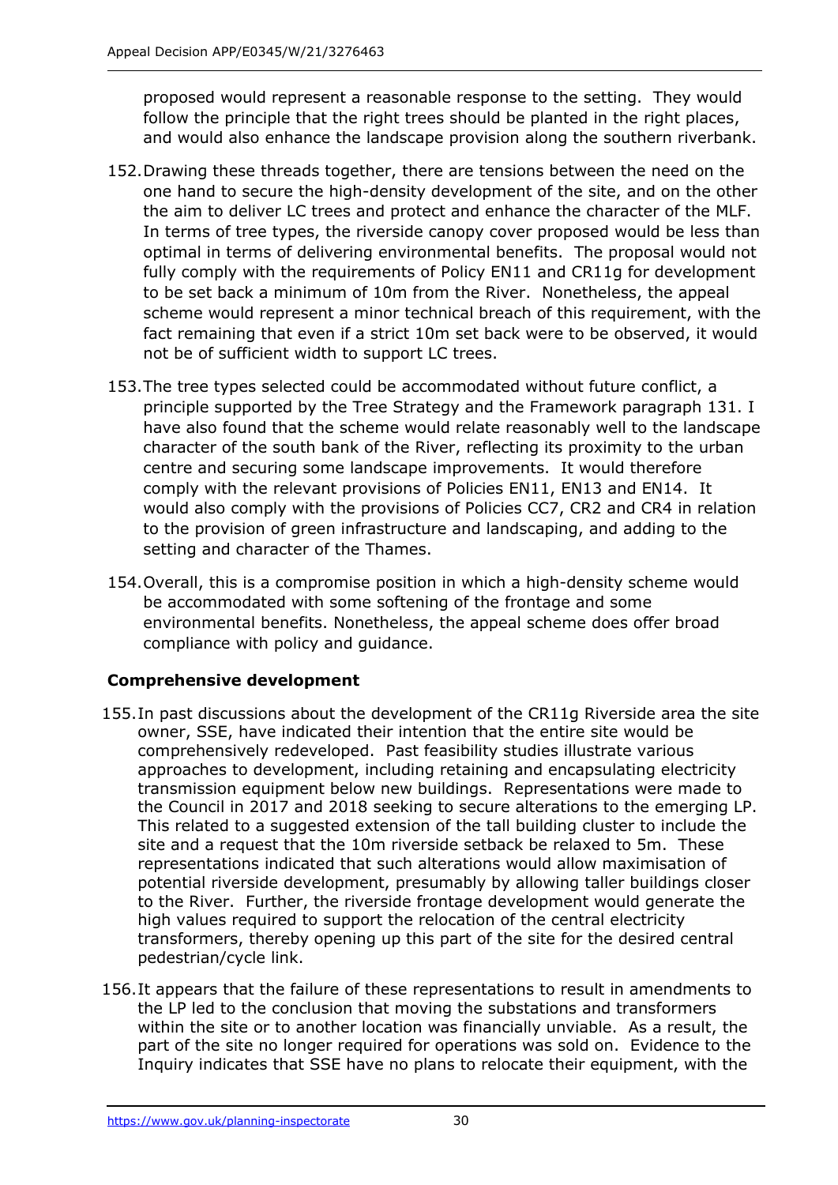proposed would represent a reasonable response to the setting. They would follow the principle that the right trees should be planted in the right places, and would also enhance the landscape provision along the southern riverbank.

152. Drawing these threads together, there are tensions between the need on the one hand to secure the high-density development of the site, and on the other the aim to deliver LC trees and protect and enhance the character of the MLF. In terms of tree types, the riverside canopy cover proposed would be less than optimal in terms of delivering environmental benefits. The proposal would not fully comply with the requirements of Policy EN11 and CR11g for development to be set back a minimum of 10m from the River. Nonetheless, the appeal scheme would represent a minor technical breach of this requirement, with the fact remaining that even if a strict 10m set back were to be observed, it would not be of sufficient width to support LC trees.

153. The tree types selected could be accommodated without future conflict, a principle supported by the Tree Strategy and the Framework paragraph 131. I have also found that the scheme would relate reasonably well to the landscape character of the south bank of the River, reflecting its proximity to the urban centre and securing some landscape improvements. It would therefore comply with the relevant provisions of Policies EN11, EN13 and EN14. It would also comply with the provisions of Policies CC7, CR2 and CR4 in relation to the provision of green infrastructure and landscaping, and adding to the setting and character of the Thames.

154. Overall, this is a compromise position in which a high-density scheme would be accommodated with some softening of the frontage and some environmental benefits. Nonetheless, the appeal scheme does offer broad compliance with policy and guidance.

**Comprehensive development**

155. In past discussions about the development of the CR11g Riverside area the site owner, SSE, have indicated their intention that the entire site would be comprehensively redeveloped. Past feasibility studies illustrate various approaches to development, including retaining and encapsulating electricity transmission equipment below new buildings. Representations were made to the Council in 2017 and 2018 seeking to secure alterations to the emerging LP. This related to a suggested extension of the tall building cluster to include the site and a request that the 10m riverside setback be relaxed to 5m. These representations indicated that such alterations would allow maximisation of potential riverside development, presumably by allowing taller buildings closer to the River. Further, the riverside frontage development would generate the high values required to support the relocation of the central electricity transformers, thereby opening up this part of the site for the desired central pedestrian/cycle link.

156. It appears that the failure of these representations to result in amendments to the LP led to the conclusion that moving the substations and transformers within the site or to another location was financially unviable. As a result, the part of the site no longer required for operations was sold on. Evidence to the Inquiry indicates that SSE have no plans to relocate their equipment, with the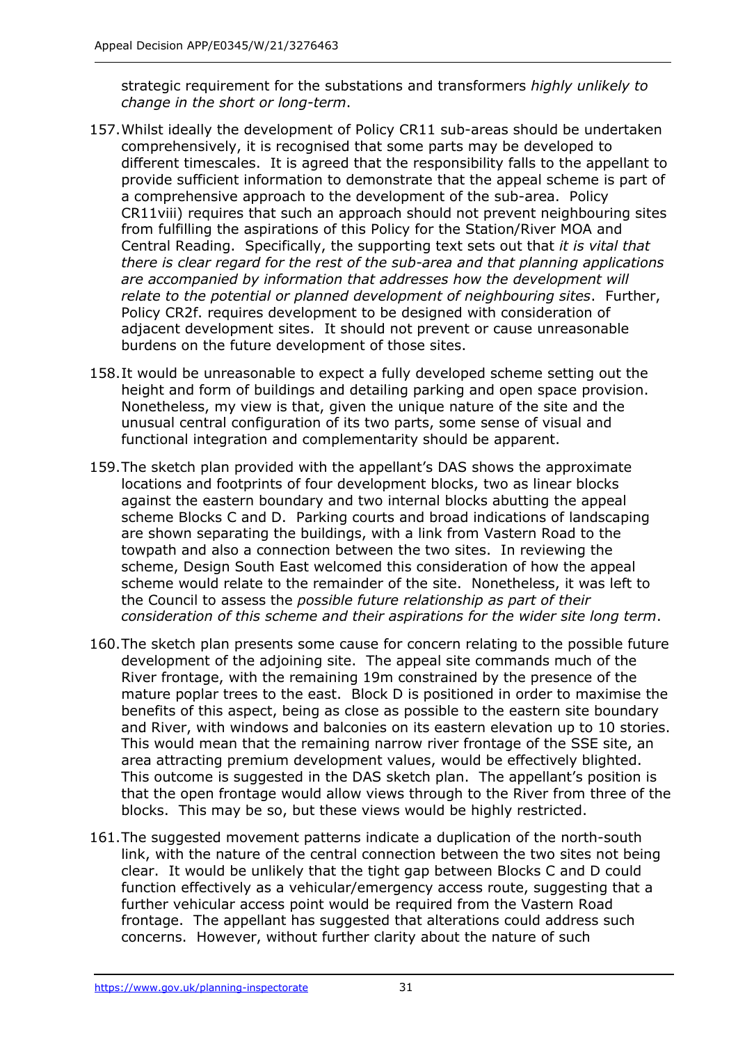strategic requirement for the substations and transformers *highly unlikely to change in the short or long-term*.

157. Whilst ideally the development of Policy CR11 sub-areas should be undertaken comprehensively, it is recognised that some parts may be developed to different timescales. It is agreed that the responsibility falls to the appellant to provide sufficient information to demonstrate that the appeal scheme is part of a comprehensive approach to the development of the sub-area. Policy CR11viii) requires that such an approach should not prevent neighbouring sites from fulfilling the aspirations of this Policy for the Station/River MOA and Central Reading. Specifically, the supporting text sets out that *it is vital that there is clear regard for the rest of the sub-area and that planning applications are accompanied by information that addresses how the development will relate to the potential or planned development of neighbouring sites*. Further, Policy CR2f. requires development to be designed with consideration of adjacent development sites. It should not prevent or cause unreasonable burdens on the future development of those sites.

158. It would be unreasonable to expect a fully developed scheme setting out the height and form of buildings and detailing parking and open space provision. Nonetheless, my view is that, given the unique nature of the site and the unusual central configuration of its two parts, some sense of visual and functional integration and complementarity should be apparent.

159. The sketch plan provided with the appellant's DAS shows the approximate locations and footprints of four development blocks, two as linear blocks against the eastern boundary and two internal blocks abutting the appeal scheme Blocks C and D. Parking courts and broad indications of landscaping are shown separating the buildings, with a link from Vastern Road to the towpath and also a connection between the two sites. In reviewing the scheme, Design South East welcomed this consideration of how the appeal scheme would relate to the remainder of the site. Nonetheless, it was left to the Council to assess the *possible future relationship as part of their consideration of this scheme and their aspirations for the wider site long term*.

160. The sketch plan presents some cause for concern relating to the possible future development of the adjoining site. The appeal site commands much of the River frontage, with the remaining 19m constrained by the presence of the mature poplar trees to the east. Block D is positioned in order to maximise the benefits of this aspect, being as close as possible to the eastern site boundary and River, with windows and balconies on its eastern elevation up to 10 stories. This would mean that the remaining narrow river frontage of the SSE site, an area attracting premium development values, would be effectively blighted. This outcome is suggested in the DAS sketch plan. The appellant's position is that the open frontage would allow views through to the River from three of the blocks. This may be so, but these views would be highly restricted.

161. The suggested movement patterns indicate a duplication of the north-south link, with the nature of the central connection between the two sites not being clear. It would be unlikely that the tight gap between Blocks C and D could function effectively as a vehicular/emergency access route, suggesting that a further vehicular access point would be required from the Vastern Road frontage. The appellant has suggested that alterations could address such concerns. However, without further clarity about the nature of such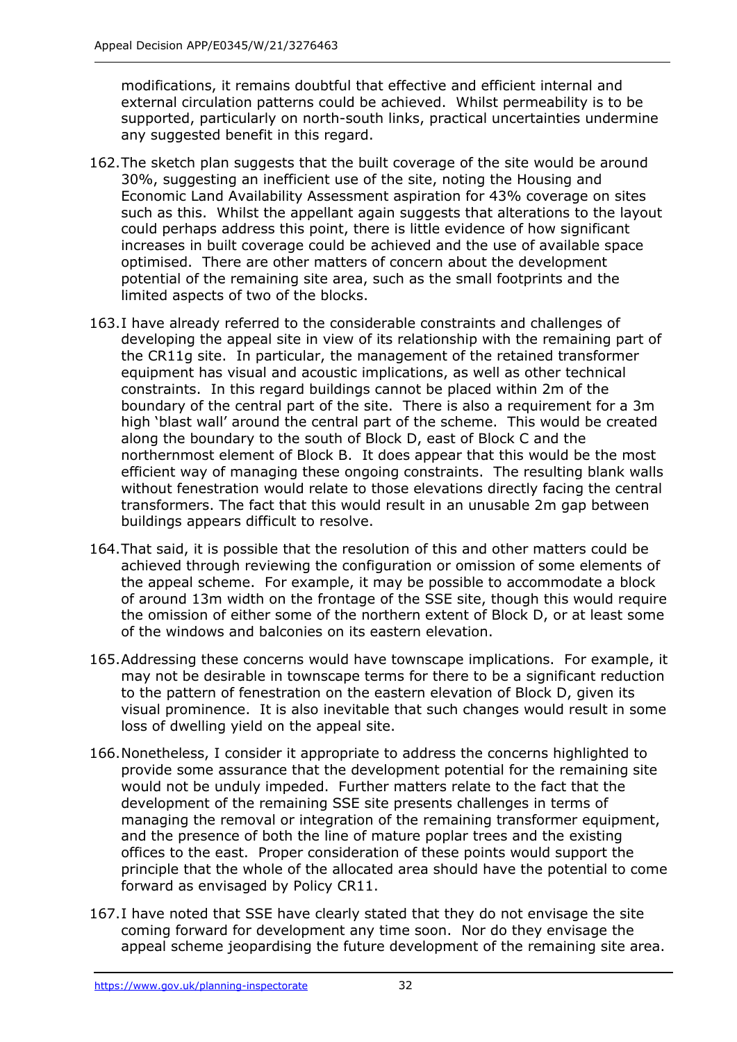modifications, it remains doubtful that effective and efficient internal and external circulation patterns could be achieved. Whilst permeability is to be supported, particularly on north-south links, practical uncertainties undermine any suggested benefit in this regard.

162. The sketch plan suggests that the built coverage of the site would be around 30%, suggesting an inefficient use of the site, noting the Housing and Economic Land Availability Assessment aspiration for 43% coverage on sites such as this. Whilst the appellant again suggests that alterations to the layout could perhaps address this point, there is little evidence of how significant increases in built coverage could be achieved and the use of available space optimised. There are other matters of concern about the development potential of the remaining site area, such as the small footprints and the limited aspects of two of the blocks.

163. I have already referred to the considerable constraints and challenges of developing the appeal site in view of its relationship with the remaining part of the CR11g site. In particular, the management of the retained transformer equipment has visual and acoustic implications, as well as other technical constraints. In this regard buildings cannot be placed within 2m of the boundary of the central part of the site. There is also a requirement for a 3m high 'blast wall' around the central part of the scheme. This would be created along the boundary to the south of Block D, east of Block C and the northernmost element of Block B. It does appear that this would be the most efficient way of managing these ongoing constraints. The resulting blank walls without fenestration would relate to those elevations directly facing the central transformers. The fact that this would result in an unusable 2m gap between buildings appears difficult to resolve.

164. That said, it is possible that the resolution of this and other matters could be achieved through reviewing the configuration or omission of some elements of the appeal scheme. For example, it may be possible to accommodate a block of around 13m width on the frontage of the SSE site, though this would require the omission of either some of the northern extent of Block D, or at least some of the windows and balconies on its eastern elevation.

165. Addressing these concerns would have townscape implications. For example, it may not be desirable in townscape terms for there to be a significant reduction to the pattern of fenestration on the eastern elevation of Block D, given its visual prominence. It is also inevitable that such changes would result in some loss of dwelling yield on the appeal site.

166. Nonetheless, I consider it appropriate to address the concerns highlighted to provide some assurance that the development potential for the remaining site would not be unduly impeded. Further matters relate to the fact that the development of the remaining SSE site presents challenges in terms of managing the removal or integration of the remaining transformer equipment, and the presence of both the line of mature poplar trees and the existing offices to the east. Proper consideration of these points would support the principle that the whole of the allocated area should have the potential to come forward as envisaged by Policy CR11.

167. I have noted that SSE have clearly stated that they do not envisage the site coming forward for development any time soon. Nor do they envisage the appeal scheme jeopardising the future development of the remaining site area.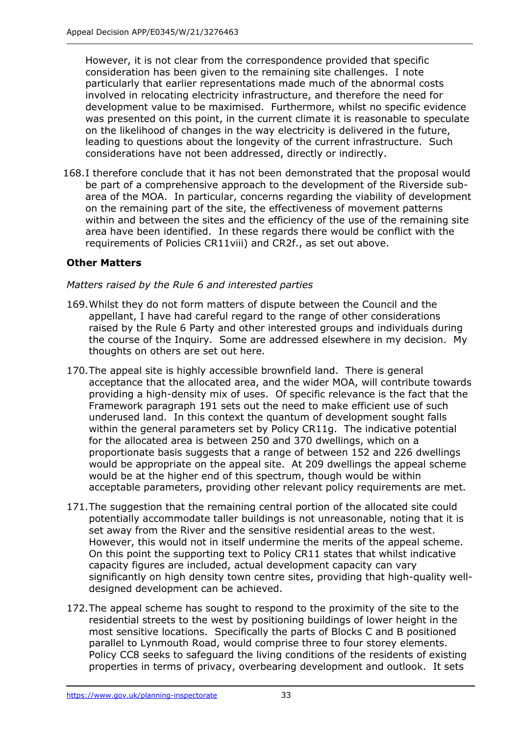However, it is not clear from the correspondence provided that specific consideration has been given to the remaining site challenges. I note particularly that earlier representations made much of the abnormal costs involved in relocating electricity infrastructure, and therefore the need for development value to be maximised. Furthermore, whilst no specific evidence was presented on this point, in the current climate it is reasonable to speculate on the likelihood of changes in the way electricity is delivered in the future, leading to questions about the longevity of the current infrastructure. Such considerations have not been addressed, directly or indirectly.

168. I therefore conclude that it has not been demonstrated that the proposal would be part of a comprehensive approach to the development of the Riverside sub-area of the MOA. In particular, concerns regarding the viability of development on the remaining part of the site, the effectiveness of movement patterns within and between the sites and the efficiency of the use of the remaining site area have been identified. In these regards there would be conflict with the requirements of Policies CR11viii) and CR2f., as set out above.

## Other Matters

*Matters raised by the Rule 6 and interested parties*

169. Whilst they do not form matters of dispute between the Council and the appellant, I have had careful regard to the range of other considerations raised by the Rule 6 Party and other interested groups and individuals during the course of the Inquiry. Some are addressed elsewhere in my decision. My thoughts on others are set out here.

170. The appeal site is highly accessible brownfield land. There is general acceptance that the allocated area, and the wider MOA, will contribute towards providing a high-density mix of uses. Of specific relevance is the fact that the Framework paragraph 191 sets out the need to make efficient use of such underused land. In this context the quantum of development sought falls within the general parameters set by Policy CR11g. The indicative potential for the allocated area is between 250 and 370 dwellings, which on a proportionate basis suggests that a range of between 152 and 226 dwellings would be appropriate on the appeal site. At 209 dwellings the appeal scheme would be at the higher end of this spectrum, though would be within acceptable parameters, providing other relevant policy requirements are met.

171. The suggestion that the remaining central portion of the allocated site could potentially accommodate taller buildings is not unreasonable, noting that it is set away from the River and the sensitive residential areas to the west. However, this would not in itself undermine the merits of the appeal scheme. On this point the supporting text to Policy CR11 states that whilst indicative capacity figures are included, actual development capacity can vary significantly on high density town centre sites, providing that high-quality well-designed development can be achieved.

172. The appeal scheme has sought to respond to the proximity of the site to the residential streets to the west by positioning buildings of lower height in the most sensitive locations. Specifically the parts of Blocks C and B positioned parallel to Lynmouth Road, would comprise three to four storey elements. Policy CC8 seeks to safeguard the living conditions of the residents of existing properties in terms of privacy, overbearing development and outlook. It sets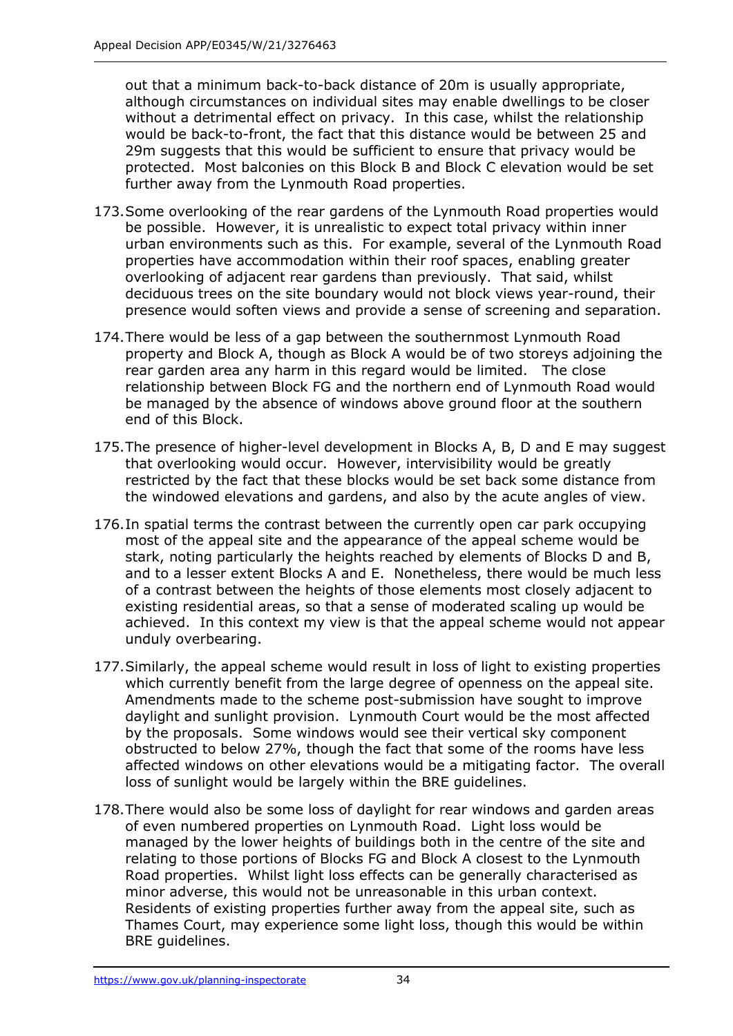out that a minimum back-to-back distance of 20m is usually appropriate, although circumstances on individual sites may enable dwellings to be closer without a detrimental effect on privacy. In this case, whilst the relationship would be back-to-front, the fact that this distance would be between 25 and 29m suggests that this would be sufficient to ensure that privacy would be protected. Most balconies on this Block B and Block C elevation would be set further away from the Lynmouth Road properties.

173. Some overlooking of the rear gardens of the Lynmouth Road properties would be possible. However, it is unrealistic to expect total privacy within inner urban environments such as this. For example, several of the Lynmouth Road properties have accommodation within their roof spaces, enabling greater overlooking of adjacent rear gardens than previously. That said, whilst deciduous trees on the site boundary would not block views year-round, their presence would soften views and provide a sense of screening and separation.

174. There would be less of a gap between the southernmost Lynmouth Road property and Block A, though as Block A would be of two storeys adjoining the rear garden area any harm in this regard would be limited. The close relationship between Block FG and the northern end of Lynmouth Road would be managed by the absence of windows above ground floor at the southern end of this Block.

175. The presence of higher-level development in Blocks A, B, D and E may suggest that overlooking would occur. However, intervisibility would be greatly restricted by the fact that these blocks would be set back some distance from the windowed elevations and gardens, and also by the acute angles of view.

176. In spatial terms the contrast between the currently open car park occupying most of the appeal site and the appearance of the appeal scheme would be stark, noting particularly the heights reached by elements of Blocks D and B, and to a lesser extent Blocks A and E. Nonetheless, there would be much less of a contrast between the heights of those elements most closely adjacent to existing residential areas, so that a sense of moderated scaling up would be achieved. In this context my view is that the appeal scheme would not appear unduly overbearing.

177. Similarly, the appeal scheme would result in loss of light to existing properties which currently benefit from the large degree of openness on the appeal site. Amendments made to the scheme post-submission have sought to improve daylight and sunlight provision. Lynmouth Court would be the most affected by the proposals. Some windows would see their vertical sky component obstructed to below 27%, though the fact that some of the rooms have less affected windows on other elevations would be a mitigating factor. The overall loss of sunlight would be largely within the BRE guidelines.

178. There would also be some loss of daylight for rear windows and garden areas of even numbered properties on Lynmouth Road. Light loss would be managed by the lower heights of buildings both in the centre of the site and relating to those portions of Blocks FG and Block A closest to the Lynmouth Road properties. Whilst light loss effects can be generally characterised as minor adverse, this would not be unreasonable in this urban context. Residents of existing properties further away from the appeal site, such as Thames Court, may experience some light loss, though this would be within BRE guidelines.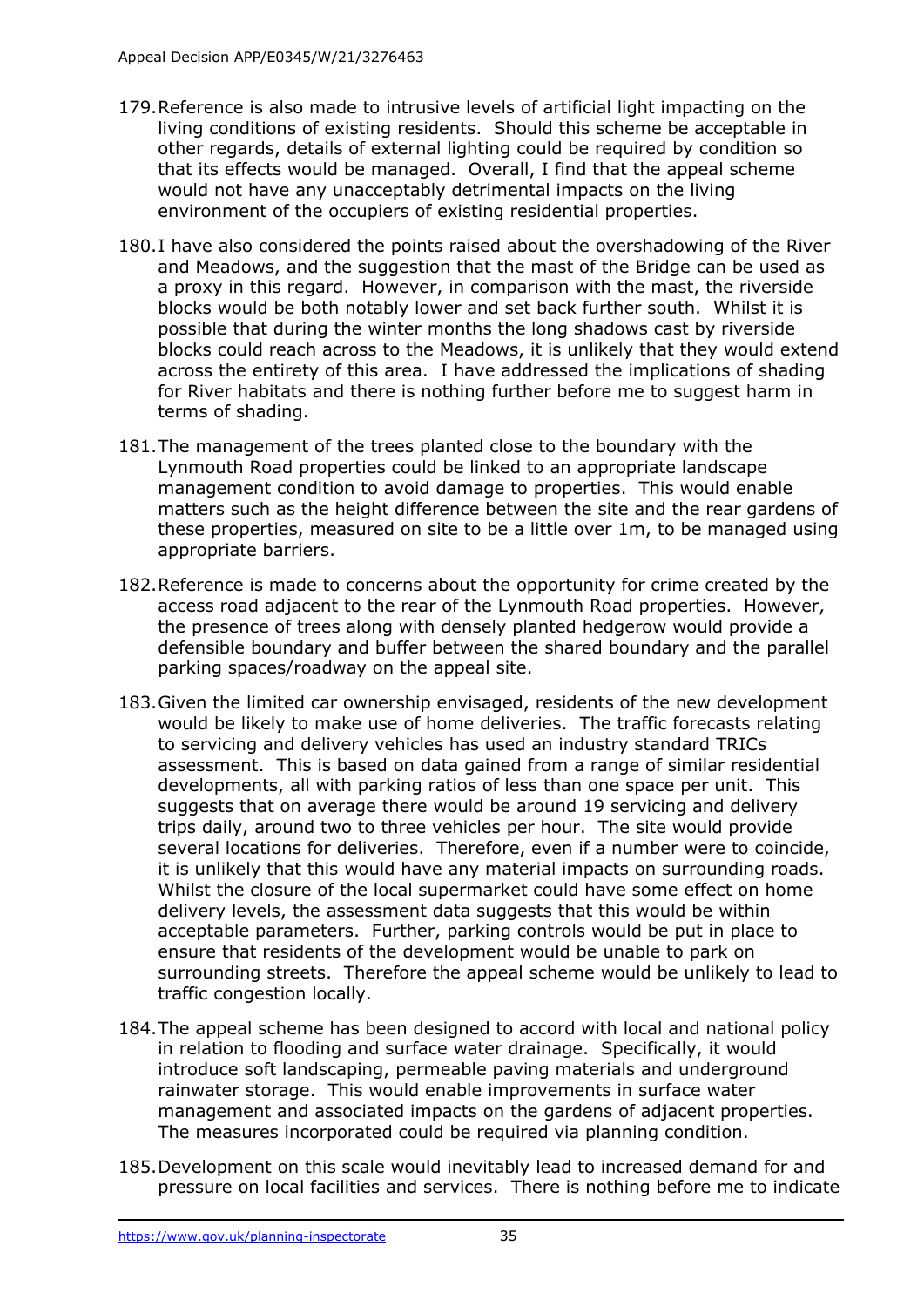179. Reference is also made to intrusive levels of artificial light impacting on the living conditions of existing residents. Should this scheme be acceptable in other regards, details of external lighting could be required by condition so that its effects would be managed. Overall, I find that the appeal scheme would not have any unacceptably detrimental impacts on the living environment of the occupiers of existing residential properties.

180. I have also considered the points raised about the overshadowing of the River and Meadows, and the suggestion that the mast of the Bridge can be used as a proxy in this regard. However, in comparison with the mast, the riverside blocks would be both notably lower and set back further south. Whilst it is possible that during the winter months the long shadows cast by riverside blocks could reach across to the Meadows, it is unlikely that they would extend across the entirety of this area. I have addressed the implications of shading for River habitats and there is nothing further before me to suggest harm in terms of shading.

181. The management of the trees planted close to the boundary with the Lynmouth Road properties could be linked to an appropriate landscape management condition to avoid damage to properties. This would enable matters such as the height difference between the site and the rear gardens of these properties, measured on site to be a little over 1m, to be managed using appropriate barriers.

182. Reference is made to concerns about the opportunity for crime created by the access road adjacent to the rear of the Lynmouth Road properties. However, the presence of trees along with densely planted hedgerow would provide a defensible boundary and buffer between the shared boundary and the parallel parking spaces/roadway on the appeal site.

183. Given the limited car ownership envisaged, residents of the new development would be likely to make use of home deliveries. The traffic forecasts relating to servicing and delivery vehicles has used an industry standard TRICs assessment. This is based on data gained from a range of similar residential developments, all with parking ratios of less than one space per unit. This suggests that on average there would be around 19 servicing and delivery trips daily, around two to three vehicles per hour. The site would provide several locations for deliveries. Therefore, even if a number were to coincide, it is unlikely that this would have any material impacts on surrounding roads. Whilst the closure of the local supermarket could have some effect on home delivery levels, the assessment data suggests that this would be within acceptable parameters. Further, parking controls would be put in place to ensure that residents of the development would be unable to park on surrounding streets. Therefore the appeal scheme would be unlikely to lead to traffic congestion locally.

184. The appeal scheme has been designed to accord with local and national policy in relation to flooding and surface water drainage. Specifically, it would introduce soft landscaping, permeable paving materials and underground rainwater storage. This would enable improvements in surface water management and associated impacts on the gardens of adjacent properties. The measures incorporated could be required via planning condition.

185. Development on this scale would inevitably lead to increased demand for and pressure on local facilities and services. There is nothing before me to indicate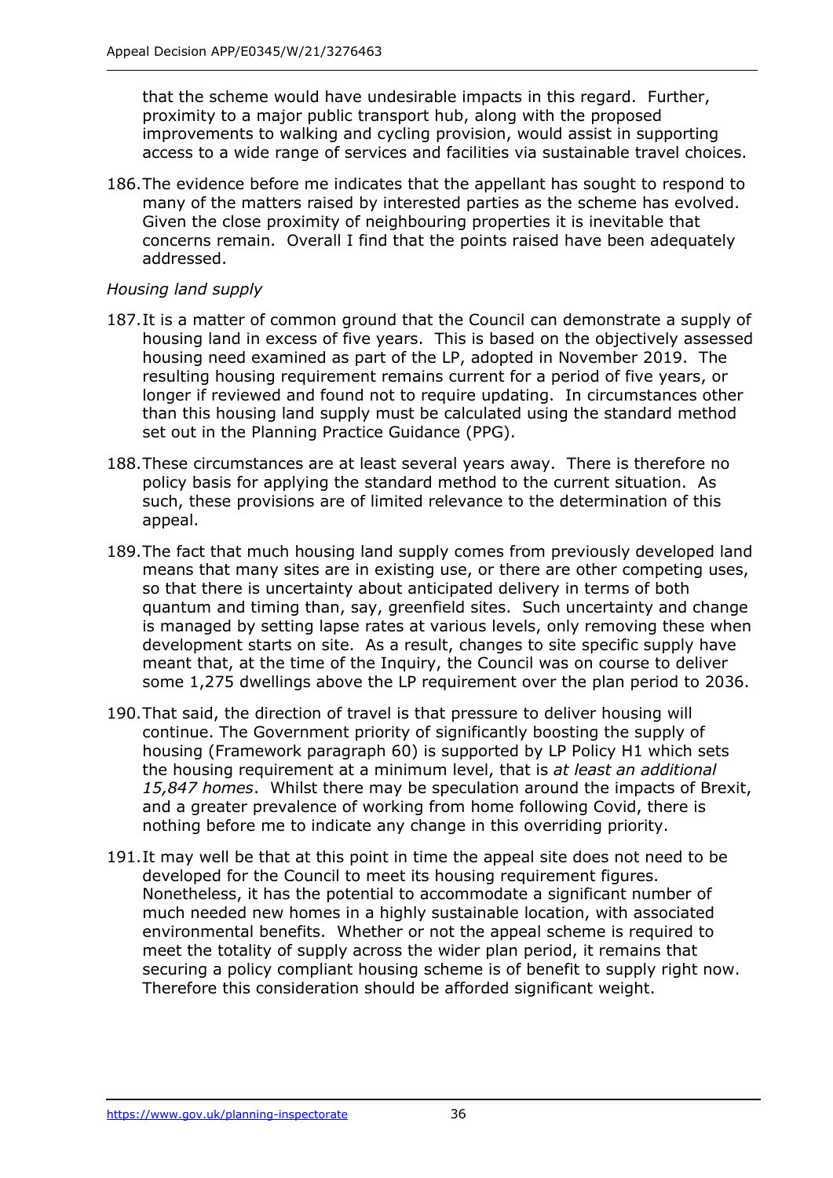that the scheme would have undesirable impacts in this regard. Further, proximity to a major public transport hub, along with the proposed improvements to walking and cycling provision, would assist in supporting access to a wide range of services and facilities via sustainable travel choices.

186. The evidence before me indicates that the appellant has sought to respond to many of the matters raised by interested parties as the scheme has evolved. Given the close proximity of neighbouring properties it is inevitable that concerns remain. Overall I find that the points raised have been adequately addressed.

*Housing land supply*

187. It is a matter of common ground that the Council can demonstrate a supply of housing land in excess of five years. This is based on the objectively assessed housing need examined as part of the LP, adopted in November 2019. The resulting housing requirement remains current for a period of five years, or longer if reviewed and found not to require updating. In circumstances other than this housing land supply must be calculated using the standard method set out in the Planning Practice Guidance (PPG).

188. These circumstances are at least several years away. There is therefore no policy basis for applying the standard method to the current situation. As such, these provisions are of limited relevance to the determination of this appeal.

189. The fact that much housing land supply comes from previously developed land means that many sites are in existing use, or there are other competing uses, so that there is uncertainty about anticipated delivery in terms of both quantum and timing than, say, greenfield sites. Such uncertainty and change is managed by setting lapse rates at various levels, only removing these when development starts on site. As a result, changes to site specific supply have meant that, at the time of the Inquiry, the Council was on course to deliver some 1,275 dwellings above the LP requirement over the plan period to 2036.

190. That said, the direction of travel is that pressure to deliver housing will continue. The Government priority of significantly boosting the supply of housing (Framework paragraph 60) is supported by LP Policy H1 which sets the housing requirement at a minimum level, that is *at least an additional 15,847 homes*. Whilst there may be speculation around the impacts of Brexit, and a greater prevalence of working from home following Covid, there is nothing before me to indicate any change in this overriding priority.

191. It may well be that at this point in time the appeal site does not need to be developed for the Council to meet its housing requirement figures. Nonetheless, it has the potential to accommodate a significant number of much needed new homes in a highly sustainable location, with associated environmental benefits. Whether or not the appeal scheme is required to meet the totality of supply across the wider plan period, it remains that securing a policy compliant housing scheme is of benefit to supply right now. Therefore this consideration should be afforded significant weight.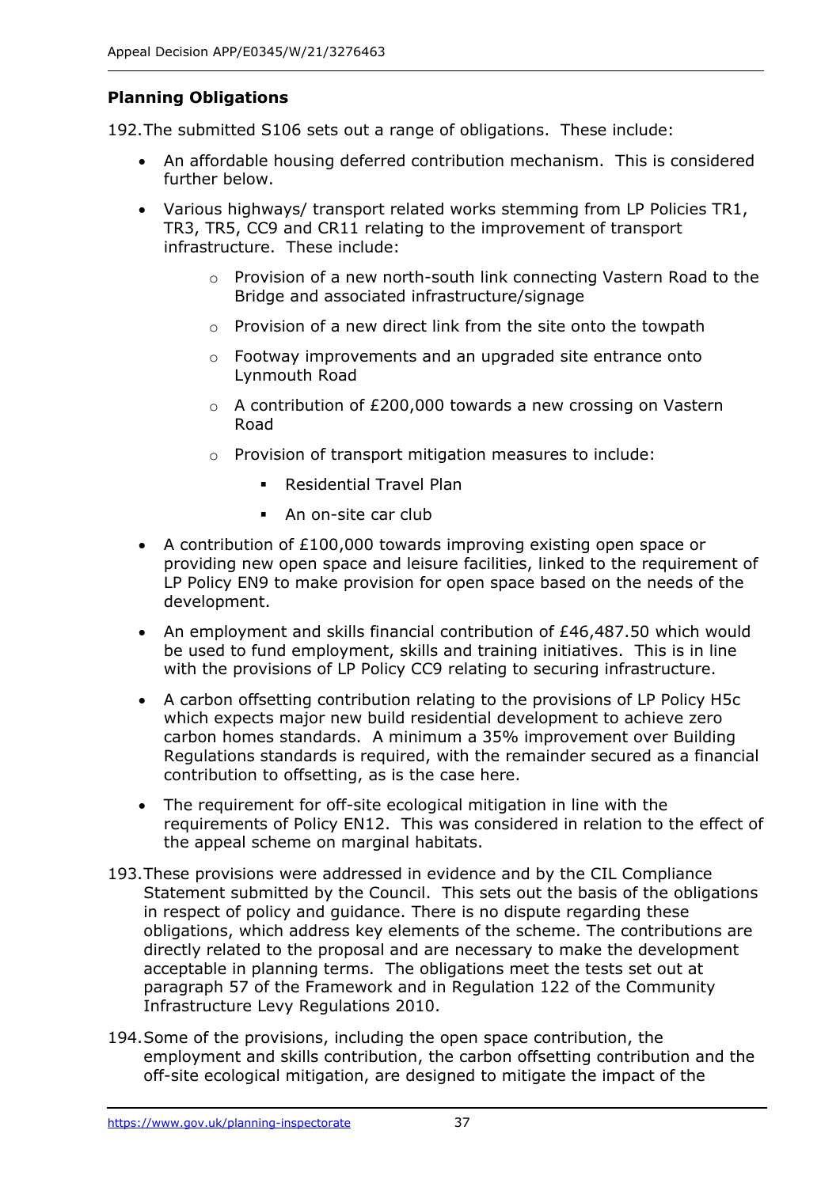**Planning Obligations**

192. The submitted S106 sets out a range of obligations. These include:

- An affordable housing deferred contribution mechanism. This is considered further below.
- Various highways/ transport related works stemming from LP Policies TR1, TR3, TR5, CC9 and CR11 relating to the improvement of transport infrastructure. These include:
  - Provision of a new north-south link connecting Vastern Road to the Bridge and associated infrastructure/signage
  - Provision of a new direct link from the site onto the towpath
  - Footway improvements and an upgraded site entrance onto Lynmouth Road
  - A contribution of £200,000 towards a new crossing on Vastern Road
  - Provision of transport mitigation measures to include:
    - Residential Travel Plan
    - An on-site car club
- A contribution of £100,000 towards improving existing open space or providing new open space and leisure facilities, linked to the requirement of LP Policy EN9 to make provision for open space based on the needs of the development.
- An employment and skills financial contribution of £46,487.50 which would be used to fund employment, skills and training initiatives. This is in line with the provisions of LP Policy CC9 relating to securing infrastructure.
- A carbon offsetting contribution relating to the provisions of LP Policy H5c which expects major new build residential development to achieve zero carbon homes standards. A minimum a 35% improvement over Building Regulations standards is required, with the remainder secured as a financial contribution to offsetting, as is the case here.
- The requirement for off-site ecological mitigation in line with the requirements of Policy EN12. This was considered in relation to the effect of the appeal scheme on marginal habitats.

193. These provisions were addressed in evidence and by the CIL Compliance Statement submitted by the Council. This sets out the basis of the obligations in respect of policy and guidance. There is no dispute regarding these obligations, which address key elements of the scheme. The contributions are directly related to the proposal and are necessary to make the development acceptable in planning terms. The obligations meet the tests set out at paragraph 57 of the Framework and in Regulation 122 of the Community Infrastructure Levy Regulations 2010.

194. Some of the provisions, including the open space contribution, the employment and skills contribution, the carbon offsetting contribution and the off-site ecological mitigation, are designed to mitigate the impact of the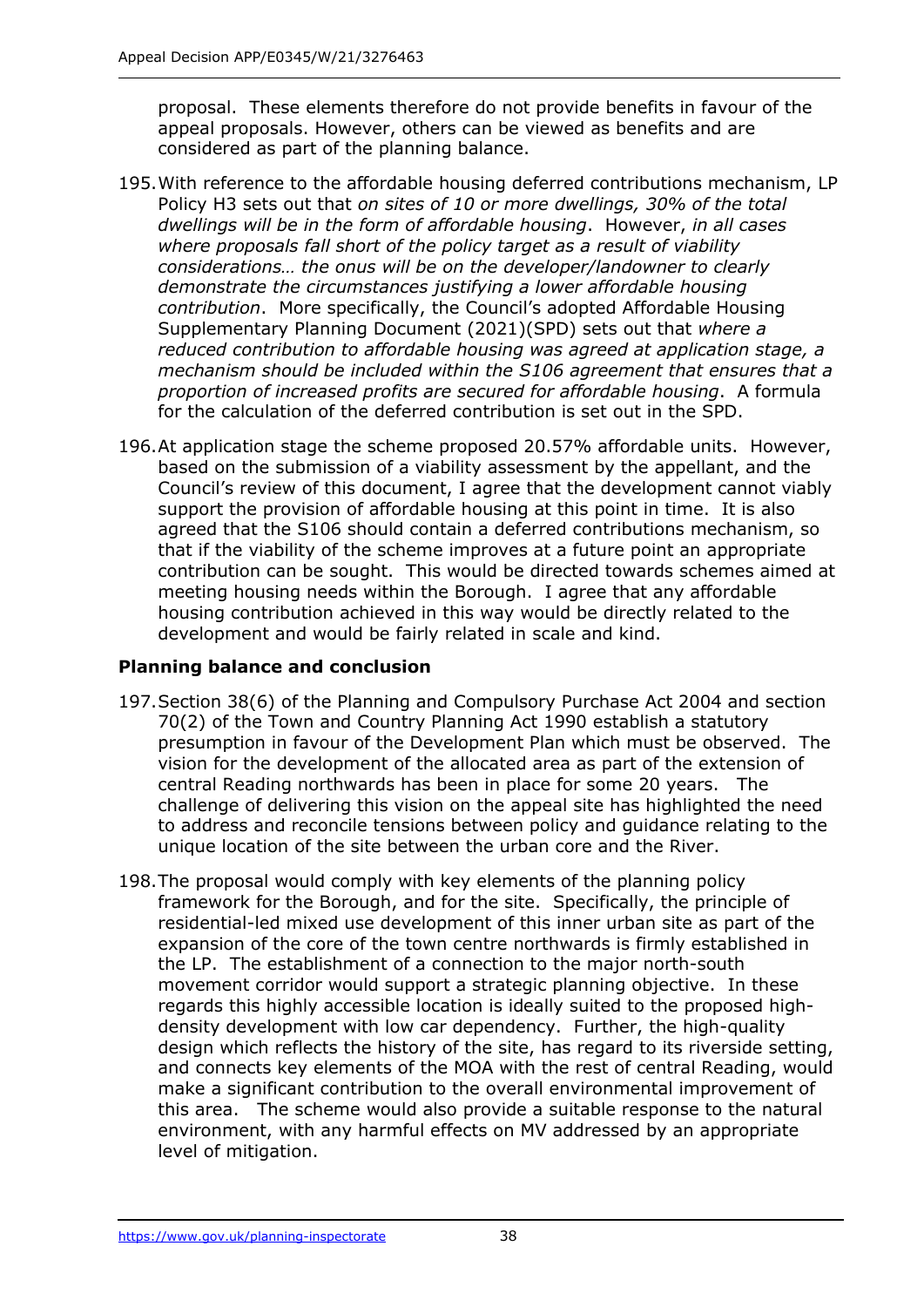proposal. These elements therefore do not provide benefits in favour of the appeal proposals. However, others can be viewed as benefits and are considered as part of the planning balance.

195. With reference to the affordable housing deferred contributions mechanism, LP Policy H3 sets out that *on sites of 10 or more dwellings, 30% of the total dwellings will be in the form of affordable housing*. However, *in all cases where proposals fall short of the policy target as a result of viability considerations… the onus will be on the developer/landowner to clearly demonstrate the circumstances justifying a lower affordable housing contribution*. More specifically, the Council's adopted Affordable Housing Supplementary Planning Document (2021)(SPD) sets out that *where a reduced contribution to affordable housing was agreed at application stage, a mechanism should be included within the S106 agreement that ensures that a proportion of increased profits are secured for affordable housing*. A formula for the calculation of the deferred contribution is set out in the SPD.

196. At application stage the scheme proposed 20.57% affordable units. However, based on the submission of a viability assessment by the appellant, and the Council's review of this document, I agree that the development cannot viably support the provision of affordable housing at this point in time. It is also agreed that the S106 should contain a deferred contributions mechanism, so that if the viability of the scheme improves at a future point an appropriate contribution can be sought. This would be directed towards schemes aimed at meeting housing needs within the Borough. I agree that any affordable housing contribution achieved in this way would be directly related to the development and would be fairly related in scale and kind.

### Planning balance and conclusion

197. Section 38(6) of the Planning and Compulsory Purchase Act 2004 and section 70(2) of the Town and Country Planning Act 1990 establish a statutory presumption in favour of the Development Plan which must be observed. The vision for the development of the allocated area as part of the extension of central Reading northwards has been in place for some 20 years. The challenge of delivering this vision on the appeal site has highlighted the need to address and reconcile tensions between policy and guidance relating to the unique location of the site between the urban core and the River.

198. The proposal would comply with key elements of the planning policy framework for the Borough, and for the site. Specifically, the principle of residential-led mixed use development of this inner urban site as part of the expansion of the core of the town centre northwards is firmly established in the LP. The establishment of a connection to the major north-south movement corridor would support a strategic planning objective. In these regards this highly accessible location is ideally suited to the proposed high-density development with low car dependency. Further, the high-quality design which reflects the history of the site, has regard to its riverside setting, and connects key elements of the MOA with the rest of central Reading, would make a significant contribution to the overall environmental improvement of this area. The scheme would also provide a suitable response to the natural environment, with any harmful effects on MV addressed by an appropriate level of mitigation.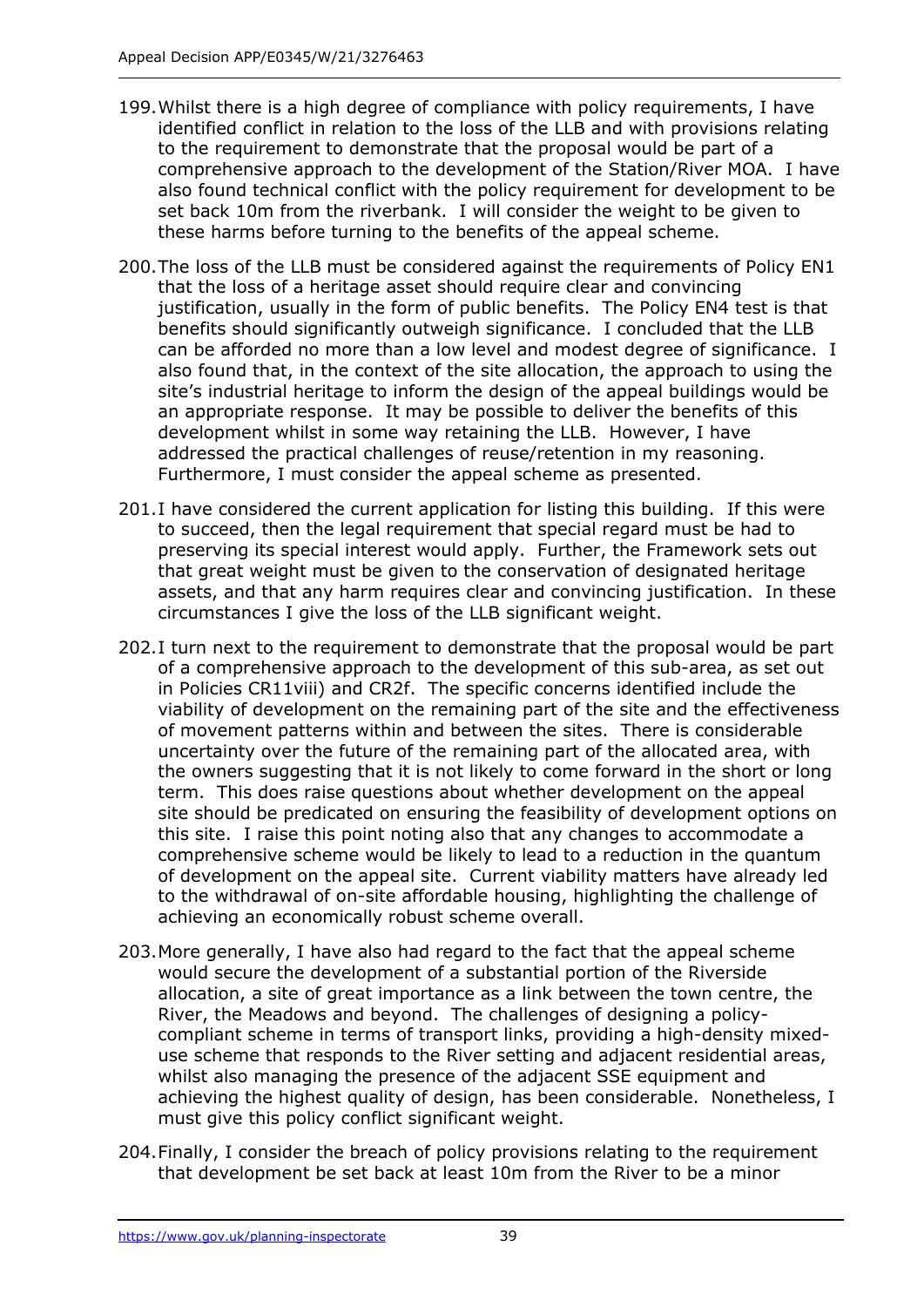199. Whilst there is a high degree of compliance with policy requirements, I have identified conflict in relation to the loss of the LLB and with provisions relating to the requirement to demonstrate that the proposal would be part of a comprehensive approach to the development of the Station/River MOA. I have also found technical conflict with the policy requirement for development to be set back 10m from the riverbank. I will consider the weight to be given to these harms before turning to the benefits of the appeal scheme.

200. The loss of the LLB must be considered against the requirements of Policy EN1 that the loss of a heritage asset should require clear and convincing justification, usually in the form of public benefits. The Policy EN4 test is that benefits should significantly outweigh significance. I concluded that the LLB can be afforded no more than a low level and modest degree of significance. I also found that, in the context of the site allocation, the approach to using the site's industrial heritage to inform the design of the appeal buildings would be an appropriate response. It may be possible to deliver the benefits of this development whilst in some way retaining the LLB. However, I have addressed the practical challenges of reuse/retention in my reasoning. Furthermore, I must consider the appeal scheme as presented.

201. I have considered the current application for listing this building. If this were to succeed, then the legal requirement that special regard must be had to preserving its special interest would apply. Further, the Framework sets out that great weight must be given to the conservation of designated heritage assets, and that any harm requires clear and convincing justification. In these circumstances I give the loss of the LLB significant weight.

202. I turn next to the requirement to demonstrate that the proposal would be part of a comprehensive approach to the development of this sub-area, as set out in Policies CR11viii) and CR2f. The specific concerns identified include the viability of development on the remaining part of the site and the effectiveness of movement patterns within and between the sites. There is considerable uncertainty over the future of the remaining part of the allocated area, with the owners suggesting that it is not likely to come forward in the short or long term. This does raise questions about whether development on the appeal site should be predicated on ensuring the feasibility of development options on this site. I raise this point noting also that any changes to accommodate a comprehensive scheme would be likely to lead to a reduction in the quantum of development on the appeal site. Current viability matters have already led to the withdrawal of on-site affordable housing, highlighting the challenge of achieving an economically robust scheme overall.

203. More generally, I have also had regard to the fact that the appeal scheme would secure the development of a substantial portion of the Riverside allocation, a site of great importance as a link between the town centre, the River, the Meadows and beyond. The challenges of designing a policy-compliant scheme in terms of transport links, providing a high-density mixed-use scheme that responds to the River setting and adjacent residential areas, whilst also managing the presence of the adjacent SSE equipment and achieving the highest quality of design, has been considerable. Nonetheless, I must give this policy conflict significant weight.

204. Finally, I consider the breach of policy provisions relating to the requirement that development be set back at least 10m from the River to be a minor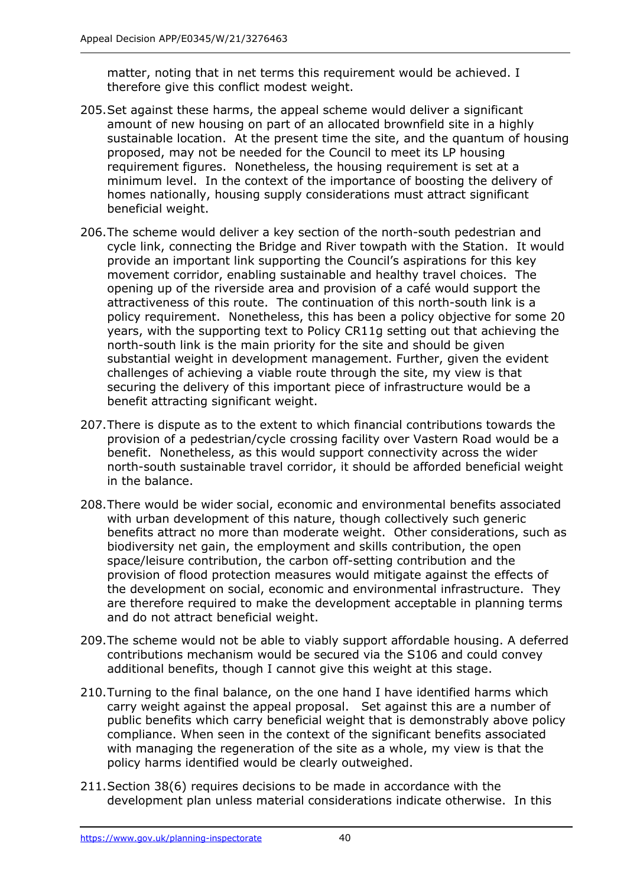matter, noting that in net terms this requirement would be achieved. I therefore give this conflict modest weight.

205. Set against these harms, the appeal scheme would deliver a significant amount of new housing on part of an allocated brownfield site in a highly sustainable location. At the present time the site, and the quantum of housing proposed, may not be needed for the Council to meet its LP housing requirement figures. Nonetheless, the housing requirement is set at a minimum level. In the context of the importance of boosting the delivery of homes nationally, housing supply considerations must attract significant beneficial weight.

206. The scheme would deliver a key section of the north-south pedestrian and cycle link, connecting the Bridge and River towpath with the Station. It would provide an important link supporting the Council's aspirations for this key movement corridor, enabling sustainable and healthy travel choices. The opening up of the riverside area and provision of a café would support the attractiveness of this route. The continuation of this north-south link is a policy requirement. Nonetheless, this has been a policy objective for some 20 years, with the supporting text to Policy CR11g setting out that achieving the north-south link is the main priority for the site and should be given substantial weight in development management. Further, given the evident challenges of achieving a viable route through the site, my view is that securing the delivery of this important piece of infrastructure would be a benefit attracting significant weight.

207. There is dispute as to the extent to which financial contributions towards the provision of a pedestrian/cycle crossing facility over Vastern Road would be a benefit. Nonetheless, as this would support connectivity across the wider north-south sustainable travel corridor, it should be afforded beneficial weight in the balance.

208. There would be wider social, economic and environmental benefits associated with urban development of this nature, though collectively such generic benefits attract no more than moderate weight. Other considerations, such as biodiversity net gain, the employment and skills contribution, the open space/leisure contribution, the carbon off-setting contribution and the provision of flood protection measures would mitigate against the effects of the development on social, economic and environmental infrastructure. They are therefore required to make the development acceptable in planning terms and do not attract beneficial weight.

209. The scheme would not be able to viably support affordable housing. A deferred contributions mechanism would be secured via the S106 and could convey additional benefits, though I cannot give this weight at this stage.

210. Turning to the final balance, on the one hand I have identified harms which carry weight against the appeal proposal. Set against this are a number of public benefits which carry beneficial weight that is demonstrably above policy compliance. When seen in the context of the significant benefits associated with managing the regeneration of the site as a whole, my view is that the policy harms identified would be clearly outweighed.

211. Section 38(6) requires decisions to be made in accordance with the development plan unless material considerations indicate otherwise. In this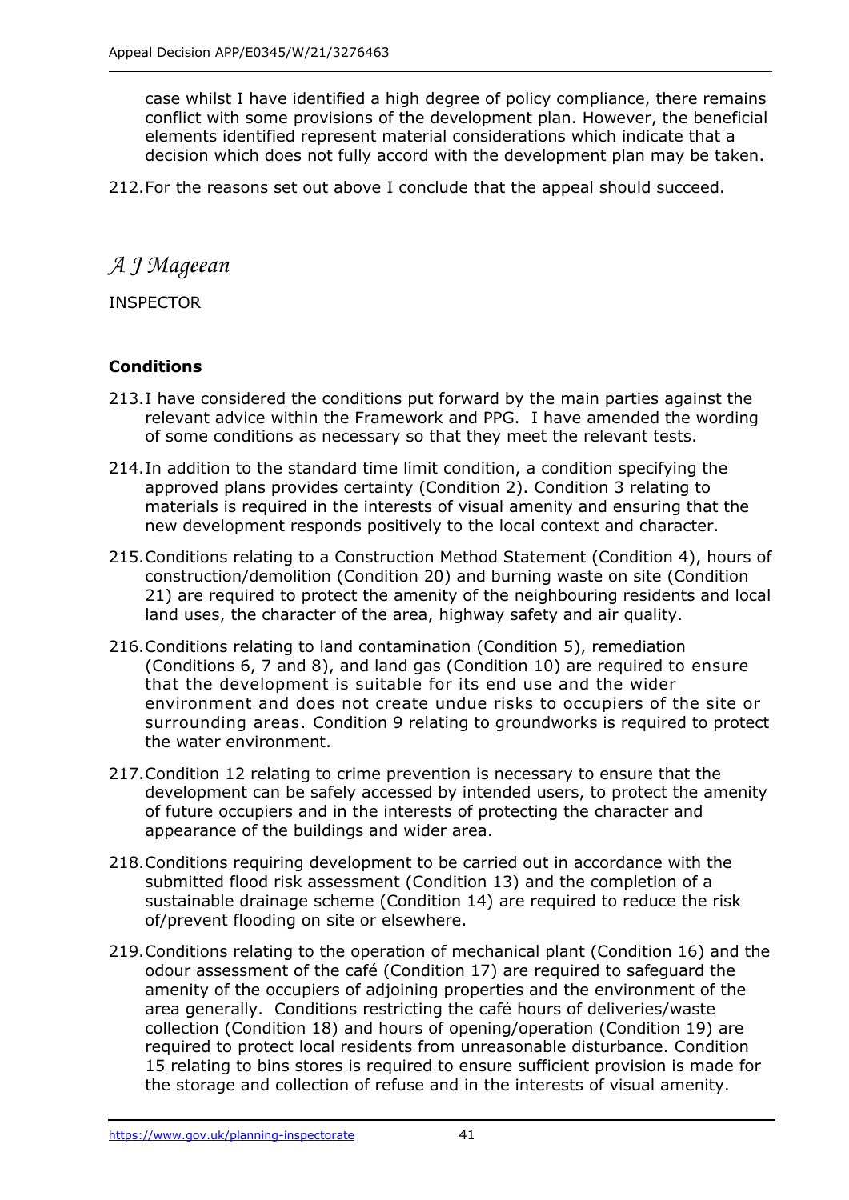case whilst I have identified a high degree of policy compliance, there remains conflict with some provisions of the development plan. However, the beneficial elements identified represent material considerations which indicate that a decision which does not fully accord with the development plan may be taken.

212. For the reasons set out above I conclude that the appeal should succeed.

*A J Mageean*

INSPECTOR

## Conditions

213. I have considered the conditions put forward by the main parties against the relevant advice within the Framework and PPG. I have amended the wording of some conditions as necessary so that they meet the relevant tests.

214. In addition to the standard time limit condition, a condition specifying the approved plans provides certainty (Condition 2). Condition 3 relating to materials is required in the interests of visual amenity and ensuring that the new development responds positively to the local context and character.

215. Conditions relating to a Construction Method Statement (Condition 4), hours of construction/demolition (Condition 20) and burning waste on site (Condition 21) are required to protect the amenity of the neighbouring residents and local land uses, the character of the area, highway safety and air quality.

216. Conditions relating to land contamination (Condition 5), remediation (Conditions 6, 7 and 8), and land gas (Condition 10) are required to ensure that the development is suitable for its end use and the wider environment and does not create undue risks to occupiers of the site or surrounding areas. Condition 9 relating to groundworks is required to protect the water environment.

217. Condition 12 relating to crime prevention is necessary to ensure that the development can be safely accessed by intended users, to protect the amenity of future occupiers and in the interests of protecting the character and appearance of the buildings and wider area.

218. Conditions requiring development to be carried out in accordance with the submitted flood risk assessment (Condition 13) and the completion of a sustainable drainage scheme (Condition 14) are required to reduce the risk of/prevent flooding on site or elsewhere.

219. Conditions relating to the operation of mechanical plant (Condition 16) and the odour assessment of the café (Condition 17) are required to safeguard the amenity of the occupiers of adjoining properties and the environment of the area generally. Conditions restricting the café hours of deliveries/waste collection (Condition 18) and hours of opening/operation (Condition 19) are required to protect local residents from unreasonable disturbance. Condition 15 relating to bins stores is required to ensure sufficient provision is made for the storage and collection of refuse and in the interests of visual amenity.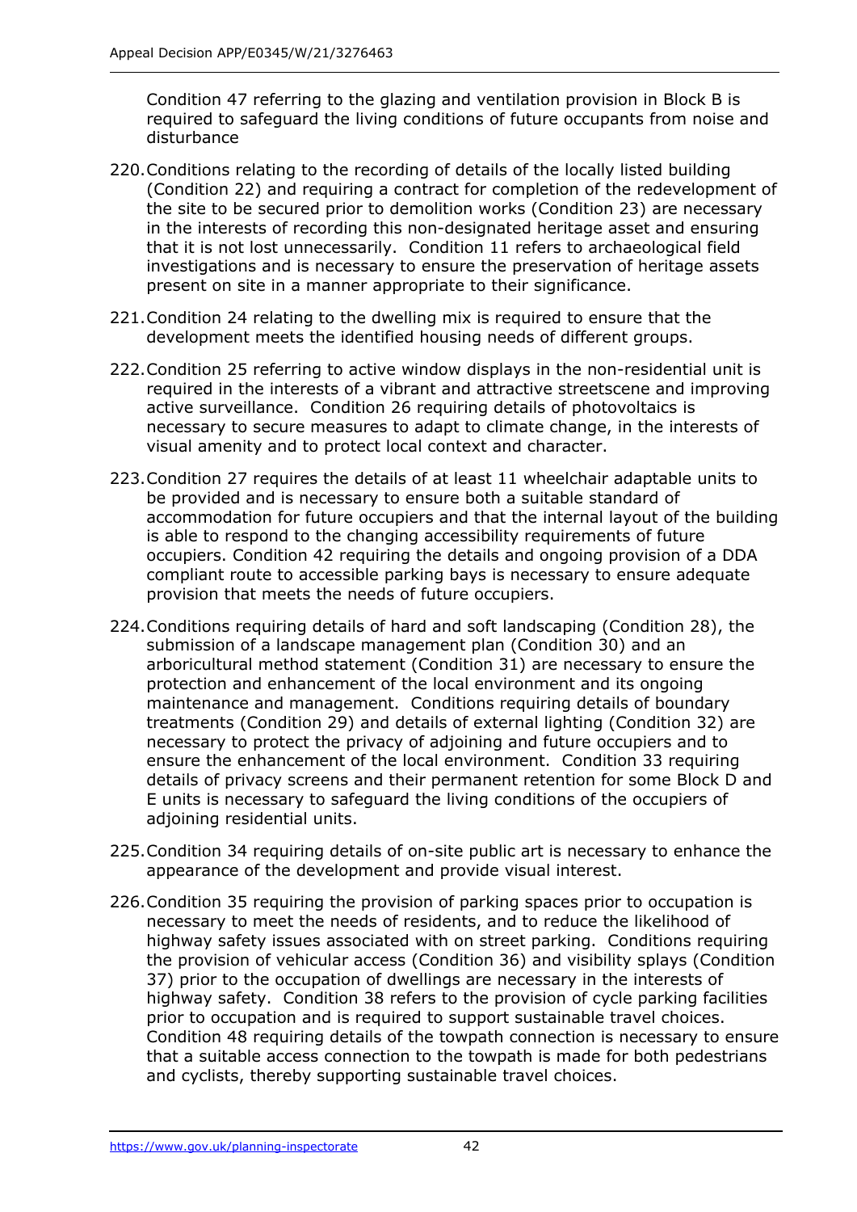Condition 47 referring to the glazing and ventilation provision in Block B is required to safeguard the living conditions of future occupants from noise and disturbance

220. Conditions relating to the recording of details of the locally listed building (Condition 22) and requiring a contract for completion of the redevelopment of the site to be secured prior to demolition works (Condition 23) are necessary in the interests of recording this non-designated heritage asset and ensuring that it is not lost unnecessarily. Condition 11 refers to archaeological field investigations and is necessary to ensure the preservation of heritage assets present on site in a manner appropriate to their significance.

221. Condition 24 relating to the dwelling mix is required to ensure that the development meets the identified housing needs of different groups.

222. Condition 25 referring to active window displays in the non-residential unit is required in the interests of a vibrant and attractive streetscene and improving active surveillance. Condition 26 requiring details of photovoltaics is necessary to secure measures to adapt to climate change, in the interests of visual amenity and to protect local context and character.

223. Condition 27 requires the details of at least 11 wheelchair adaptable units to be provided and is necessary to ensure both a suitable standard of accommodation for future occupiers and that the internal layout of the building is able to respond to the changing accessibility requirements of future occupiers. Condition 42 requiring the details and ongoing provision of a DDA compliant route to accessible parking bays is necessary to ensure adequate provision that meets the needs of future occupiers.

224. Conditions requiring details of hard and soft landscaping (Condition 28), the submission of a landscape management plan (Condition 30) and an arboricultural method statement (Condition 31) are necessary to ensure the protection and enhancement of the local environment and its ongoing maintenance and management. Conditions requiring details of boundary treatments (Condition 29) and details of external lighting (Condition 32) are necessary to protect the privacy of adjoining and future occupiers and to ensure the enhancement of the local environment. Condition 33 requiring details of privacy screens and their permanent retention for some Block D and E units is necessary to safeguard the living conditions of the occupiers of adjoining residential units.

225. Condition 34 requiring details of on-site public art is necessary to enhance the appearance of the development and provide visual interest.

226. Condition 35 requiring the provision of parking spaces prior to occupation is necessary to meet the needs of residents, and to reduce the likelihood of highway safety issues associated with on street parking. Conditions requiring the provision of vehicular access (Condition 36) and visibility splays (Condition 37) prior to the occupation of dwellings are necessary in the interests of highway safety. Condition 38 refers to the provision of cycle parking facilities prior to occupation and is required to support sustainable travel choices. Condition 48 requiring details of the towpath connection is necessary to ensure that a suitable access connection to the towpath is made for both pedestrians and cyclists, thereby supporting sustainable travel choices.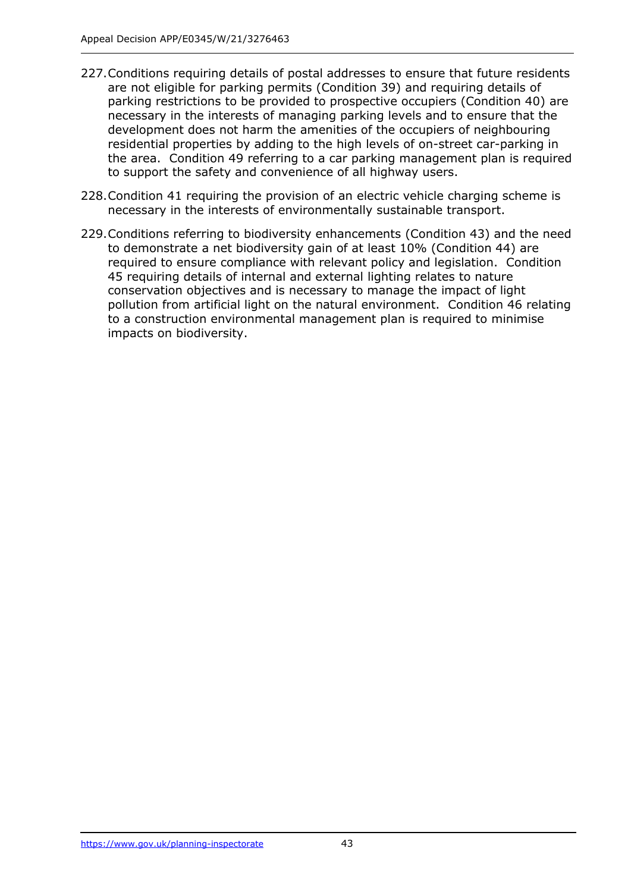227. Conditions requiring details of postal addresses to ensure that future residents are not eligible for parking permits (Condition 39) and requiring details of parking restrictions to be provided to prospective occupiers (Condition 40) are necessary in the interests of managing parking levels and to ensure that the development does not harm the amenities of the occupiers of neighbouring residential properties by adding to the high levels of on-street car-parking in the area. Condition 49 referring to a car parking management plan is required to support the safety and convenience of all highway users.

228. Condition 41 requiring the provision of an electric vehicle charging scheme is necessary in the interests of environmentally sustainable transport.

229. Conditions referring to biodiversity enhancements (Condition 43) and the need to demonstrate a net biodiversity gain of at least 10% (Condition 44) are required to ensure compliance with relevant policy and legislation. Condition 45 requiring details of internal and external lighting relates to nature conservation objectives and is necessary to manage the impact of light pollution from artificial light on the natural environment. Condition 46 relating to a construction environmental management plan is required to minimise impacts on biodiversity.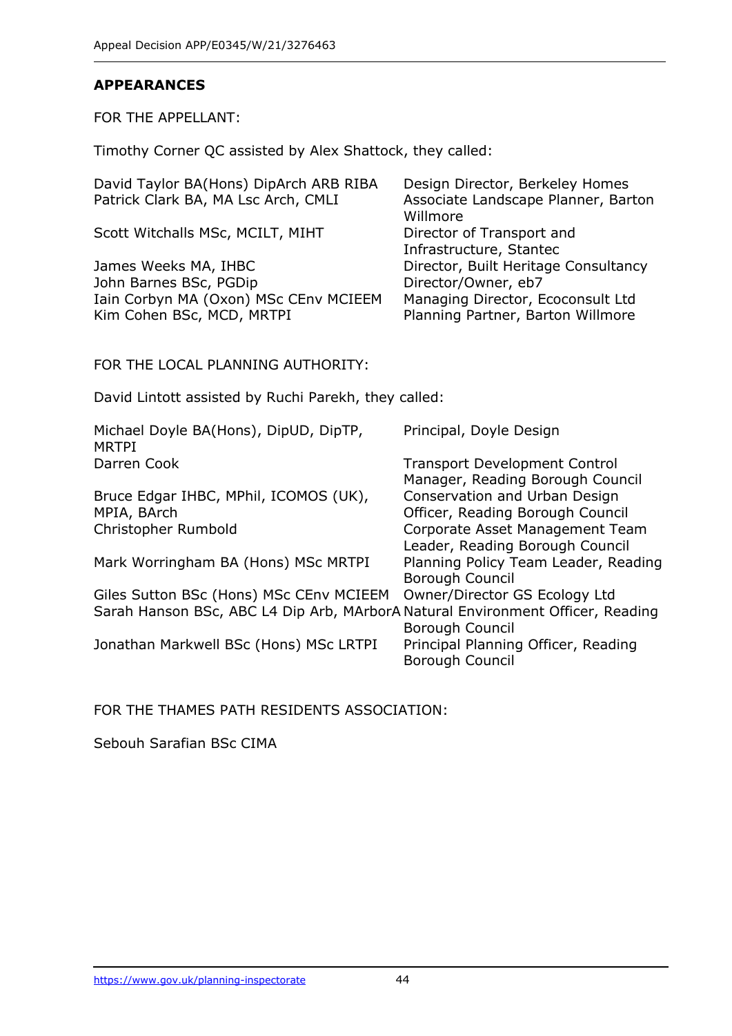## APPEARANCES

FOR THE APPELLANT:

Timothy Corner QC assisted by Alex Shattock, they called:

| | |
|---|---|
| David Taylor BA(Hons) DipArch ARB RIBA | Design Director, Berkeley Homes |
| Patrick Clark BA, MA Lsc Arch, CMLI | Associate Landscape Planner, Barton Willmore |
| Scott Witchalls MSc, MCILT, MIHT | Director of Transport and Infrastructure, Stantec |
| James Weeks MA, IHBC | Director, Built Heritage Consultancy |
| John Barnes BSc, PGDip | Director/Owner, eb7 |
| Iain Corbyn MA (Oxon) MSc CEnv MCIEEM | Managing Director, Ecoconsult Ltd |
| Kim Cohen BSc, MCD, MRTPI | Planning Partner, Barton Willmore |

FOR THE LOCAL PLANNING AUTHORITY:

David Lintott assisted by Ruchi Parekh, they called:

| | |
|---|---|
| Michael Doyle BA(Hons), DipUD, DipTP, MRTPI | Principal, Doyle Design |
| Darren Cook | Transport Development Control Manager, Reading Borough Council |
| Bruce Edgar IHBC, MPhil, ICOMOS (UK), MPIA, BArch | Conservation and Urban Design Officer, Reading Borough Council |
| Christopher Rumbold | Corporate Asset Management Team Leader, Reading Borough Council |
| Mark Worringham BA (Hons) MSc MRTPI | Planning Policy Team Leader, Reading Borough Council |
| Giles Sutton BSc (Hons) MSc CEnv MCIEEM | Owner/Director GS Ecology Ltd |
| Sarah Hanson BSc, ABC L4 Dip Arb, MArborA | Natural Environment Officer, Reading Borough Council |
| Jonathan Markwell BSc (Hons) MSc LRTPI | Principal Planning Officer, Reading Borough Council |

FOR THE THAMES PATH RESIDENTS ASSOCIATION:

Sebouh Sarafian BSc CIMA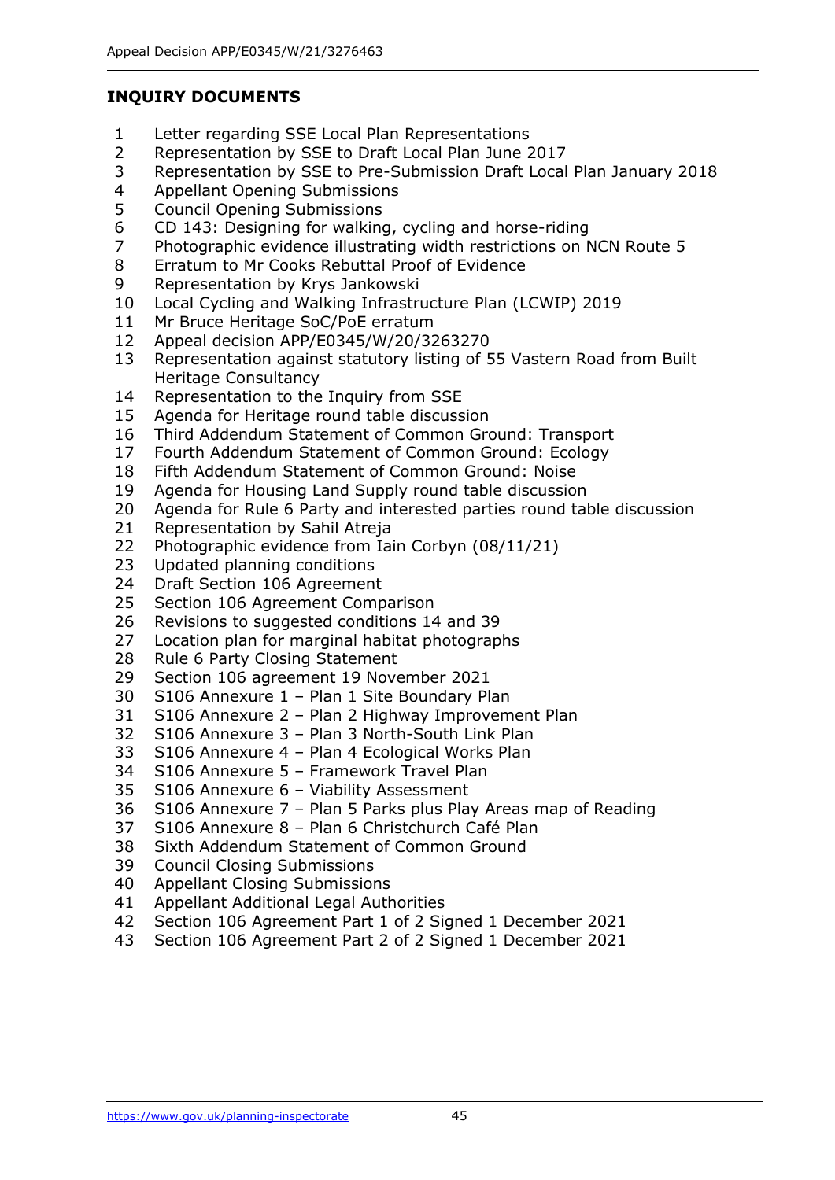**INQUIRY DOCUMENTS**

1 Letter regarding SSE Local Plan Representations
2 Representation by SSE to Draft Local Plan June 2017
3 Representation by SSE to Pre-Submission Draft Local Plan January 2018
4 Appellant Opening Submissions
5 Council Opening Submissions
6 CD 143: Designing for walking, cycling and horse-riding
7 Photographic evidence illustrating width restrictions on NCN Route 5
8 Erratum to Mr Cooks Rebuttal Proof of Evidence
9 Representation by Krys Jankowski
10 Local Cycling and Walking Infrastructure Plan (LCWIP) 2019
11 Mr Bruce Heritage SoC/PoE erratum
12 Appeal decision APP/E0345/W/20/3263270
13 Representation against statutory listing of 55 Vastern Road from Built Heritage Consultancy
14 Representation to the Inquiry from SSE
15 Agenda for Heritage round table discussion
16 Third Addendum Statement of Common Ground: Transport
17 Fourth Addendum Statement of Common Ground: Ecology
18 Fifth Addendum Statement of Common Ground: Noise
19 Agenda for Housing Land Supply round table discussion
20 Agenda for Rule 6 Party and interested parties round table discussion
21 Representation by Sahil Atreja
22 Photographic evidence from Iain Corbyn (08/11/21)
23 Updated planning conditions
24 Draft Section 106 Agreement
25 Section 106 Agreement Comparison
26 Revisions to suggested conditions 14 and 39
27 Location plan for marginal habitat photographs
28 Rule 6 Party Closing Statement
29 Section 106 agreement 19 November 2021
30 S106 Annexure 1 – Plan 1 Site Boundary Plan
31 S106 Annexure 2 – Plan 2 Highway Improvement Plan
32 S106 Annexure 3 – Plan 3 North-South Link Plan
33 S106 Annexure 4 – Plan 4 Ecological Works Plan
34 S106 Annexure 5 – Framework Travel Plan
35 S106 Annexure 6 – Viability Assessment
36 S106 Annexure 7 – Plan 5 Parks plus Play Areas map of Reading
37 S106 Annexure 8 – Plan 6 Christchurch Café Plan
38 Sixth Addendum Statement of Common Ground
39 Council Closing Submissions
40 Appellant Closing Submissions
41 Appellant Additional Legal Authorities
42 Section 106 Agreement Part 1 of 2 Signed 1 December 2021
43 Section 106 Agreement Part 2 of 2 Signed 1 December 2021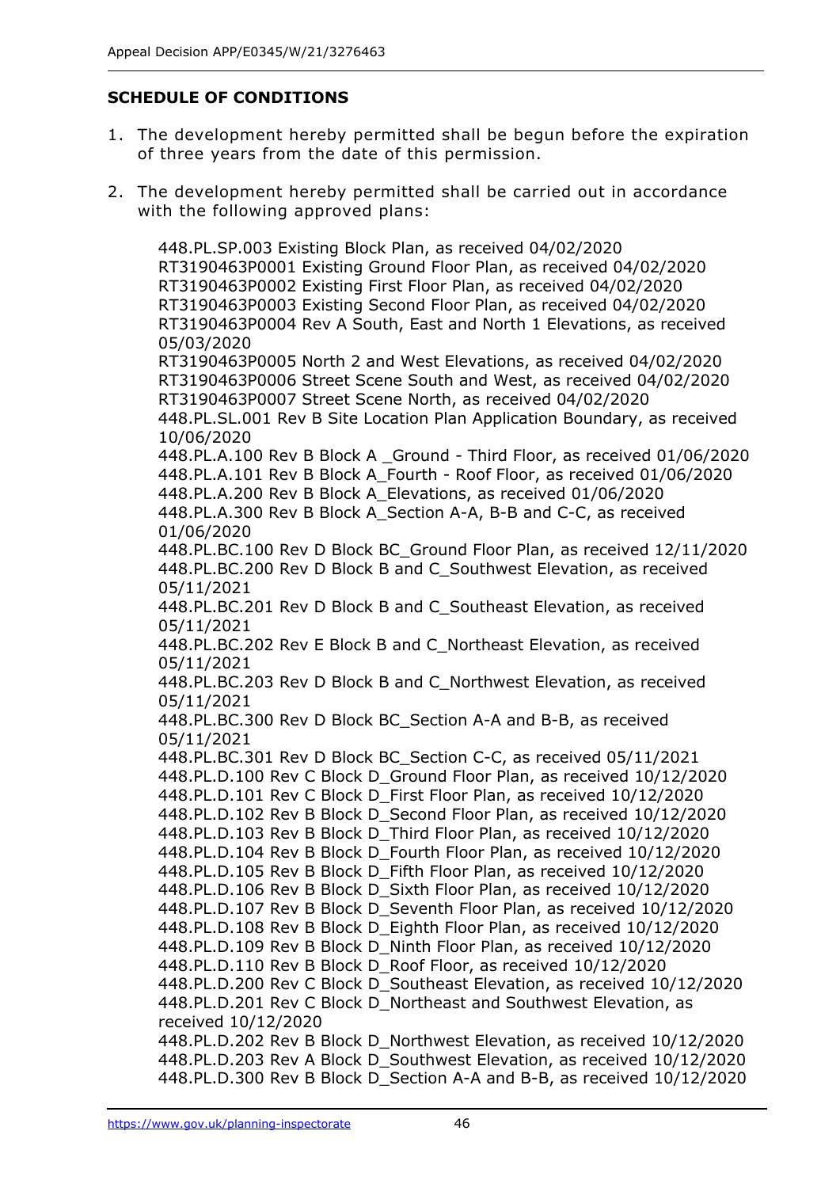## SCHEDULE OF CONDITIONS

1. The development hereby permitted shall be begun before the expiration of three years from the date of this permission.

2. The development hereby permitted shall be carried out in accordance with the following approved plans:

   448.PL.SP.003 Existing Block Plan, as received 04/02/2020
   RT3190463P0001 Existing Ground Floor Plan, as received 04/02/2020
   RT3190463P0002 Existing First Floor Plan, as received 04/02/2020
   RT3190463P0003 Existing Second Floor Plan, as received 04/02/2020
   RT3190463P0004 Rev A South, East and North 1 Elevations, as received 05/03/2020
   RT3190463P0005 North 2 and West Elevations, as received 04/02/2020
   RT3190463P0006 Street Scene South and West, as received 04/02/2020
   RT3190463P0007 Street Scene North, as received 04/02/2020
   448.PL.SL.001 Rev B Site Location Plan Application Boundary, as received 10/06/2020
   448.PL.A.100 Rev B Block A _Ground - Third Floor, as received 01/06/2020
   448.PL.A.101 Rev B Block A_Fourth - Roof Floor, as received 01/06/2020
   448.PL.A.200 Rev B Block A_Elevations, as received 01/06/2020
   448.PL.A.300 Rev B Block A_Section A-A, B-B and C-C, as received 01/06/2020
   448.PL.BC.100 Rev D Block BC_Ground Floor Plan, as received 12/11/2020
   448.PL.BC.200 Rev D Block B and C_Southwest Elevation, as received 05/11/2021
   448.PL.BC.201 Rev D Block B and C_Southeast Elevation, as received 05/11/2021
   448.PL.BC.202 Rev E Block B and C_Northeast Elevation, as received 05/11/2021
   448.PL.BC.203 Rev D Block B and C_Northwest Elevation, as received 05/11/2021
   448.PL.BC.300 Rev D Block BC_Section A-A and B-B, as received 05/11/2021
   448.PL.BC.301 Rev D Block BC_Section C-C, as received 05/11/2021
   448.PL.D.100 Rev C Block D_Ground Floor Plan, as received 10/12/2020
   448.PL.D.101 Rev C Block D_First Floor Plan, as received 10/12/2020
   448.PL.D.102 Rev B Block D_Second Floor Plan, as received 10/12/2020
   448.PL.D.103 Rev B Block D_Third Floor Plan, as received 10/12/2020
   448.PL.D.104 Rev B Block D_Fourth Floor Plan, as received 10/12/2020
   448.PL.D.105 Rev B Block D_Fifth Floor Plan, as received 10/12/2020
   448.PL.D.106 Rev B Block D_Sixth Floor Plan, as received 10/12/2020
   448.PL.D.107 Rev B Block D_Seventh Floor Plan, as received 10/12/2020
   448.PL.D.108 Rev B Block D_Eighth Floor Plan, as received 10/12/2020
   448.PL.D.109 Rev B Block D_Ninth Floor Plan, as received 10/12/2020
   448.PL.D.110 Rev B Block D_Roof Floor, as received 10/12/2020
   448.PL.D.200 Rev C Block D_Southeast Elevation, as received 10/12/2020
   448.PL.D.201 Rev C Block D_Northeast and Southwest Elevation, as received 10/12/2020
   448.PL.D.202 Rev B Block D_Northwest Elevation, as received 10/12/2020
   448.PL.D.203 Rev A Block D_Southwest Elevation, as received 10/12/2020
   448.PL.D.300 Rev B Block D_Section A-A and B-B, as received 10/12/2020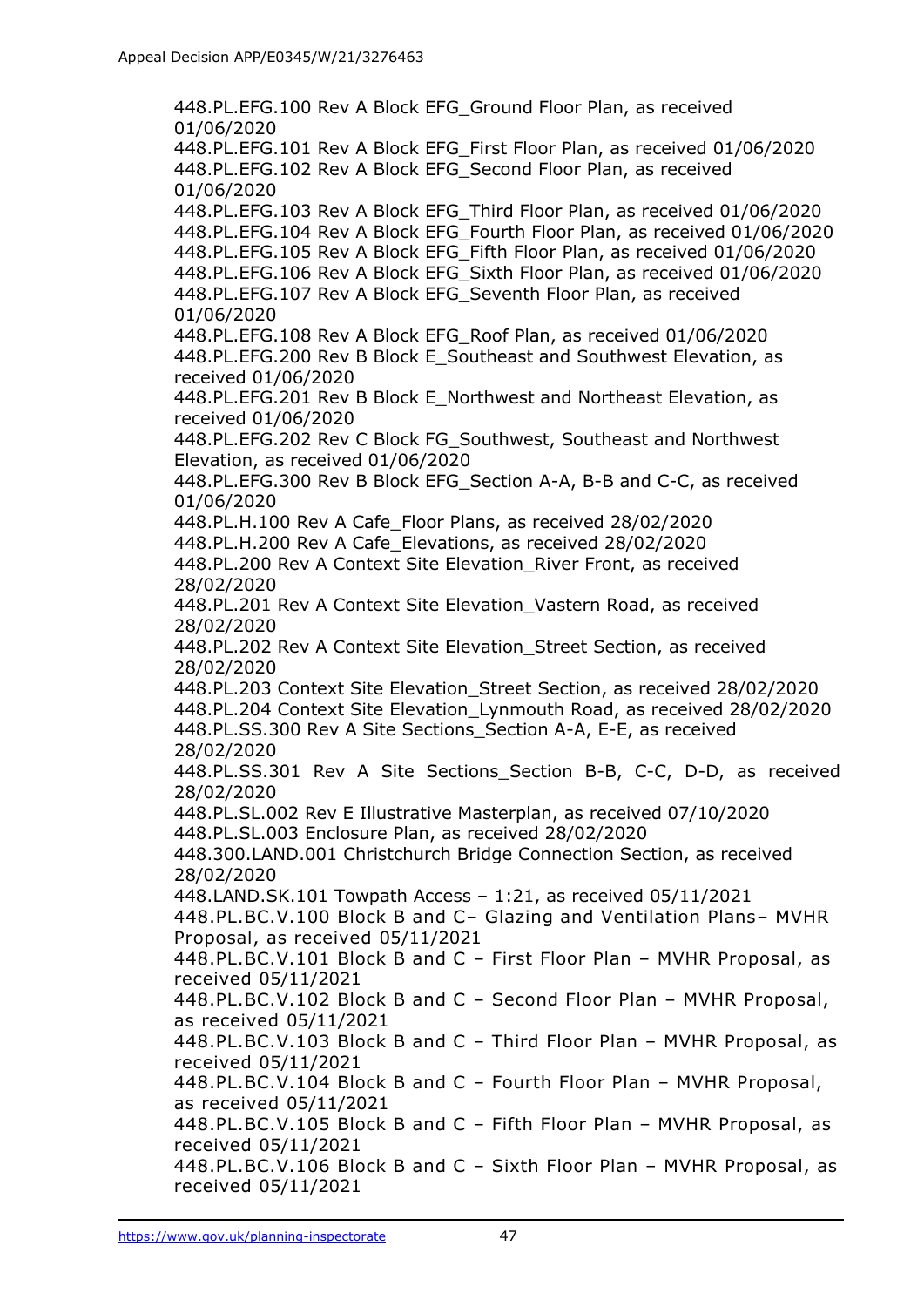448.PL.EFG.100 Rev A Block EFG_Ground Floor Plan, as received 01/06/2020
448.PL.EFG.101 Rev A Block EFG_First Floor Plan, as received 01/06/2020
448.PL.EFG.102 Rev A Block EFG_Second Floor Plan, as received 01/06/2020
448.PL.EFG.103 Rev A Block EFG_Third Floor Plan, as received 01/06/2020
448.PL.EFG.104 Rev A Block EFG_Fourth Floor Plan, as received 01/06/2020
448.PL.EFG.105 Rev A Block EFG_Fifth Floor Plan, as received 01/06/2020
448.PL.EFG.106 Rev A Block EFG_Sixth Floor Plan, as received 01/06/2020
448.PL.EFG.107 Rev A Block EFG_Seventh Floor Plan, as received 01/06/2020
448.PL.EFG.108 Rev A Block EFG_Roof Plan, as received 01/06/2020
448.PL.EFG.200 Rev B Block E_Southeast and Southwest Elevation, as received 01/06/2020
448.PL.EFG.201 Rev B Block E_Northwest and Northeast Elevation, as received 01/06/2020
448.PL.EFG.202 Rev C Block FG_Southwest, Southeast and Northwest Elevation, as received 01/06/2020
448.PL.EFG.300 Rev B Block EFG_Section A-A, B-B and C-C, as received 01/06/2020
448.PL.H.100 Rev A Cafe_Floor Plans, as received 28/02/2020
448.PL.H.200 Rev A Cafe_Elevations, as received 28/02/2020
448.PL.200 Rev A Context Site Elevation_River Front, as received 28/02/2020
448.PL.201 Rev A Context Site Elevation_Vastern Road, as received 28/02/2020
448.PL.202 Rev A Context Site Elevation_Street Section, as received 28/02/2020
448.PL.203 Context Site Elevation_Street Section, as received 28/02/2020
448.PL.204 Context Site Elevation_Lynmouth Road, as received 28/02/2020
448.PL.SS.300 Rev A Site Sections_Section A-A, E-E, as received 28/02/2020
448.PL.SS.301 Rev A Site Sections_Section B-B, C-C, D-D, as received 28/02/2020
448.PL.SL.002 Rev E Illustrative Masterplan, as received 07/10/2020
448.PL.SL.003 Enclosure Plan, as received 28/02/2020
448.300.LAND.001 Christchurch Bridge Connection Section, as received 28/02/2020
448.LAND.SK.101 Towpath Access – 1:21, as received 05/11/2021
448.PL.BC.V.100 Block B and C– Glazing and Ventilation Plans– MVHR Proposal, as received 05/11/2021
448.PL.BC.V.101 Block B and C – First Floor Plan – MVHR Proposal, as received 05/11/2021
448.PL.BC.V.102 Block B and C – Second Floor Plan – MVHR Proposal, as received 05/11/2021
448.PL.BC.V.103 Block B and C – Third Floor Plan – MVHR Proposal, as received 05/11/2021
448.PL.BC.V.104 Block B and C – Fourth Floor Plan – MVHR Proposal, as received 05/11/2021
448.PL.BC.V.105 Block B and C – Fifth Floor Plan – MVHR Proposal, as received 05/11/2021
448.PL.BC.V.106 Block B and C – Sixth Floor Plan – MVHR Proposal, as received 05/11/2021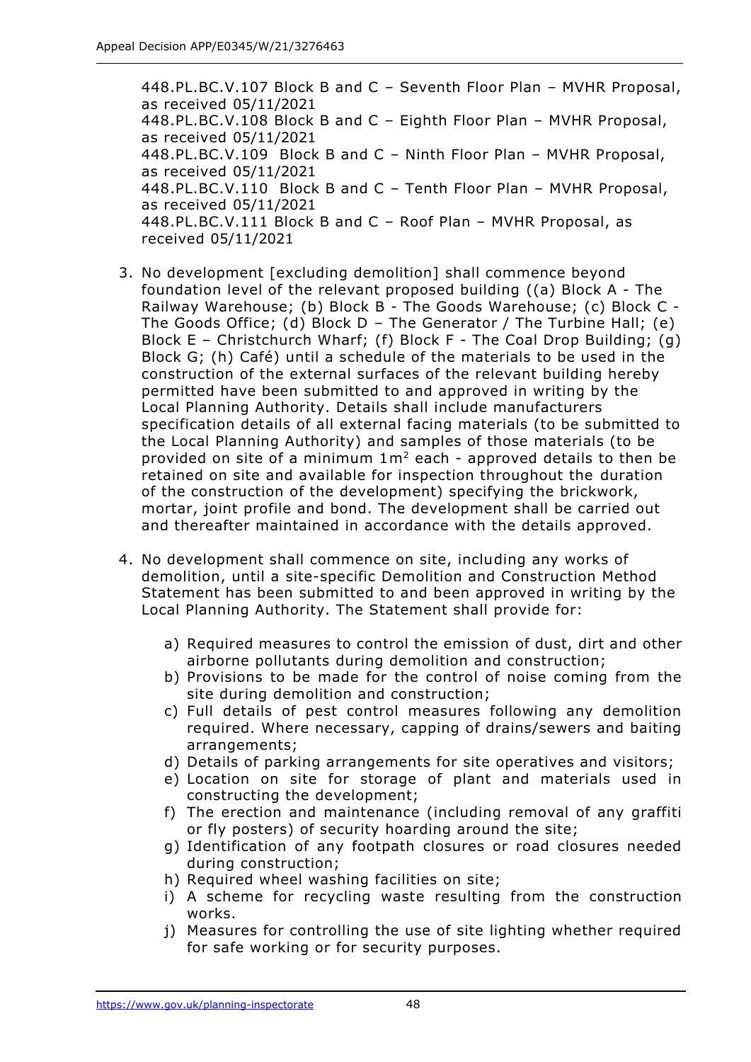448.PL.BC.V.107 Block B and C – Seventh Floor Plan – MVHR Proposal, as received 05/11/2021
448.PL.BC.V.108 Block B and C – Eighth Floor Plan – MVHR Proposal, as received 05/11/2021
448.PL.BC.V.109 Block B and C – Ninth Floor Plan – MVHR Proposal, as received 05/11/2021
448.PL.BC.V.110 Block B and C – Tenth Floor Plan – MVHR Proposal, as received 05/11/2021
448.PL.BC.V.111 Block B and C – Roof Plan – MVHR Proposal, as received 05/11/2021

3. No development [excluding demolition] shall commence beyond foundation level of the relevant proposed building ((a) Block A - The Railway Warehouse; (b) Block B - The Goods Warehouse; (c) Block C - The Goods Office; (d) Block D – The Generator / The Turbine Hall; (e) Block E – Christchurch Wharf; (f) Block F - The Coal Drop Building; (g) Block G; (h) Café) until a schedule of the materials to be used in the construction of the external surfaces of the relevant building hereby permitted have been submitted to and approved in writing by the Local Planning Authority. Details shall include manufacturers specification details of all external facing materials (to be submitted to the Local Planning Authority) and samples of those materials (to be provided on site of a minimum $1m^2$ each - approved details to then be retained on site and available for inspection throughout the duration of the construction of the development) specifying the brickwork, mortar, joint profile and bond. The development shall be carried out and thereafter maintained in accordance with the details approved.

4. No development shall commence on site, including any works of demolition, until a site-specific Demolition and Construction Method Statement has been submitted to and been approved in writing by the Local Planning Authority. The Statement shall provide for:

    a) Required measures to control the emission of dust, dirt and other airborne pollutants during demolition and construction;
    b) Provisions to be made for the control of noise coming from the site during demolition and construction;
    c) Full details of pest control measures following any demolition required. Where necessary, capping of drains/sewers and baiting arrangements;
    d) Details of parking arrangements for site operatives and visitors;
    e) Location on site for storage of plant and materials used in constructing the development;
    f) The erection and maintenance (including removal of any graffiti or fly posters) of security hoarding around the site;
    g) Identification of any footpath closures or road closures needed during construction;
    h) Required wheel washing facilities on site;
    i) A scheme for recycling waste resulting from the construction works.
    j) Measures for controlling the use of site lighting whether required for safe working or for security purposes.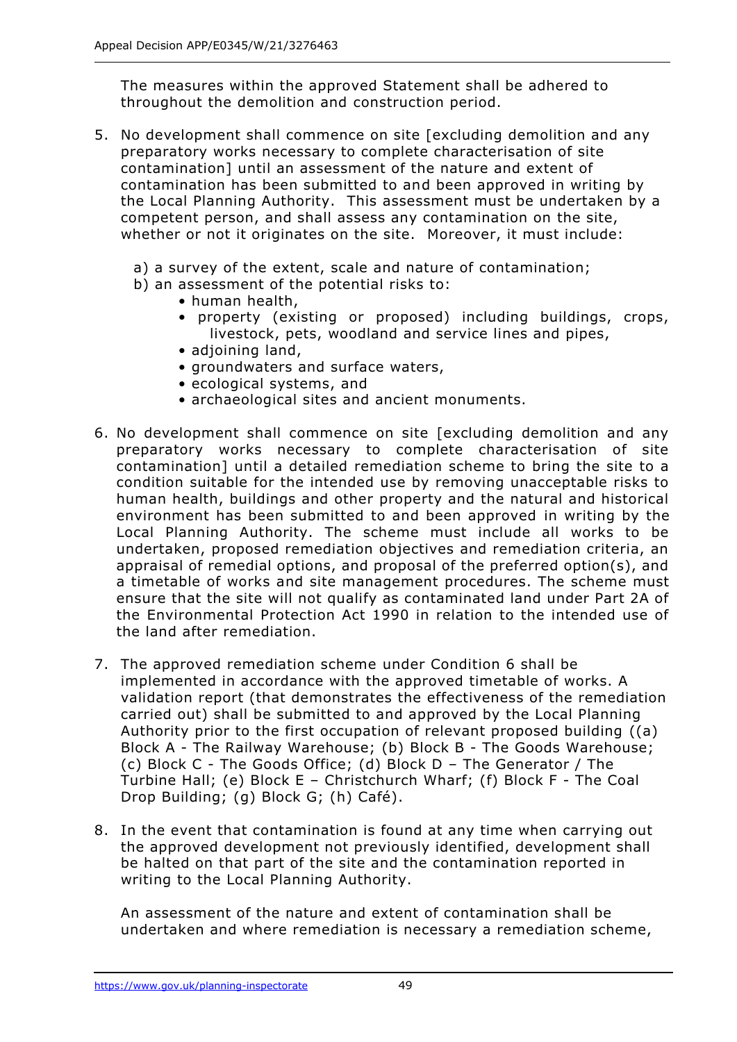The measures within the approved Statement shall be adhered to throughout the demolition and construction period.

5. No development shall commence on site [excluding demolition and any preparatory works necessary to complete characterisation of site contamination] until an assessment of the nature and extent of contamination has been submitted to and been approved in writing by the Local Planning Authority. This assessment must be undertaken by a competent person, and shall assess any contamination on the site, whether or not it originates on the site. Moreover, it must include:

   a) a survey of the extent, scale and nature of contamination;
   b) an assessment of the potential risks to:
      - human health,
      - property (existing or proposed) including buildings, crops, livestock, pets, woodland and service lines and pipes,
      - adjoining land,
      - groundwaters and surface waters,
      - ecological systems, and
      - archaeological sites and ancient monuments.

6. No development shall commence on site [excluding demolition and any preparatory works necessary to complete characterisation of site contamination] until a detailed remediation scheme to bring the site to a condition suitable for the intended use by removing unacceptable risks to human health, buildings and other property and the natural and historical environment has been submitted to and been approved in writing by the Local Planning Authority. The scheme must include all works to be undertaken, proposed remediation objectives and remediation criteria, an appraisal of remedial options, and proposal of the preferred option(s), and a timetable of works and site management procedures. The scheme must ensure that the site will not qualify as contaminated land under Part 2A of the Environmental Protection Act 1990 in relation to the intended use of the land after remediation.

7. The approved remediation scheme under Condition 6 shall be implemented in accordance with the approved timetable of works. A validation report (that demonstrates the effectiveness of the remediation carried out) shall be submitted to and approved by the Local Planning Authority prior to the first occupation of relevant proposed building ((a) Block A - The Railway Warehouse; (b) Block B - The Goods Warehouse; (c) Block C - The Goods Office; (d) Block D – The Generator / The Turbine Hall; (e) Block E – Christchurch Wharf; (f) Block F - The Coal Drop Building; (g) Block G; (h) Café).

8. In the event that contamination is found at any time when carrying out the approved development not previously identified, development shall be halted on that part of the site and the contamination reported in writing to the Local Planning Authority.

   An assessment of the nature and extent of contamination shall be undertaken and where remediation is necessary a remediation scheme,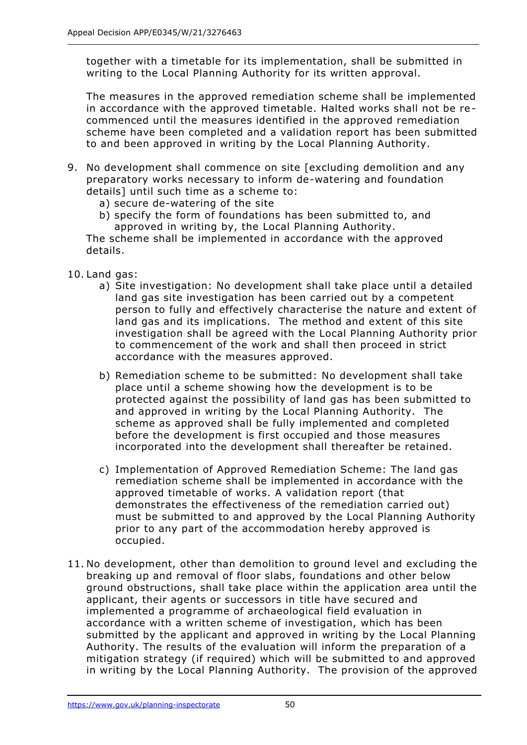together with a timetable for its implementation, shall be submitted in writing to the Local Planning Authority for its written approval.

The measures in the approved remediation scheme shall be implemented in accordance with the approved timetable. Halted works shall not be re-commenced until the measures identified in the approved remediation scheme have been completed and a validation report has been submitted to and been approved in writing by the Local Planning Authority.

9. No development shall commence on site [excluding demolition and any preparatory works necessary to inform de-watering and foundation details] until such time as a scheme to:
   a) secure de-watering of the site
   b) specify the form of foundations has been submitted to, and approved in writing by, the Local Planning Authority.

   The scheme shall be implemented in accordance with the approved details.

10. Land gas:
    a) Site investigation: No development shall take place until a detailed land gas site investigation has been carried out by a competent person to fully and effectively characterise the nature and extent of land gas and its implications. The method and extent of this site investigation shall be agreed with the Local Planning Authority prior to commencement of the work and shall then proceed in strict accordance with the measures approved.

    b) Remediation scheme to be submitted: No development shall take place until a scheme showing how the development is to be protected against the possibility of land gas has been submitted to and approved in writing by the Local Planning Authority. The scheme as approved shall be fully implemented and completed before the development is first occupied and those measures incorporated into the development shall thereafter be retained.

    c) Implementation of Approved Remediation Scheme: The land gas remediation scheme shall be implemented in accordance with the approved timetable of works. A validation report (that demonstrates the effectiveness of the remediation carried out) must be submitted to and approved by the Local Planning Authority prior to any part of the accommodation hereby approved is occupied.

11. No development, other than demolition to ground level and excluding the breaking up and removal of floor slabs, foundations and other below ground obstructions, shall take place within the application area until the applicant, their agents or successors in title have secured and implemented a programme of archaeological field evaluation in accordance with a written scheme of investigation, which has been submitted by the applicant and approved in writing by the Local Planning Authority. The results of the evaluation will inform the preparation of a mitigation strategy (if required) which will be submitted to and approved in writing by the Local Planning Authority. The provision of the approved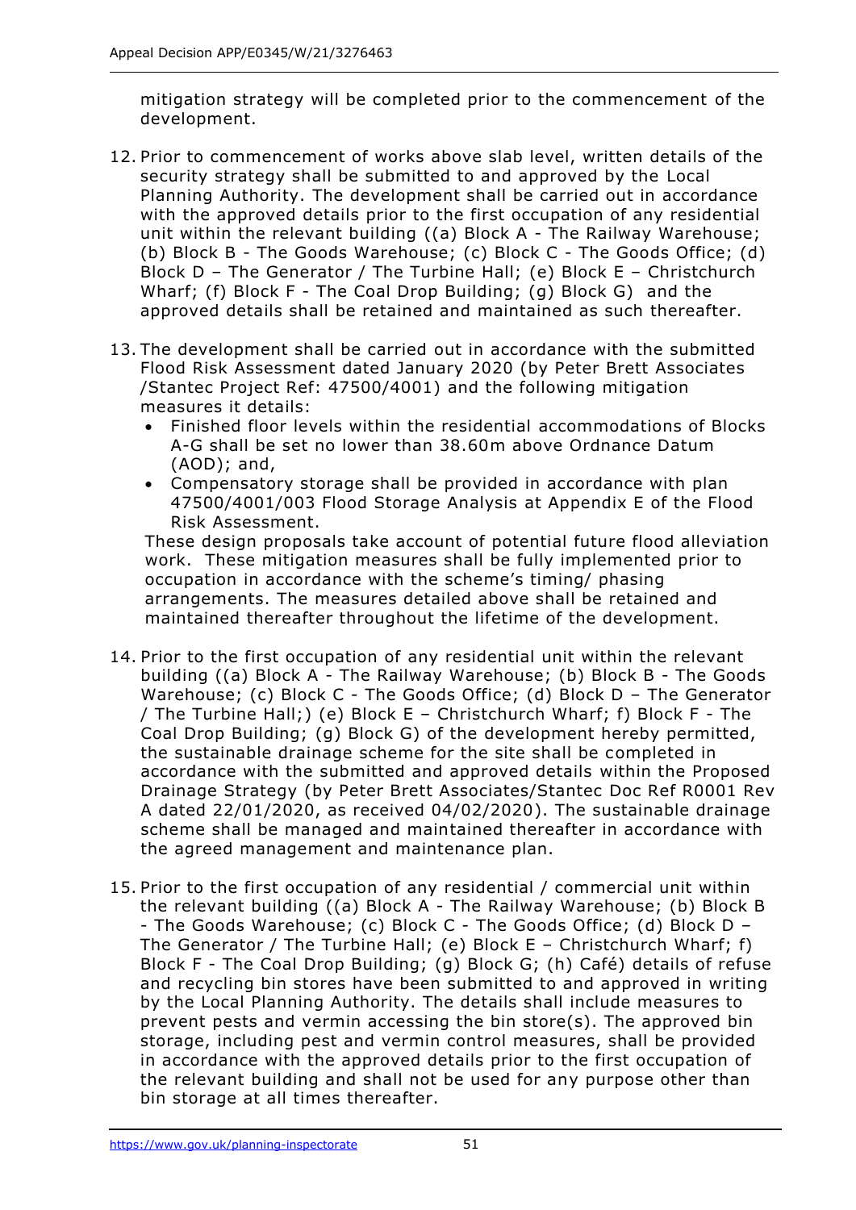mitigation strategy will be completed prior to the commencement of the development.

12. Prior to commencement of works above slab level, written details of the security strategy shall be submitted to and approved by the Local Planning Authority. The development shall be carried out in accordance with the approved details prior to the first occupation of any residential unit within the relevant building ((a) Block A - The Railway Warehouse; (b) Block B - The Goods Warehouse; (c) Block C - The Goods Office; (d) Block D – The Generator / The Turbine Hall; (e) Block E – Christchurch Wharf; (f) Block F - The Coal Drop Building; (g) Block G) and the approved details shall be retained and maintained as such thereafter.

13. The development shall be carried out in accordance with the submitted Flood Risk Assessment dated January 2020 (by Peter Brett Associates /Stantec Project Ref: 47500/4001) and the following mitigation measures it details:
    - Finished floor levels within the residential accommodations of Blocks A-G shall be set no lower than 38.60m above Ordnance Datum (AOD); and,
    - Compensatory storage shall be provided in accordance with plan 47500/4001/003 Flood Storage Analysis at Appendix E of the Flood Risk Assessment.

    These design proposals take account of potential future flood alleviation work. These mitigation measures shall be fully implemented prior to occupation in accordance with the scheme's timing/ phasing arrangements. The measures detailed above shall be retained and maintained thereafter throughout the lifetime of the development.

14. Prior to the first occupation of any residential unit within the relevant building ((a) Block A - The Railway Warehouse; (b) Block B - The Goods Warehouse; (c) Block C - The Goods Office; (d) Block D – The Generator / The Turbine Hall;) (e) Block E – Christchurch Wharf; f) Block F - The Coal Drop Building; (g) Block G) of the development hereby permitted, the sustainable drainage scheme for the site shall be completed in accordance with the submitted and approved details within the Proposed Drainage Strategy (by Peter Brett Associates/Stantec Doc Ref R0001 Rev A dated 22/01/2020, as received 04/02/2020). The sustainable drainage scheme shall be managed and maintained thereafter in accordance with the agreed management and maintenance plan.

15. Prior to the first occupation of any residential / commercial unit within the relevant building ((a) Block A - The Railway Warehouse; (b) Block B - The Goods Warehouse; (c) Block C - The Goods Office; (d) Block D – The Generator / The Turbine Hall; (e) Block E – Christchurch Wharf; f) Block F - The Coal Drop Building; (g) Block G; (h) Café) details of refuse and recycling bin stores have been submitted to and approved in writing by the Local Planning Authority. The details shall include measures to prevent pests and vermin accessing the bin store(s). The approved bin storage, including pest and vermin control measures, shall be provided in accordance with the approved details prior to the first occupation of the relevant building and shall not be used for any purpose other than bin storage at all times thereafter.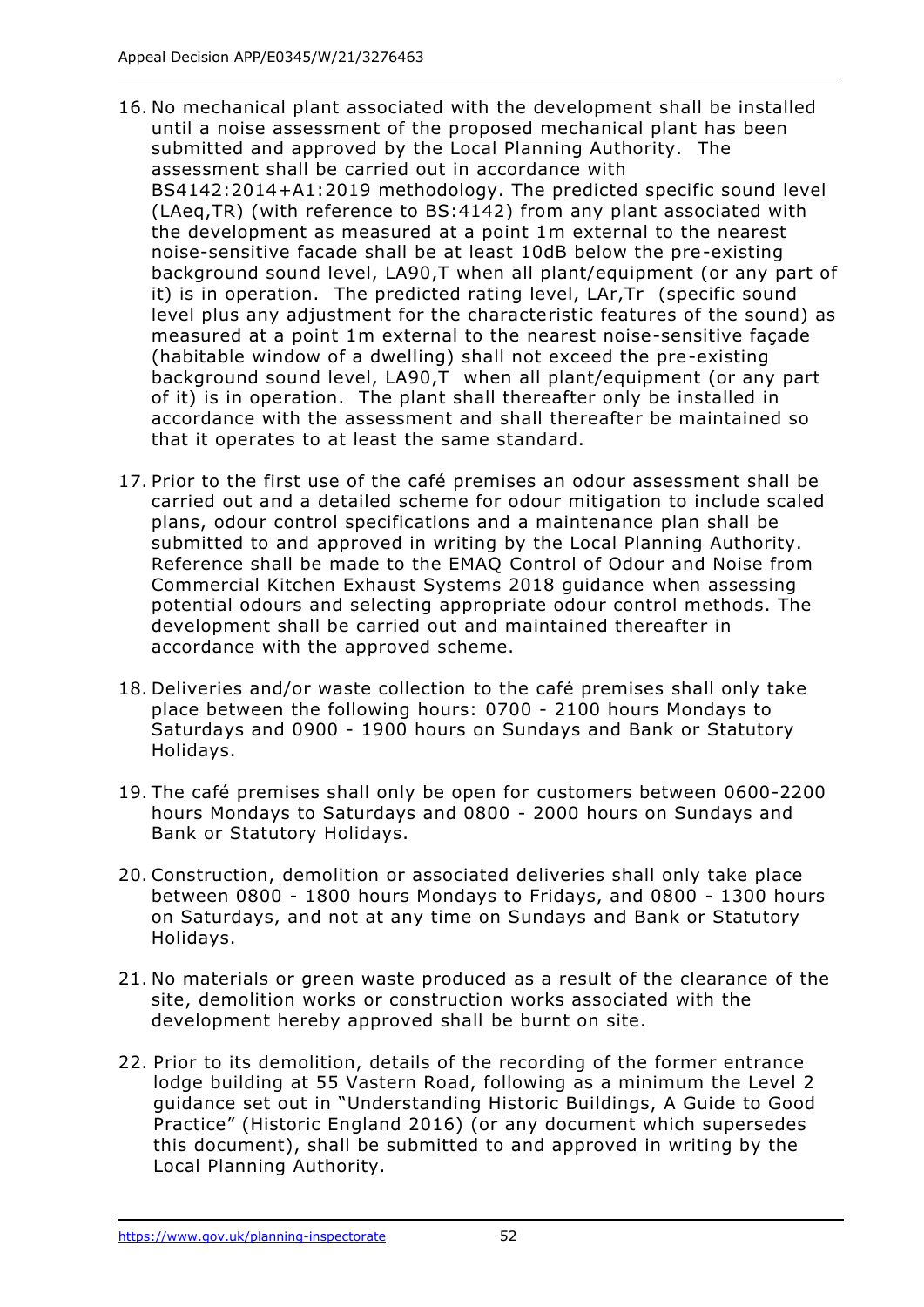16. No mechanical plant associated with the development shall be installed until a noise assessment of the proposed mechanical plant has been submitted and approved by the Local Planning Authority. The assessment shall be carried out in accordance with BS4142:2014+A1:2019 methodology. The predicted specific sound level (LAeq,TR) (with reference to BS:4142) from any plant associated with the development as measured at a point 1m external to the nearest noise-sensitive facade shall be at least 10dB below the pre-existing background sound level, LA90,T when all plant/equipment (or any part of it) is in operation. The predicted rating level, LAr,Tr (specific sound level plus any adjustment for the characteristic features of the sound) as measured at a point 1m external to the nearest noise-sensitive façade (habitable window of a dwelling) shall not exceed the pre-existing background sound level, LA90,T when all plant/equipment (or any part of it) is in operation. The plant shall thereafter only be installed in accordance with the assessment and shall thereafter be maintained so that it operates to at least the same standard.

17. Prior to the first use of the café premises an odour assessment shall be carried out and a detailed scheme for odour mitigation to include scaled plans, odour control specifications and a maintenance plan shall be submitted to and approved in writing by the Local Planning Authority. Reference shall be made to the EMAQ Control of Odour and Noise from Commercial Kitchen Exhaust Systems 2018 guidance when assessing potential odours and selecting appropriate odour control methods. The development shall be carried out and maintained thereafter in accordance with the approved scheme.

18. Deliveries and/or waste collection to the café premises shall only take place between the following hours: 0700 - 2100 hours Mondays to Saturdays and 0900 - 1900 hours on Sundays and Bank or Statutory Holidays.

19. The café premises shall only be open for customers between 0600-2200 hours Mondays to Saturdays and 0800 - 2000 hours on Sundays and Bank or Statutory Holidays.

20. Construction, demolition or associated deliveries shall only take place between 0800 - 1800 hours Mondays to Fridays, and 0800 - 1300 hours on Saturdays, and not at any time on Sundays and Bank or Statutory Holidays.

21. No materials or green waste produced as a result of the clearance of the site, demolition works or construction works associated with the development hereby approved shall be burnt on site.

22. Prior to its demolition, details of the recording of the former entrance lodge building at 55 Vastern Road, following as a minimum the Level 2 guidance set out in "Understanding Historic Buildings, A Guide to Good Practice" (Historic England 2016) (or any document which supersedes this document), shall be submitted to and approved in writing by the Local Planning Authority.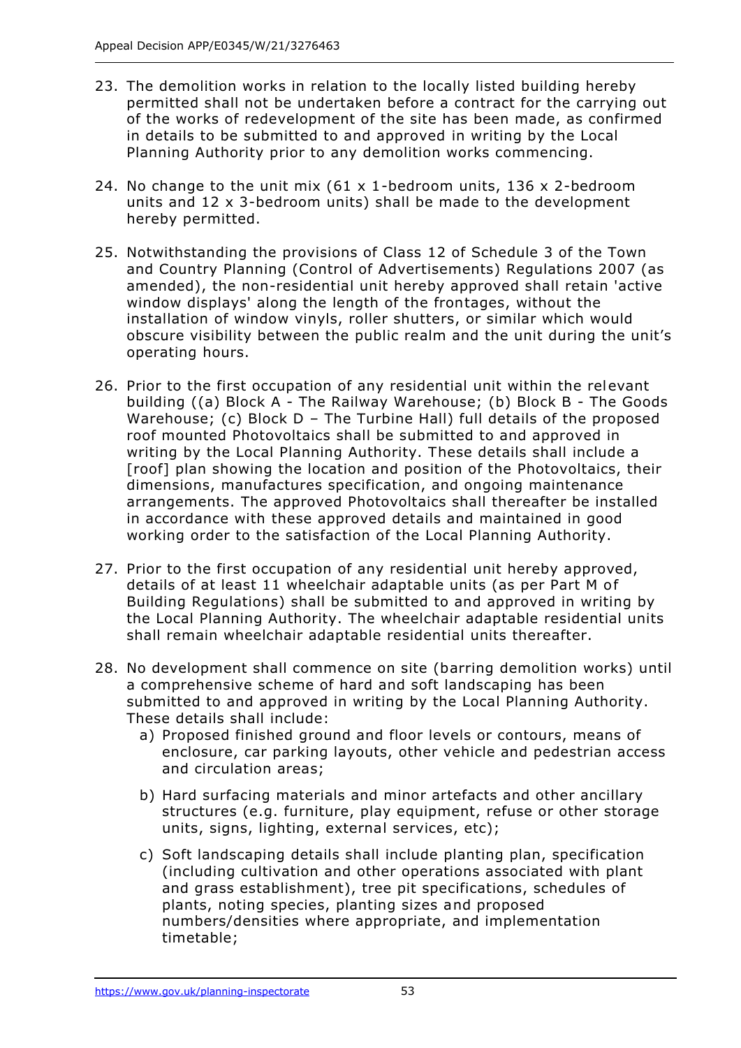23. The demolition works in relation to the locally listed building hereby permitted shall not be undertaken before a contract for the carrying out of the works of redevelopment of the site has been made, as confirmed in details to be submitted to and approved in writing by the Local Planning Authority prior to any demolition works commencing.

24. No change to the unit mix (61 x 1-bedroom units, 136 x 2-bedroom units and 12 x 3-bedroom units) shall be made to the development hereby permitted.

25. Notwithstanding the provisions of Class 12 of Schedule 3 of the Town and Country Planning (Control of Advertisements) Regulations 2007 (as amended), the non-residential unit hereby approved shall retain 'active window displays' along the length of the frontages, without the installation of window vinyls, roller shutters, or similar which would obscure visibility between the public realm and the unit during the unit's operating hours.

26. Prior to the first occupation of any residential unit within the relevant building ((a) Block A - The Railway Warehouse; (b) Block B - The Goods Warehouse; (c) Block D – The Turbine Hall) full details of the proposed roof mounted Photovoltaics shall be submitted to and approved in writing by the Local Planning Authority. These details shall include a [roof] plan showing the location and position of the Photovoltaics, their dimensions, manufactures specification, and ongoing maintenance arrangements. The approved Photovoltaics shall thereafter be installed in accordance with these approved details and maintained in good working order to the satisfaction of the Local Planning Authority.

27. Prior to the first occupation of any residential unit hereby approved, details of at least 11 wheelchair adaptable units (as per Part M of Building Regulations) shall be submitted to and approved in writing by the Local Planning Authority. The wheelchair adaptable residential units shall remain wheelchair adaptable residential units thereafter.

28. No development shall commence on site (barring demolition works) until a comprehensive scheme of hard and soft landscaping has been submitted to and approved in writing by the Local Planning Authority. These details shall include:
    a) Proposed finished ground and floor levels or contours, means of enclosure, car parking layouts, other vehicle and pedestrian access and circulation areas;
    b) Hard surfacing materials and minor artefacts and other ancillary structures (e.g. furniture, play equipment, refuse or other storage units, signs, lighting, external services, etc);
    c) Soft landscaping details shall include planting plan, specification (including cultivation and other operations associated with plant and grass establishment), tree pit specifications, schedules of plants, noting species, planting sizes and proposed numbers/densities where appropriate, and implementation timetable;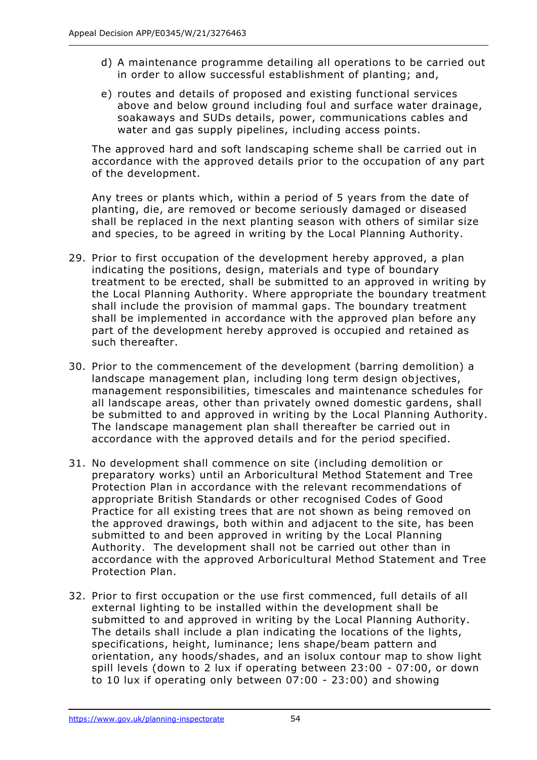d) A maintenance programme detailing all operations to be carried out in order to allow successful establishment of planting; and,

e) routes and details of proposed and existing functional services above and below ground including foul and surface water drainage, soakaways and SUDs details, power, communications cables and water and gas supply pipelines, including access points.

The approved hard and soft landscaping scheme shall be carried out in accordance with the approved details prior to the occupation of any part of the development.

Any trees or plants which, within a period of 5 years from the date of planting, die, are removed or become seriously damaged or diseased shall be replaced in the next planting season with others of similar size and species, to be agreed in writing by the Local Planning Authority.

29. Prior to first occupation of the development hereby approved, a plan indicating the positions, design, materials and type of boundary treatment to be erected, shall be submitted to an approved in writing by the Local Planning Authority. Where appropriate the boundary treatment shall include the provision of mammal gaps. The boundary treatment shall be implemented in accordance with the approved plan before any part of the development hereby approved is occupied and retained as such thereafter.

30. Prior to the commencement of the development (barring demolition) a landscape management plan, including long term design objectives, management responsibilities, timescales and maintenance schedules for all landscape areas, other than privately owned domestic gardens, shall be submitted to and approved in writing by the Local Planning Authority. The landscape management plan shall thereafter be carried out in accordance with the approved details and for the period specified.

31. No development shall commence on site (including demolition or preparatory works) until an Arboricultural Method Statement and Tree Protection Plan in accordance with the relevant recommendations of appropriate British Standards or other recognised Codes of Good Practice for all existing trees that are not shown as being removed on the approved drawings, both within and adjacent to the site, has been submitted to and been approved in writing by the Local Planning Authority. The development shall not be carried out other than in accordance with the approved Arboricultural Method Statement and Tree Protection Plan.

32. Prior to first occupation or the use first commenced, full details of all external lighting to be installed within the development shall be submitted to and approved in writing by the Local Planning Authority. The details shall include a plan indicating the locations of the lights, specifications, height, luminance; lens shape/beam pattern and orientation, any hoods/shades, and an isolux contour map to show light spill levels (down to 2 lux if operating between 23:00 - 07:00, or down to 10 lux if operating only between 07:00 - 23:00) and showing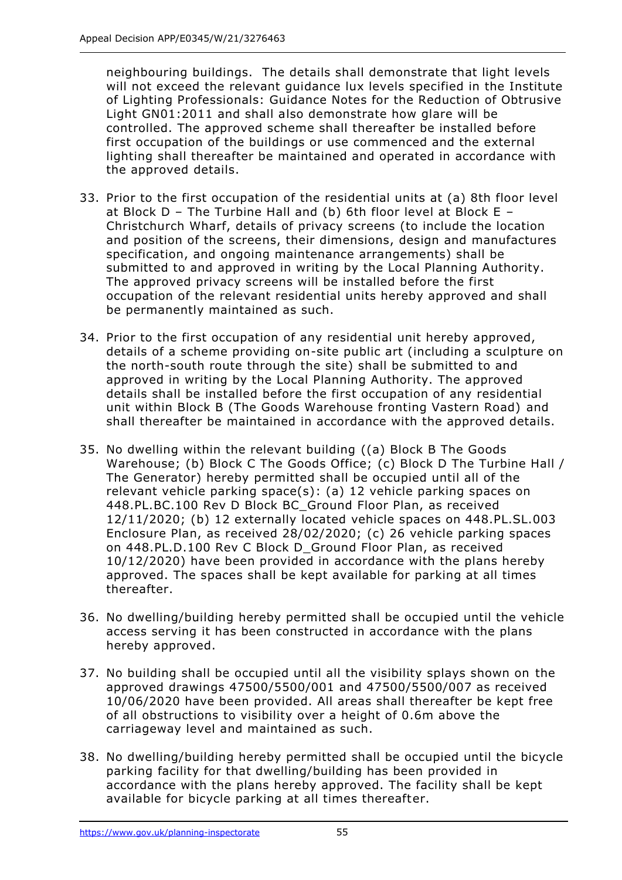neighbouring buildings. The details shall demonstrate that light levels will not exceed the relevant guidance lux levels specified in the Institute of Lighting Professionals: Guidance Notes for the Reduction of Obtrusive Light GN01:2011 and shall also demonstrate how glare will be controlled. The approved scheme shall thereafter be installed before first occupation of the buildings or use commenced and the external lighting shall thereafter be maintained and operated in accordance with the approved details.

33. Prior to the first occupation of the residential units at (a) 8th floor level at Block D – The Turbine Hall and (b) 6th floor level at Block E – Christchurch Wharf, details of privacy screens (to include the location and position of the screens, their dimensions, design and manufactures specification, and ongoing maintenance arrangements) shall be submitted to and approved in writing by the Local Planning Authority. The approved privacy screens will be installed before the first occupation of the relevant residential units hereby approved and shall be permanently maintained as such.

34. Prior to the first occupation of any residential unit hereby approved, details of a scheme providing on-site public art (including a sculpture on the north-south route through the site) shall be submitted to and approved in writing by the Local Planning Authority. The approved details shall be installed before the first occupation of any residential unit within Block B (The Goods Warehouse fronting Vastern Road) and shall thereafter be maintained in accordance with the approved details.

35. No dwelling within the relevant building ((a) Block B The Goods Warehouse; (b) Block C The Goods Office; (c) Block D The Turbine Hall / The Generator) hereby permitted shall be occupied until all of the relevant vehicle parking space(s): (a) 12 vehicle parking spaces on 448.PL.BC.100 Rev D Block BC_Ground Floor Plan, as received 12/11/2020; (b) 12 externally located vehicle spaces on 448.PL.SL.003 Enclosure Plan, as received 28/02/2020; (c) 26 vehicle parking spaces on 448.PL.D.100 Rev C Block D_Ground Floor Plan, as received 10/12/2020) have been provided in accordance with the plans hereby approved. The spaces shall be kept available for parking at all times thereafter.

36. No dwelling/building hereby permitted shall be occupied until the vehicle access serving it has been constructed in accordance with the plans hereby approved.

37. No building shall be occupied until all the visibility splays shown on the approved drawings 47500/5500/001 and 47500/5500/007 as received 10/06/2020 have been provided. All areas shall thereafter be kept free of all obstructions to visibility over a height of 0.6m above the carriageway level and maintained as such.

38. No dwelling/building hereby permitted shall be occupied until the bicycle parking facility for that dwelling/building has been provided in accordance with the plans hereby approved. The facility shall be kept available for bicycle parking at all times thereafter.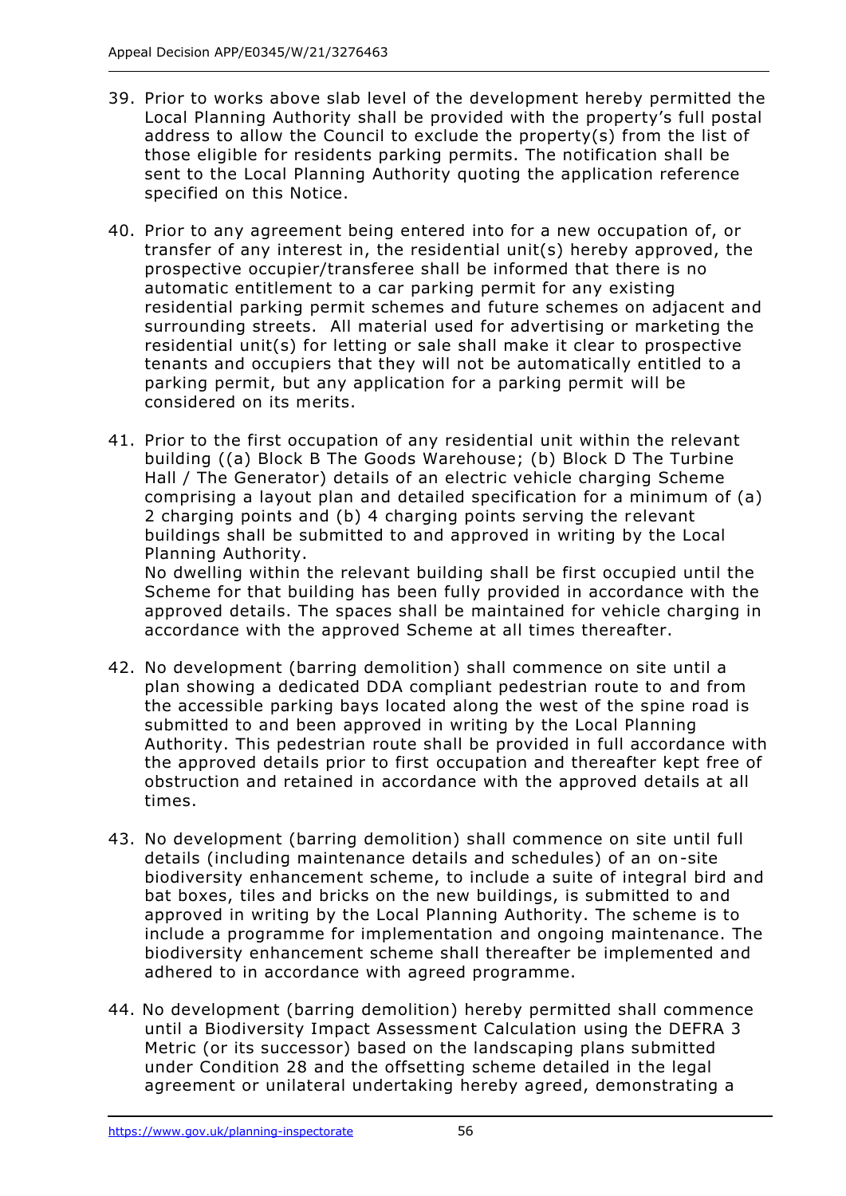39. Prior to works above slab level of the development hereby permitted the Local Planning Authority shall be provided with the property's full postal address to allow the Council to exclude the property(s) from the list of those eligible for residents parking permits. The notification shall be sent to the Local Planning Authority quoting the application reference specified on this Notice.

40. Prior to any agreement being entered into for a new occupation of, or transfer of any interest in, the residential unit(s) hereby approved, the prospective occupier/transferee shall be informed that there is no automatic entitlement to a car parking permit for any existing residential parking permit schemes and future schemes on adjacent and surrounding streets. All material used for advertising or marketing the residential unit(s) for letting or sale shall make it clear to prospective tenants and occupiers that they will not be automatically entitled to a parking permit, but any application for a parking permit will be considered on its merits.

41. Prior to the first occupation of any residential unit within the relevant building ((a) Block B The Goods Warehouse; (b) Block D The Turbine Hall / The Generator) details of an electric vehicle charging Scheme comprising a layout plan and detailed specification for a minimum of (a) 2 charging points and (b) 4 charging points serving the relevant buildings shall be submitted to and approved in writing by the Local Planning Authority.
    No dwelling within the relevant building shall be first occupied until the Scheme for that building has been fully provided in accordance with the approved details. The spaces shall be maintained for vehicle charging in accordance with the approved Scheme at all times thereafter.

42. No development (barring demolition) shall commence on site until a plan showing a dedicated DDA compliant pedestrian route to and from the accessible parking bays located along the west of the spine road is submitted to and been approved in writing by the Local Planning Authority. This pedestrian route shall be provided in full accordance with the approved details prior to first occupation and thereafter kept free of obstruction and retained in accordance with the approved details at all times.

43. No development (barring demolition) shall commence on site until full details (including maintenance details and schedules) of an on-site biodiversity enhancement scheme, to include a suite of integral bird and bat boxes, tiles and bricks on the new buildings, is submitted to and approved in writing by the Local Planning Authority. The scheme is to include a programme for implementation and ongoing maintenance. The biodiversity enhancement scheme shall thereafter be implemented and adhered to in accordance with agreed programme.

44. No development (barring demolition) hereby permitted shall commence until a Biodiversity Impact Assessment Calculation using the DEFRA 3 Metric (or its successor) based on the landscaping plans submitted under Condition 28 and the offsetting scheme detailed in the legal agreement or unilateral undertaking hereby agreed, demonstrating a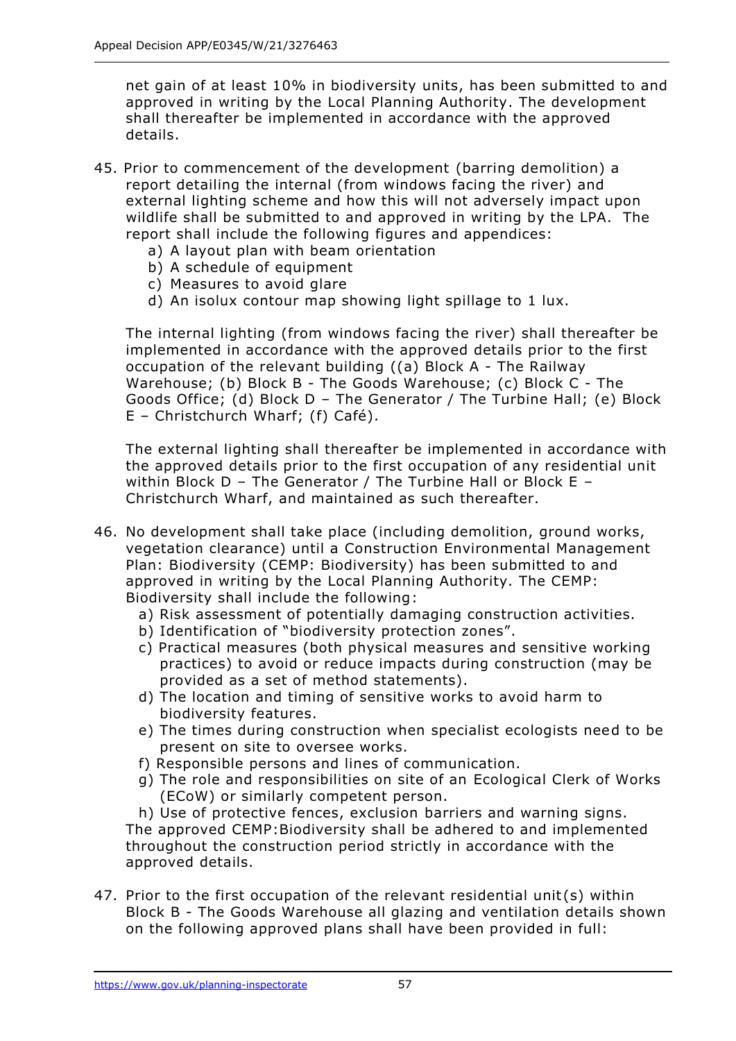net gain of at least 10% in biodiversity units, has been submitted to and approved in writing by the Local Planning Authority. The development shall thereafter be implemented in accordance with the approved details.

45. Prior to commencement of the development (barring demolition) a report detailing the internal (from windows facing the river) and external lighting scheme and how this will not adversely impact upon wildlife shall be submitted to and approved in writing by the LPA. The report shall include the following figures and appendices:
    a) A layout plan with beam orientation
    b) A schedule of equipment
    c) Measures to avoid glare
    d) An isolux contour map showing light spillage to 1 lux.

    The internal lighting (from windows facing the river) shall thereafter be implemented in accordance with the approved details prior to the first occupation of the relevant building ((a) Block A - The Railway Warehouse; (b) Block B - The Goods Warehouse; (c) Block C - The Goods Office; (d) Block D – The Generator / The Turbine Hall; (e) Block E – Christchurch Wharf; (f) Café).

    The external lighting shall thereafter be implemented in accordance with the approved details prior to the first occupation of any residential unit within Block D – The Generator / The Turbine Hall or Block E – Christchurch Wharf, and maintained as such thereafter.

46. No development shall take place (including demolition, ground works, vegetation clearance) until a Construction Environmental Management Plan: Biodiversity (CEMP: Biodiversity) has been submitted to and approved in writing by the Local Planning Authority. The CEMP: Biodiversity shall include the following:
    a) Risk assessment of potentially damaging construction activities.
    b) Identification of "biodiversity protection zones".
    c) Practical measures (both physical measures and sensitive working practices) to avoid or reduce impacts during construction (may be provided as a set of method statements).
    d) The location and timing of sensitive works to avoid harm to biodiversity features.
    e) The times during construction when specialist ecologists need to be present on site to oversee works.
    f) Responsible persons and lines of communication.
    g) The role and responsibilities on site of an Ecological Clerk of Works (ECoW) or similarly competent person.
    h) Use of protective fences, exclusion barriers and warning signs.

    The approved CEMP:Biodiversity shall be adhered to and implemented throughout the construction period strictly in accordance with the approved details.

47. Prior to the first occupation of the relevant residential unit(s) within Block B - The Goods Warehouse all glazing and ventilation details shown on the following approved plans shall have been provided in full: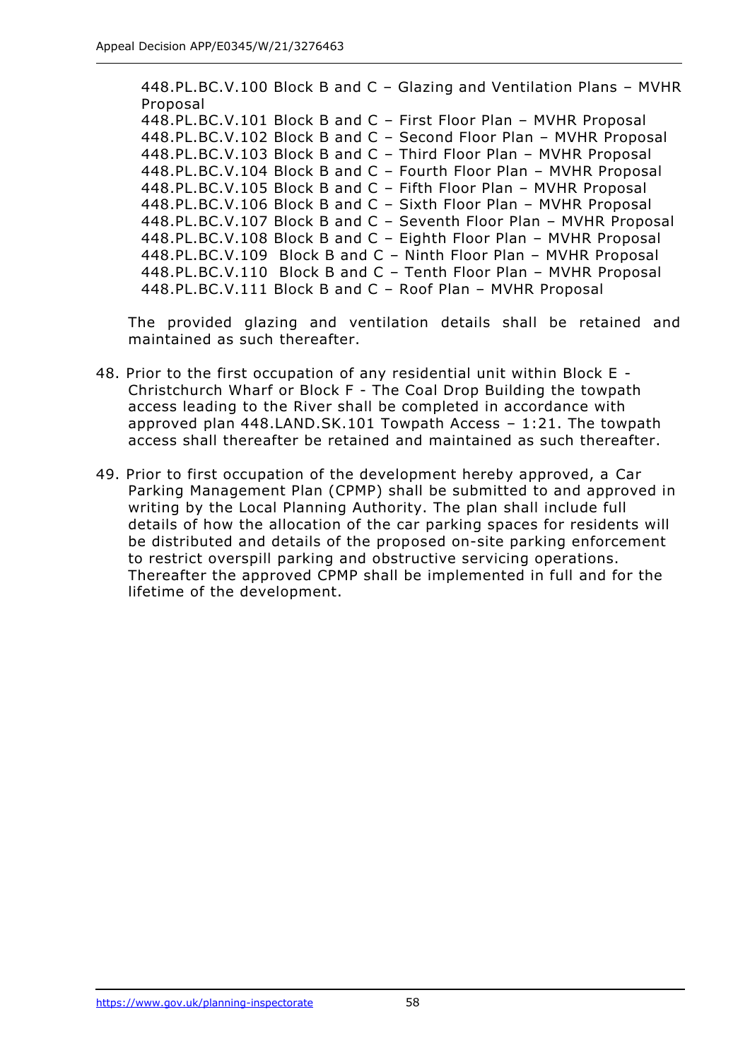448.PL.BC.V.100 Block B and C – Glazing and Ventilation Plans – MVHR Proposal
448.PL.BC.V.101 Block B and C – First Floor Plan – MVHR Proposal
448.PL.BC.V.102 Block B and C – Second Floor Plan – MVHR Proposal
448.PL.BC.V.103 Block B and C – Third Floor Plan – MVHR Proposal
448.PL.BC.V.104 Block B and C – Fourth Floor Plan – MVHR Proposal
448.PL.BC.V.105 Block B and C – Fifth Floor Plan – MVHR Proposal
448.PL.BC.V.106 Block B and C – Sixth Floor Plan – MVHR Proposal
448.PL.BC.V.107 Block B and C – Seventh Floor Plan – MVHR Proposal
448.PL.BC.V.108 Block B and C – Eighth Floor Plan – MVHR Proposal
448.PL.BC.V.109 Block B and C – Ninth Floor Plan – MVHR Proposal
448.PL.BC.V.110 Block B and C – Tenth Floor Plan – MVHR Proposal
448.PL.BC.V.111 Block B and C – Roof Plan – MVHR Proposal

The provided glazing and ventilation details shall be retained and maintained as such thereafter.

48. Prior to the first occupation of any residential unit within Block E - Christchurch Wharf or Block F - The Coal Drop Building the towpath access leading to the River shall be completed in accordance with approved plan 448.LAND.SK.101 Towpath Access – 1:21. The towpath access shall thereafter be retained and maintained as such thereafter.

49. Prior to first occupation of the development hereby approved, a Car Parking Management Plan (CPMP) shall be submitted to and approved in writing by the Local Planning Authority. The plan shall include full details of how the allocation of the car parking spaces for residents will be distributed and details of the proposed on-site parking enforcement to restrict overspill parking and obstructive servicing operations. Thereafter the approved CPMP shall be implemented in full and for the lifetime of the development.